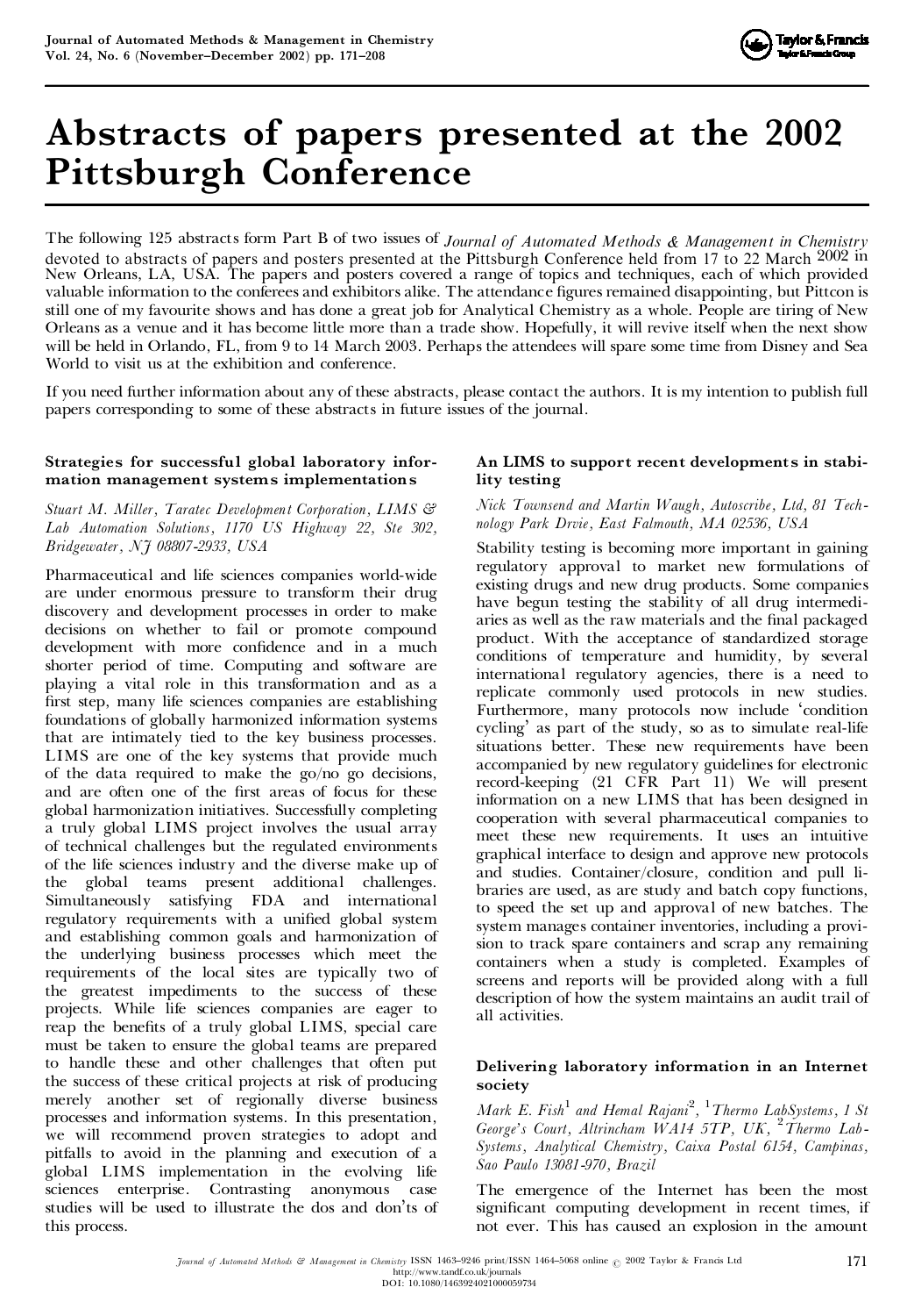# Abstracts of papers presented at the 2002 Pittsburgh Conference

The following 125 abstracts form Part B of two issues of *Journal of Automated Methods & Management in Chemistry* devoted to abstracts of papers and posters presented at the Pittsburgh Conference held from 17 to 22 March 2002 in New Orleans, LA, USA. The papers and posters covered a range of topics and techniques, each of which provided valuable information to the conferees and exhibitors alike. The attendance figures remained disappointing, but Pittcon is still one of my favourite shows and has done a great job for Analytical Chemistry as a whole. People are tiring of New Orleans as a venue and it has become little more than a trade show. Hopefully, it will revive itself when the next show will be held in Orlando, FL, from 9 to 14 March 2003. Perhaps the attendees will spare some time from Disney and Sea World to visit us at the exhibition and conference.

If you need further information about any of these abstracts, please contact the authors. It is my intention to publish full papers corresponding to some of these abstracts in future issues of the journal.

### Strategies for successful global laboratory information management systems implementations

*Stuart M. Miller, Taratec Development Corporation, LIMS & Lab Automation Solutions, 1170 US Highway 22, Ste 302, Bridgewater, NJ 08807-2933, USA*

Pharmaceutical and life sciences companies world-wide are under enormous pressure to transform their drug discovery and development processes in order to make decisions on whether to fail or promote compound development with more confidence and in a much shorter period of time. Computing and software are playing a vital role in this transformation and as a first step, many life sciences companies are establishing foundations of globally harmonized information systems that are intimately tied to the key business processes. LIMS are one of the key systems that provide much of the data required to make the go/no go decisions, and are often one of the first areas of focus for these global harmonization initiatives. Successfully completing a truly global LIMS project involves the usual array of technical challenges but the regulated environments of the life sciences industry and the diverse make up of the global teams present additional challenges. Simultaneously satisfying FDA and international regulatory requirements with a unified global system and establishing common goals and harmonization of the underlying business processes which meet the requirements of the local sites are typically two of the greatest impediments to the success of these projects. While life sciences companies are eager to reap the benefits of a truly global LIMS, special care must be taken to ensure the global teams are prepared to handle these and other challenges that often put the success of these critical projects at risk of producing merely another set of regionally diverse business processes and information systems. In this presentation, we will recommend proven strategies to adopt and pitfalls to avoid in the planning and execution of a global LIMS implementation in the evolving life sciences enterprise. Contrasting anonymous case studies will be used to illustrate the dos and don'ts of this process.

### An LIMS to support recent developments in stability testing

*Nick Townsend and Martin Waugh, Autoscribe, Ltd, 81 Technology Park Drvie, East Falmouth, MA 02536, USA*

Stability testing is becoming more important in gaining regulatory approval to market new formulations of existing drugs and new drug products. Some companies have begun testing the stability of all drug intermediaries as well as the raw materials and the final packaged product. With the acceptance of standardized storage conditions of temperature and humidity, by several international regulatory agencies, there is a need to replicate commonly used protocols in new studies. Furthermore, many protocols now include 'condition cycling' as part of the study, so as to simulate real-life situations better. These new requirements have been accompanied by new regulatory guidelines for electronic record-keeping (21 CFR Part 11) We will present information on a new LIMS that has been designed in cooperation with several pharmaceutical companies to meet these new requirements. It uses an intuitive graphical interface to design and approve new protocols and studies. Container/closure, condition and pull libraries are used, as are study and batch copy functions, to speed the set up and approval of new batches. The system manages container inventories, including a provision to track spare containers and scrap any remaining containers when a study is completed. Examples of screens and reports will be provided along with a full description of how the system maintains an audit trail of all activities.

### Delivering laboratory information in an Internet society

*Mark E. Fish[1] and Hemal Rajani[2], [1]Thermo LabSystems, 1 St George's Court, Altrincham WA14 5TP, UK, [2]Thermo LabSystems, Analytical Chemistry, Caixa Postal 6154, Campinas, Sao Paulo 13081-970, Brazil*

The emergence of the Internet has been the most significant computing development in recent times, if not ever. This has caused an explosion in the amount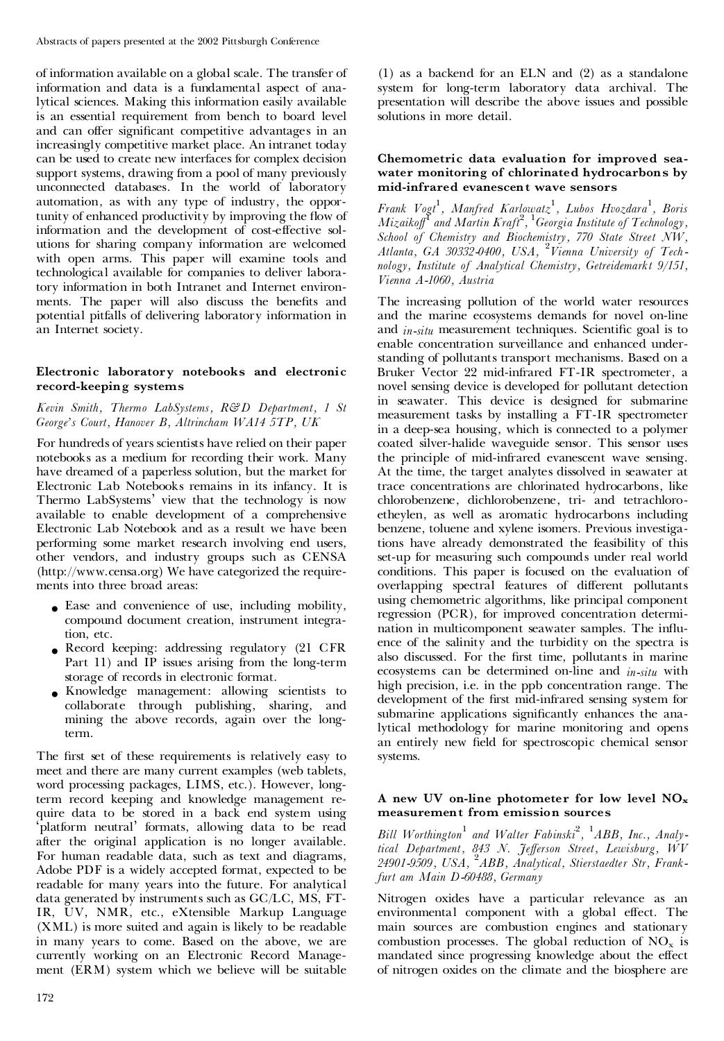of information available on a global scale. The transfer of information and data is a fundamental aspect of analytical sciences. Making this information easily available is an essential requirement from bench to board level and can offer significant competitive advantages in an increasingly competitive market place. An intranet today can be used to create new interfaces for complex decision support systems, drawing from a pool of many previously unconnected databases. In the world of laboratory automation, as with any type of industry, the opportunity of enhanced productivity by improving the flow of information and the development of cost-effective solutions for sharing company information are welcomed with open arms. This paper will examine tools and technological available for companies to deliver laboratory information in both Intranet and Internet environments. The paper will also discuss the benefits and potential pitfalls of delivering laboratory information in an Internet society.

### Electronic laboratory notebooks and electronic record-keeping systems

*Kevin Smith, Thermo LabSystems, R&D Department, 1 St George's Court, Hanover B, Altrincham WA14 5TP, UK*

For hundreds of years scientists have relied on their paper notebooks as a medium for recording their work. Many have dreamed of a paperless solution, but the market for Electronic Lab Notebooks remains in its infancy. It is Thermo LabSystems' view that the technology is now available to enable development of a comprehensive Electronic Lab Notebook and as a result we have been performing some market research involving end users, other vendors, and industry groups such as CENSA (http://www.censa.org) We have categorized the requirements into three broad areas:

- Ease and convenience of use, including mobility, compound document creation, instrument integration, etc.
- Record keeping: addressing regulatory (21 CFR Part 11) and IP issues arising from the long-term storage of records in electronic format.
- Knowledge management: allowing scientists to collaborate through publishing, sharing, and mining the above records, again over the long-term.

The first set of these requirements is relatively easy to meet and there are many current examples (web tablets, word processing packages, LIMS, etc.). However, long-term record keeping and knowledge management require data to be stored in a back end system using 'platform neutral' formats, allowing data to be read after the original application is no longer available. For human readable data, such as text and diagrams, Adobe PDF is a widely accepted format, expected to be readable for many years into the future. For analytical data generated by instruments such as GC/LC, MS, FT-IR, UV, NMR, etc., eXtensible Markup Language (XML) is more suited and again is likely to be readable in many years to come. Based on the above, we are currently working on an Electronic Record Management (ERM) system which we believe will be suitable (1) as a backend for an ELN and (2) as a standalone system for long-term laboratory data archival. The presentation will describe the above issues and possible solutions in more detail.

### Chemometric data evaluation for improved seawater monitoring of chlorinated hydrocarbons by mid-infrared evanescent wave sensors

*Frank Vogt[1], Manfred Karlowatz[1], Lubos Hvozdara[1], Boris Mizaikoff[1] and Martin Kraft[2], [1]Georgia Institute of Technology, School of Chemistry and Biochemistry, 770 State Street NW, Atlanta, GA 30332-0400, USA, [2]Vienna University of Technology, Institute of Analytical Chemistry, Getreidemarkt 9/151, Vienna A-1060, Austria*

The increasing pollution of the world water resources and the marine ecosystems demands for novel on-line and *in-situ* measurement techniques. Scientific goal is to enable concentration surveillance and enhanced understanding of pollutants transport mechanisms. Based on a Bruker Vector 22 mid-infrared FT-IR spectrometer, a novel sensing device is developed for pollutant detection in seawater. This device is designed for submarine measurement tasks by installing a FT-IR spectrometer in a deep-sea housing, which is connected to a polymer coated silver-halide waveguide sensor. This sensor uses the principle of mid-infrared evanescent wave sensing. At the time, the target analytes dissolved in seawater at trace concentrations are chlorinated hydrocarbons, like chlorobenzene, dichlorobenzene, tri- and tetrachloroetheylen, as well as aromatic hydrocarbons including benzene, toluene and xylene isomers. Previous investigations have already demonstrated the feasibility of this set-up for measuring such compounds under real world conditions. This paper is focused on the evaluation of overlapping spectral features of different pollutants using chemometric algorithms, like principal component regression (PCR), for improved concentration determination in multicomponent seawater samples. The influence of the salinity and the turbidity on the spectra is also discussed. For the first time, pollutants in marine ecosystems can be determined on-line and *in-situ* with high precision, i.e. in the ppb concentration range. The development of the first mid-infrared sensing system for submarine applications significantly enhances the analytical methodology for marine monitoring and opens an entirely new field for spectroscopic chemical sensor systems.

### A new UV on-line photometer for low level $NO_x$ measurement from emission sources

*Bill Worthington[1] and Walter Fabinski[2], [1]ABB, Inc., Analytical Department, 843 N. Jefferson Street, Lewisburg, WV 24901-9509, USA, [2]ABB, Analytical, Stierstaedter Str, Frankfurt am Main D-60488, Germany*

Nitrogen oxides have a particular relevance as an environmental component with a global effect. The main sources are combustion engines and stationary combustion processes. The global reduction of $NO_x$ is mandated since progressing knowledge about the effect of nitrogen oxides on the climate and the biosphere are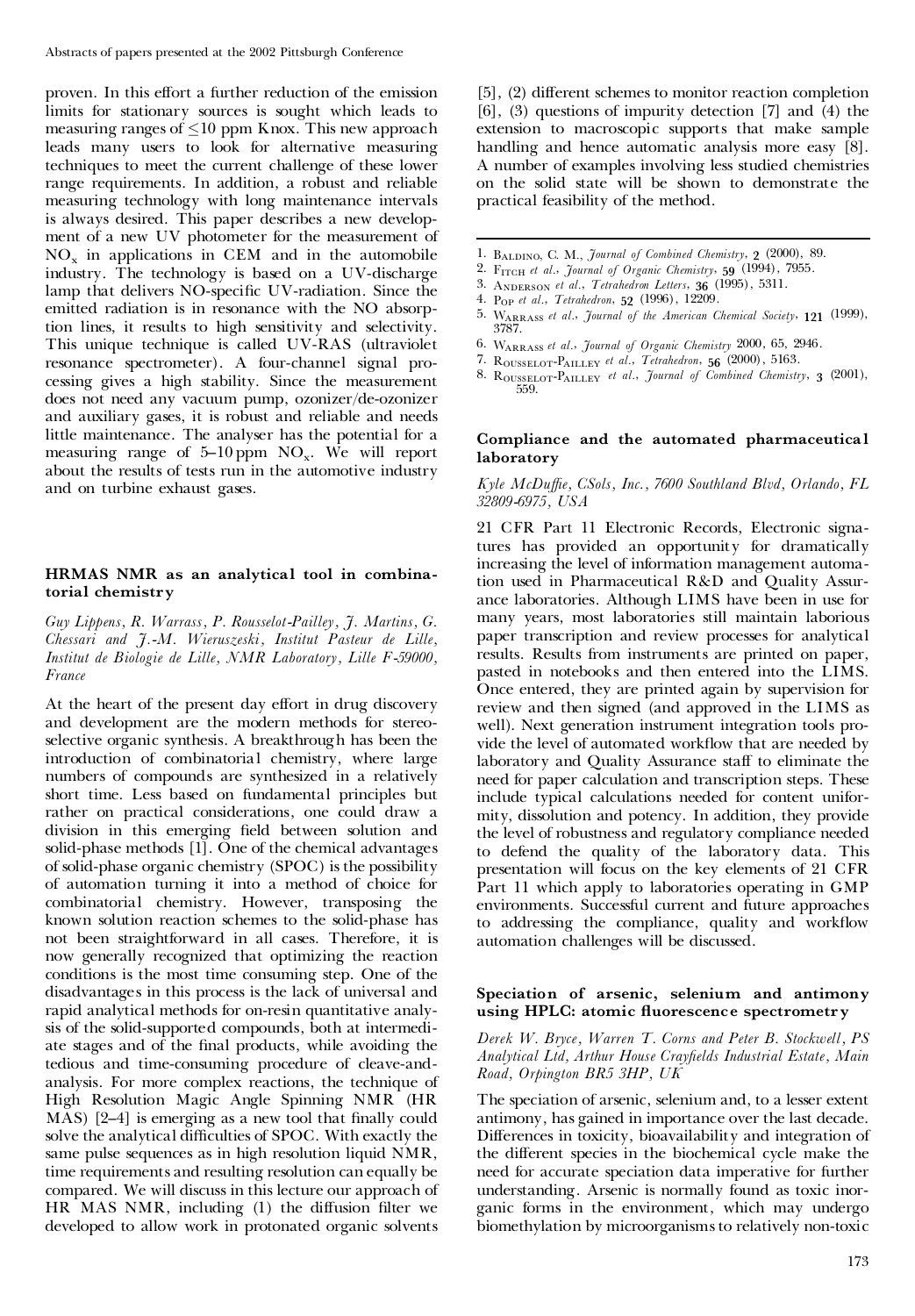proven. In this effort a further reduction of the emission limits for stationary sources is sought which leads to measuring ranges of $\leq$10 ppm Knox. This new approach leads many users to look for alternative measuring techniques to meet the current challenge of these lower range requirements. In addition, a robust and reliable measuring technology with long maintenance intervals is always desired. This paper describes a new development of a new UV photometer for the measurement of $NO_x$ in applications in CEM and in the automobile industry. The technology is based on a UV-discharge lamp that delivers NO-specific UV-radiation. Since the emitted radiation is in resonance with the NO absorption lines, it results to high sensitivity and selectivity. This unique technique is called UV-RAS (ultraviolet resonance spectrometer). A four-channel signal processing gives a high stability. Since the measurement does not need any vacuum pump, ozonizer/de-ozonizer and auxiliary gases, it is robust and reliable and needs little maintenance. The analyser has the potential for a measuring range of 5–10 ppm $NO_x$. We will report about the results of tests run in the automotive industry and on turbine exhaust gases.

### HRMAS NMR as an analytical tool in combinatorial chemistry

*Guy Lippens, R. Warrass, P. Rousselot-Pailley, J. Martins, G. Chessari and J.-M. Wieruszeski, Institut Pasteur de Lille, Institut de Biologie de Lille, NMR Laboratory, Lille F-59000, France*

At the heart of the present day effort in drug discovery and development are the modern methods for stereoselective organic synthesis. A breakthrough has been the introduction of combinatorial chemistry, where large numbers of compounds are synthesized in a relatively short time. Less based on fundamental principles but rather on practical considerations, one could draw a division in this emerging field between solution and solid-phase methods [1]. One of the chemical advantages of solid-phase organic chemistry (SPOC) is the possibility of automation turning it into a method of choice for combinatorial chemistry. However, transposing the known solution reaction schemes to the solid-phase has not been straightforward in all cases. Therefore, it is now generally recognized that optimizing the reaction conditions is the most time consuming step. One of the disadvantages in this process is the lack of universal and rapid analytical methods for on-resin quantitative analysis of the solid-supported compounds, both at intermediate stages and of the final products, while avoiding the tedious and time-consuming procedure of cleave-and-analysis. For more complex reactions, the technique of High Resolution Magic Angle Spinning NMR (HR MAS) [2–4] is emerging as a new tool that finally could solve the analytical difficulties of SPOC. With exactly the same pulse sequences as in high resolution liquid NMR, time requirements and resulting resolution can equally be compared. We will discuss in this lecture our approach of HR MAS NMR, including (1) the diffusion filter we developed to allow work in protonated organic solvents [5], (2) different schemes to monitor reaction completion [6], (3) questions of impurity detection [7] and (4) the extension to macroscopic supports that make sample handling and hence automatic analysis more easy [8]. A number of examples involving less studied chemistries on the solid state will be shown to demonstrate the practical feasibility of the method.

1. Baldino, C. M., *Journal of Combined Chemistry*, **2** (2000), 89.
2. Fitch *et al.*, *Journal of Organic Chemistry*, **59** (1994), 7955.
3. Anderson *et al.*, *Tetrahedron Letters*, **36** (1995), 5311.
4. Pop *et al.*, *Tetrahedron*, **52** (1996), 12209.
5. Warrass *et al.*, *Journal of the American Chemical Society*, **121** (1999), 3787.
6. Warrass *et al.*, *Journal of Organic Chemistry* 2000, 65, 2946.
7. Rousselot-Pailley *et al.*, *Tetrahedron*, **56** (2000), 5163.
8. Rousselot-Pailley *et al.*, *Journal of Combined Chemistry*, **3** (2001), 559.

### Compliance and the automated pharmaceutical laboratory

*Kyle McDuffie, CSols, Inc., 7600 Southland Blvd, Orlando, FL 32809-6975, USA*

21 CFR Part 11 Electronic Records, Electronic signatures has provided an opportunity for dramatically increasing the level of information management automation used in Pharmaceutical R&D and Quality Assurance laboratories. Although LIMS have been in use for many years, most laboratories still maintain laborious paper transcription and review processes for analytical results. Results from instruments are printed on paper, pasted in notebooks and then entered into the LIMS. Once entered, they are printed again by supervision for review and then signed (and approved in the LIMS as well). Next generation instrument integration tools provide the level of automated workflow that are needed by laboratory and Quality Assurance staff to eliminate the need for paper calculation and transcription steps. These include typical calculations needed for content uniformity, dissolution and potency. In addition, they provide the level of robustness and regulatory compliance needed to defend the quality of the laboratory data. This presentation will focus on the key elements of 21 CFR Part 11 which apply to laboratories operating in GMP environments. Successful current and future approaches to addressing the compliance, quality and workflow automation challenges will be discussed.

### Speciation of arsenic, selenium and antimony using HPLC: atomic fluorescence spectrometry

*Derek W. Bryce, Warren T. Corns and Peter B. Stockwell, PS Analytical Ltd, Arthur House Crayfields Industrial Estate, Main Road, Orpington BR5 3HP, UK*

The speciation of arsenic, selenium and, to a lesser extent antimony, has gained in importance over the last decade. Differences in toxicity, bioavailability and integration of the different species in the biochemical cycle make the need for accurate speciation data imperative for further understanding. Arsenic is normally found as toxic inorganic forms in the environment, which may undergo biomethylation by microorganisms to relatively non-toxic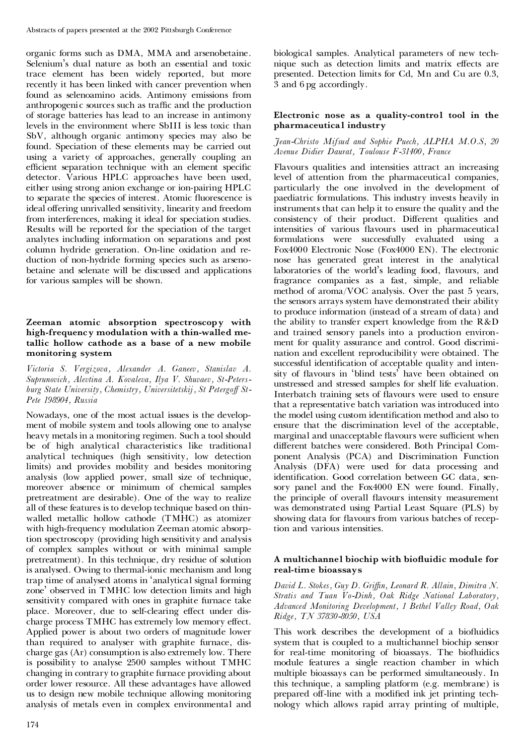organic forms such as DMA, MMA and arsenobetaine. Selenium's dual nature as both an essential and toxic trace element has been widely reported, but more recently it has been linked with cancer prevention when found as selenoamino acids. Antimony emissions from anthropogenic sources such as traffic and the production of storage batteries has lead to an increase in antimony levels in the environment where SbIII is less toxic than SbV, although organic antimony species may also be found. Speciation of these elements may be carried out using a variety of approaches, generally coupling an efficient separation technique with an element specific detector. Various HPLC approaches have been used, either using strong anion exchange or ion-pairing HPLC to separate the species of interest. Atomic fluorescence is ideal offering unrivalled sensitivity, linearity and freedom from interferences, making it ideal for speciation studies. Results will be reported for the speciation of the target analytes including information on separations and post column hydride generation. On-line oxidation and reduction of non-hydride forming species such as arsenobetaine and selenate will be discussed and applications for various samples will be shown.

### Zeeman atomic absorption spectroscopy with high-frequency modulation with a thin-walled metallic hollow cathode as a base of a new mobile monitoring system

*Victoria S. Vergizova, Alexander A. Ganeev, Stanislav A. Suprunovich, Alevtina A. Kovaleva, Ilya V. Shuvaev, St-Petersburg State University, Chemistry, Universitetskij, St Petergoff St-Pete 198904, Russia*

Nowadays, one of the most actual issues is the development of mobile system and tools allowing one to analyse heavy metals in a monitoring regimen. Such a tool should be of high analytical characteristics like traditional analytical techniques (high sensitivity, low detection limits) and provides mobility and besides monitoring analysis (low applied power, small size of technique, moreover absence or minimum of chemical samples pretreatment are desirable). One of the way to realize all of these features is to develop technique based on thin-walled metallic hollow cathode (TMHC) as atomizer with high-frequency modulation Zeeman atomic absorption spectroscopy (providing high sensitivity and analysis of complex samples without or with minimal sample pretreatment). In this technique, dry residue of solution is analysed. Owing to thermal-ionic mechanism and long trap time of analysed atoms in 'analytical signal forming zone' observed in TMHC low detection limits and high sensitivity compared with ones in graphite furnace take place. Moreover, due to self-clearing effect under discharge process TMHC has extremely low memory effect. Applied power is about two orders of magnitude lower than required to analyser with graphite furnace, discharge gas (Ar) consumption is also extremely low. There is possibility to analyse 2500 samples without TMHC changing in contrary to graphite furnace providing about order lower resource. All these advantages have allowed us to design new mobile technique allowing monitoring analysis of metals even in complex environmental and biological samples. Analytical parameters of new technique such as detection limits and matrix effects are presented. Detection limits for Cd, Mn and Cu are 0.3, 3 and 6 pg accordingly.

### Electronic nose as a quality-control tool in the pharmaceutical industry

*Jean-Christo Mifsud and Sophie Puech, ALPHA M.O.S, 20 Avenue Didier Daurat, Toulouse F-31400, France*

Flavours qualities and intensities attract an increasing level of attention from the pharmaceutical companies, particularly the one involved in the development of paediatric formulations. This industry invests heavily in instruments that can help it to ensure the quality and the consistency of their product. Different qualities and intensities of various flavours used in pharmaceutical formulations were successfully evaluated using a Fox4000 Electronic Nose (Fox4000 EN). The electronic nose has generated great interest in the analytical laboratories of the world's leading food, flavours, and fragrance companies as a fast, simple, and reliable method of aroma/VOC analysis. Over the past 5 years, the sensors arrays system have demonstrated their ability to produce information (instead of a stream of data) and the ability to transfer expert knowledge from the R&D and trained sensory panels into a production environment for quality assurance and control. Good discrimination and excellent reproducibility were obtained. The successful identification of acceptable quality and intensity of flavours in 'blind tests' have been obtained on unstressed and stressed samples for shelf life evaluation. Interbatch training sets of flavours were used to ensure that a representative batch variation was introduced into the model using custom identification method and also to ensure that the discrimination level of the acceptable, marginal and unacceptable flavours were sufficient when different batches were considered. Both Principal Component Analysis (PCA) and Discrimination Function Analysis (DFA) were used for data processing and identification. Good correlation between GC data, sensory panel and the Fox4000 EN were found. Finally, the principle of overall flavours intensity measurement was demonstrated using Partial Least Square (PLS) by showing data for flavours from various batches of reception and various intensities.

### A multichannel biochip with biofluidic module for real-time bioassays

*David L. Stokes, Guy D. Griffin, Leonard R. Allain, Dimitra N. Stratis and Tuan Vo-Dinh, Oak Ridge National Laboratory, Advanced Monitoring Development, 1 Bethel Valley Road, Oak Ridge, TN 37830-8050, USA*

This work describes the development of a biofluidics system that is coupled to a multichannel biochip sensor for real-time monitoring of bioassays. The biofluidics module features a single reaction chamber in which multiple bioassays can be performed simultaneously. In this technique, a sampling platform (e.g. membrane) is prepared off-line with a modified ink jet printing technology which allows rapid array printing of multiple,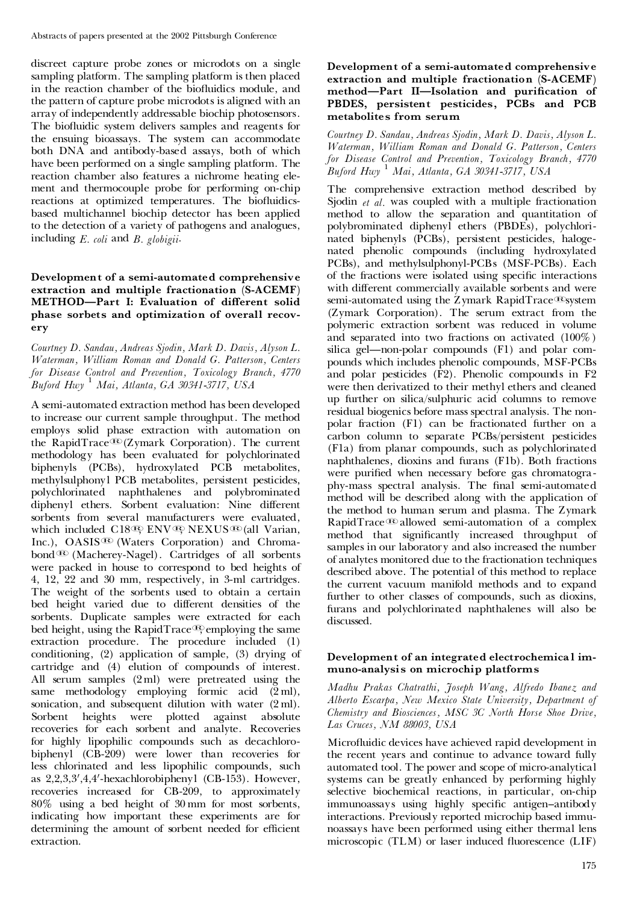discreet capture probe zones or microdots on a single sampling platform. The sampling platform is then placed in the reaction chamber of the biofluidics module, and the pattern of capture probe microdots is aligned with an array of independently addressable biochip photosensors. The biofluidic system delivers samples and reagents for the ensuing bioassays. The system can accommodate both DNA and antibody-based assays, both of which have been performed on a single sampling platform. The reaction chamber also features a nichrome heating element and thermocouple probe for performing on-chip reactions at optimized temperatures. The biofluidics-based multichannel biochip detector has been applied to the detection of a variety of pathogens and analogues, including *E. coli* and *B. globigii*.

### Development of a semi-automated comprehensive extraction and multiple fractionation (S-ACEMF) METHOD—Part I: Evaluation of different solid phase sorbets and optimization of overall recovery

*Courtney D. Sandau, Andreas Sjodin, Mark D. Davis, Alyson L. Waterman, William Roman and Donald G. Patterson, Centers for Disease Control and Prevention, Toxicology Branch, 4770 Buford Hwy [1] Mai, Atlanta, GA 30341-3717, USA*

A semi-automated extraction method has been developed to increase our current sample throughput. The method employs solid phase extraction with automation on the RapidTrace® (Zymark Corporation). The current methodology has been evaluated for polychlorinated biphenyls (PCBs), hydroxylated PCB metabolites, methylsulphonyl PCB metabolites, persistent pesticides, polychlorinated naphthalenes and polybrominated diphenyl ethers. Sorbent evaluation: Nine different sorbents from several manufacturers were evaluated, which included C18®, ENV®, NEXUS® (all Varian, Inc.), OASIS® (Waters Corporation) and Chromabond® (Macherey-Nagel). Cartridges of all sorbents were packed in house to correspond to bed heights of 4, 12, 22 and 30 mm, respectively, in 3-ml cartridges. The weight of the sorbents used to obtain a certain bed height varied due to different densities of the sorbents. Duplicate samples were extracted for each bed height, using the RapidTrace®, employing the same extraction procedure. The procedure included (1) conditioning, (2) application of sample, (3) drying of cartridge and (4) elution of compounds of interest. All serum samples (2 ml) were pretreated using the same methodology employing formic acid (2 ml), sonication, and subsequent dilution with water (2 ml). Sorbent heights were plotted against absolute recoveries for each sorbent and analyte. Recoveries for highly lipophilic compounds such as decachlorobiphenyl (CB-209) were lower than recoveries for less chlorinated and less lipophilic compounds, such as 2,2,3,3′,4,4′-hexachlorobiphenyl (CB-153). However, recoveries increased for CB-209, to approximately 80% using a bed height of 30 mm for most sorbents, indicating how important these experiments are for determining the amount of sorbent needed for efficient extraction.

### Development of a semi-automated comprehensive extraction and multiple fractionation (S-ACEMF) method—Part II—Isolation and purification of PBDES, persistent pesticides, PCBs and PCB metabolites from serum

*Courtney D. Sandau, Andreas Sjodin, Mark D. Davis, Alyson L. Waterman, William Roman and Donald G. Patterson, Centers for Disease Control and Prevention, Toxicology Branch, 4770 Buford Hwy [1] Mai, Atlanta, GA 30341-3717, USA*

The comprehensive extraction method described by Sjodin *et al.* was coupled with a multiple fractionation method to allow the separation and quantitation of polybrominated diphenyl ethers (PBDEs), polychlorinated biphenyls (PCBs), persistent pesticides, halogenated phenolic compounds (including hydroxylated PCBs), and methylsulphonyl-PCBs (MSF-PCBs). Each of the fractions were isolated using specific interactions with different commercially available sorbents and were semi-automated using the Zymark RapidTrace® system (Zymark Corporation). The serum extract from the polymeric extraction sorbent was reduced in volume and separated into two fractions on activated (100%) silica gel—non-polar compounds (F1) and polar compounds which includes phenolic compounds, MSF-PCBs and polar pesticides (F2). Phenolic compounds in F2 were then derivatized to their methyl ethers and cleaned up further on silica/sulphuric acid columns to remove residual biogenics before mass spectral analysis. The non-polar fraction (F1) can be fractionated further on a carbon column to separate PCBs/persistent pesticides (F1a) from planar compounds, such as polychlorinated naphthalenes, dioxins and furans (F1b). Both fractions were purified when necessary before gas chromatography-mass spectral analysis. The final semi-automated method will be described along with the application of the method to human serum and plasma. The Zymark RapidTrace® allowed semi-automation of a complex method that significantly increased throughput of samples in our laboratory and also increased the number of analytes monitored due to the fractionation techniques described above. The potential of this method to replace the current vacuum manifold methods and to expand further to other classes of compounds, such as dioxins, furans and polychlorinated naphthalenes will also be discussed.

### Development of an integrated electrochemical immuno-analysis on microchip platforms

*Madhu Prakas Chatrathi, Joseph Wang, Alfredo Ibanez and Alberto Escarpa, New Mexico State University, Department of Chemistry and Biosciences, MSC 3C North Horse Shoe Drive, Las Cruces, NM 88003, USA*

Microfluidic devices have achieved rapid development in the recent years and continue to advance toward fully automated tool. The power and scope of micro-analytical systems can be greatly enhanced by performing highly selective biochemical reactions, in particular, on-chip immunoassays using highly specific antigen–antibody interactions. Previously reported microchip based immunoassays have been performed using either thermal lens microscopic (TLM) or laser induced fluorescence (LIF)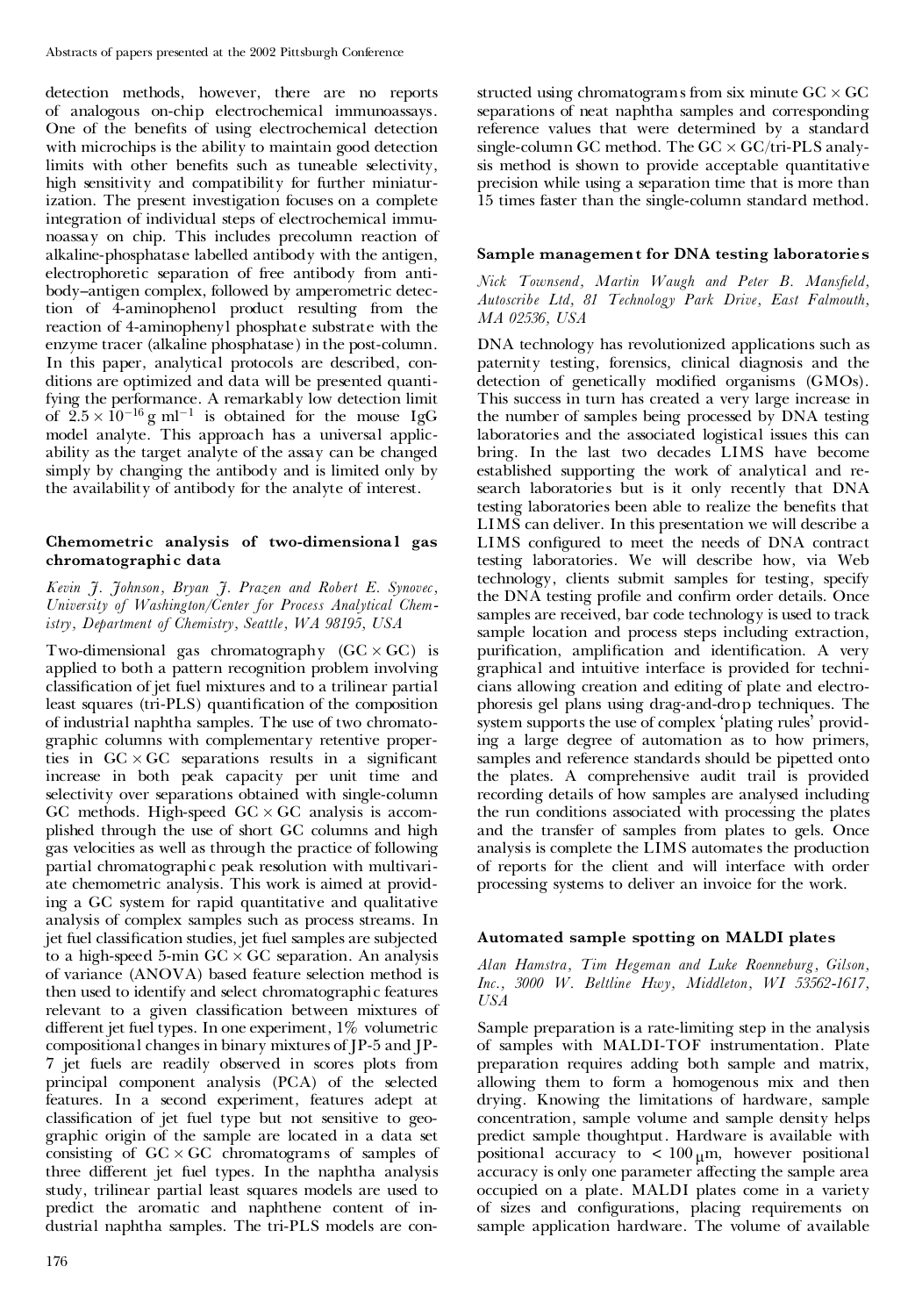detection methods, however, there are no reports of analogous on-chip electrochemical immunoassays. One of the benefits of using electrochemical detection with microchips is the ability to maintain good detection limits with other benefits such as tuneable selectivity, high sensitivity and compatibility for further miniaturization. The present investigation focuses on a complete integration of individual steps of electrochemical immunoassay on chip. This includes precolumn reaction of alkaline-phosphatase labelled antibody with the antigen, electrophoretic separation of free antibody from antibody–antigen complex, followed by amperometric detection of 4-aminophenol product resulting from the reaction of 4-aminophenyl phosphate substrate with the enzyme tracer (alkaline phosphatase) in the post-column. In this paper, analytical protocols are described, conditions are optimized and data will be presented quantifying the performance. A remarkably low detection limit of $2.5 \times 10^{-16}$ g ml$^{-1}$ is obtained for the mouse IgG model analyte. This approach has a universal applicability as the target analyte of the assay can be changed simply by changing the antibody and is limited only by the availability of antibody for the analyte of interest.

### Chemometric analysis of two-dimensional gas chromatographic data

*Kevin J. Johnson, Bryan J. Prazen and Robert E. Synovec, University of Washington/Center for Process Analytical Chemistry, Department of Chemistry, Seattle, WA 98195, USA*

Two-dimensional gas chromatography (GC $\times$ GC) is applied to both a pattern recognition problem involving classification of jet fuel mixtures and to a trilinear partial least squares (tri-PLS) quantification of the composition of industrial naphtha samples. The use of two chromatographic columns with complementary retentive properties in GC $\times$ GC separations results in a significant increase in both peak capacity per unit time and selectivity over separations obtained with single-column GC methods. High-speed GC $\times$ GC analysis is accomplished through the use of short GC columns and high gas velocities as well as through the practice of following partial chromatographic peak resolution with multivariate chemometric analysis. This work is aimed at providing a GC system for rapid quantitative and qualitative analysis of complex samples such as process streams. In jet fuel classification studies, jet fuel samples are subjected to a high-speed 5-min GC $\times$ GC separation. An analysis of variance (ANOVA) based feature selection method is then used to identify and select chromatographic features relevant to a given classification between mixtures of different jet fuel types. In one experiment, 1% volumetric compositional changes in binary mixtures of JP-5 and JP-7 jet fuels are readily observed in scores plots from principal component analysis (PCA) of the selected features. In a second experiment, features adept at classification of jet fuel type but not sensitive to geographic origin of the sample are located in a data set consisting of GC $\times$ GC chromatograms of samples of three different jet fuel types. In the naphtha analysis study, trilinear partial least squares models are used to predict the aromatic and naphthene content of industrial naphtha samples. The tri-PLS models are constructed using chromatograms from six minute GC $\times$ GC separations of neat naphtha samples and corresponding reference values that were determined by a standard single-column GC method. The GC $\times$ GC/tri-PLS analysis method is shown to provide acceptable quantitative precision while using a separation time that is more than 15 times faster than the single-column standard method.

### Sample management for DNA testing laboratories

*Nick Townsend, Martin Waugh and Peter B. Mansfield, Autoscribe Ltd, 81 Technology Park Drive, East Falmouth, MA 02536, USA*

DNA technology has revolutionized applications such as paternity testing, forensics, clinical diagnosis and the detection of genetically modified organisms (GMOs). This success in turn has created a very large increase in the number of samples being processed by DNA testing laboratories and the associated logistical issues this can bring. In the last two decades LIMS have become established supporting the work of analytical and research laboratories but is it only recently that DNA testing laboratories been able to realize the benefits that LIMS can deliver. In this presentation we will describe a LIMS configured to meet the needs of DNA contract testing laboratories. We will describe how, via Web technology, clients submit samples for testing, specify the DNA testing profile and confirm order details. Once samples are received, bar code technology is used to track sample location and process steps including extraction, purification, amplification and identification. A very graphical and intuitive interface is provided for technicians allowing creation and editing of plate and electrophoresis gel plans using drag-and-drop techniques. The system supports the use of complex 'plating rules' providing a large degree of automation as to how primers, samples and reference standards should be pipetted onto the plates. A comprehensive audit trail is provided recording details of how samples are analysed including the run conditions associated with processing the plates and the transfer of samples from plates to gels. Once analysis is complete the LIMS automates the production of reports for the client and will interface with order processing systems to deliver an invoice for the work.

### Automated sample spotting on MALDI plates

*Alan Hamstra, Tim Hegeman and Luke Roenneburg, Gilson, Inc., 3000 W. Beltline Hwy, Middleton, WI 53562-1617, USA*

Sample preparation is a rate-limiting step in the analysis of samples with MALDI-TOF instrumentation. Plate preparation requires adding both sample and matrix, allowing them to form a homogenous mix and then drying. Knowing the limitations of hardware, sample concentration, sample volume and sample density helps predict sample thoughtput. Hardware is available with positional accuracy to < 100 μm, however positional accuracy is only one parameter affecting the sample area occupied on a plate. MALDI plates come in a variety of sizes and configurations, placing requirements on sample application hardware. The volume of available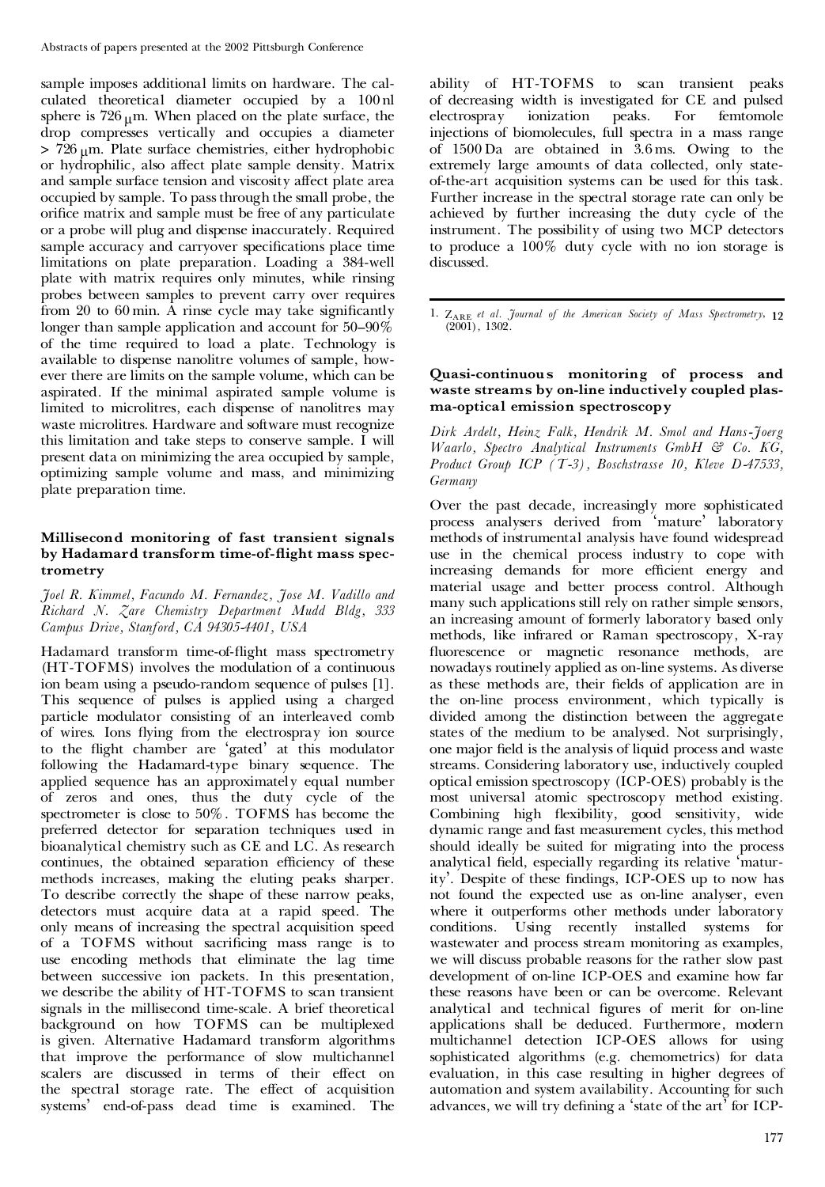sample imposes additional limits on hardware. The calculated theoretical diameter occupied by a 100 nl sphere is 726 μm. When placed on the plate surface, the drop compresses vertically and occupies a diameter > 726 μm. Plate surface chemistries, either hydrophobic or hydrophilic, also affect plate sample density. Matrix and sample surface tension and viscosity affect plate area occupied by sample. To pass through the small probe, the orifice matrix and sample must be free of any particulate or a probe will plug and dispense inaccurately. Required sample accuracy and carryover specifications place time limitations on plate preparation. Loading a 384-well plate with matrix requires only minutes, while rinsing probes between samples to prevent carry over requires from 20 to 60 min. A rinse cycle may take significantly longer than sample application and account for 50–90% of the time required to load a plate. Technology is available to dispense nanolitre volumes of sample, however there are limits on the sample volume, which can be aspirated. If the minimal aspirated sample volume is limited to microlitres, each dispense of nanolitres may waste microlitres. Hardware and software must recognize this limitation and take steps to conserve sample. I will present data on minimizing the area occupied by sample, optimizing sample volume and mass, and minimizing plate preparation time.

### Millisecond monitoring of fast transient signals by Hadamard transform time-of-flight mass spectrometry

*Joel R. Kimmel, Facundo M. Fernandez, Jose M. Vadillo and Richard N. Zare Chemistry Department Mudd Bldg, 333 Campus Drive, Stanford, CA 94305-4401, USA*

Hadamard transform time-of-flight mass spectrometry (HT-TOFMS) involves the modulation of a continuous ion beam using a pseudo-random sequence of pulses [1]. This sequence of pulses is applied using a charged particle modulator consisting of an interleaved comb of wires. Ions flying from the electrospray ion source to the flight chamber are 'gated' at this modulator following the Hadamard-type binary sequence. The applied sequence has an approximately equal number of zeros and ones, thus the duty cycle of the spectrometer is close to 50%. TOFMS has become the preferred detector for separation techniques used in bioanalytical chemistry such as CE and LC. As research continues, the obtained separation efficiency of these methods increases, making the eluting peaks sharper. To describe correctly the shape of these narrow peaks, detectors must acquire data at a rapid speed. The only means of increasing the spectral acquisition speed of a TOFMS without sacrificing mass range is to use encoding methods that eliminate the lag time between successive ion packets. In this presentation, we describe the ability of HT-TOFMS to scan transient signals in the millisecond time-scale. A brief theoretical background on how TOFMS can be multiplexed is given. Alternative Hadamard transform algorithms that improve the performance of slow multichannel scalers are discussed in terms of their effect on the spectral storage rate. The effect of acquisition systems' end-of-pass dead time is examined. The ability of HT-TOFMS to scan transient peaks of decreasing width is investigated for CE and pulsed electrospray ionization peaks. For femtomole injections of biomolecules, full spectra in a mass range of 1500 Da are obtained in 3.6 ms. Owing to the extremely large amounts of data collected, only state-of-the-art acquisition systems can be used for this task. Further increase in the spectral storage rate can only be achieved by further increasing the duty cycle of the instrument. The possibility of using two MCP detectors to produce a 100% duty cycle with no ion storage is discussed.

1. Zare *et al. Journal of the American Society of Mass Spectrometry*, **12** (2001), 1302.

### Quasi-continuous monitoring of process and waste streams by on-line inductively coupled plasma-optical emission spectroscopy

*Dirk Ardelt, Heinz Falk, Hendrik M. Smol and Hans-Joerg Waarlo, Spectro Analytical Instruments GmbH & Co. KG, Product Group ICP (T-3), Boschstrasse 10, Kleve D-47533, Germany*

Over the past decade, increasingly more sophisticated process analysers derived from 'mature' laboratory methods of instrumental analysis have found widespread use in the chemical process industry to cope with increasing demands for more efficient energy and material usage and better process control. Although many such applications still rely on rather simple sensors, an increasing amount of formerly laboratory based only methods, like infrared or Raman spectroscopy, X-ray fluorescence or magnetic resonance methods, are nowadays routinely applied as on-line systems. As diverse as these methods are, their fields of application are in the on-line process environment, which typically is divided among the distinction between the aggregate states of the medium to be analysed. Not surprisingly, one major field is the analysis of liquid process and waste streams. Considering laboratory use, inductively coupled optical emission spectroscopy (ICP-OES) probably is the most universal atomic spectroscopy method existing. Combining high flexibility, good sensitivity, wide dynamic range and fast measurement cycles, this method should ideally be suited for migrating into the process analytical field, especially regarding its relative 'maturity'. Despite of these findings, ICP-OES up to now has not found the expected use as on-line analyser, even where it outperforms other methods under laboratory conditions. Using recently installed systems for wastewater and process stream monitoring as examples, we will discuss probable reasons for the rather slow past development of on-line ICP-OES and examine how far these reasons have been or can be overcome. Relevant analytical and technical figures of merit for on-line applications shall be deduced. Furthermore, modern multichannel detection ICP-OES allows for using sophisticated algorithms (e.g. chemometrics) for data evaluation, in this case resulting in higher degrees of automation and system availability. Accounting for such advances, we will try defining a 'state of the art' for ICP-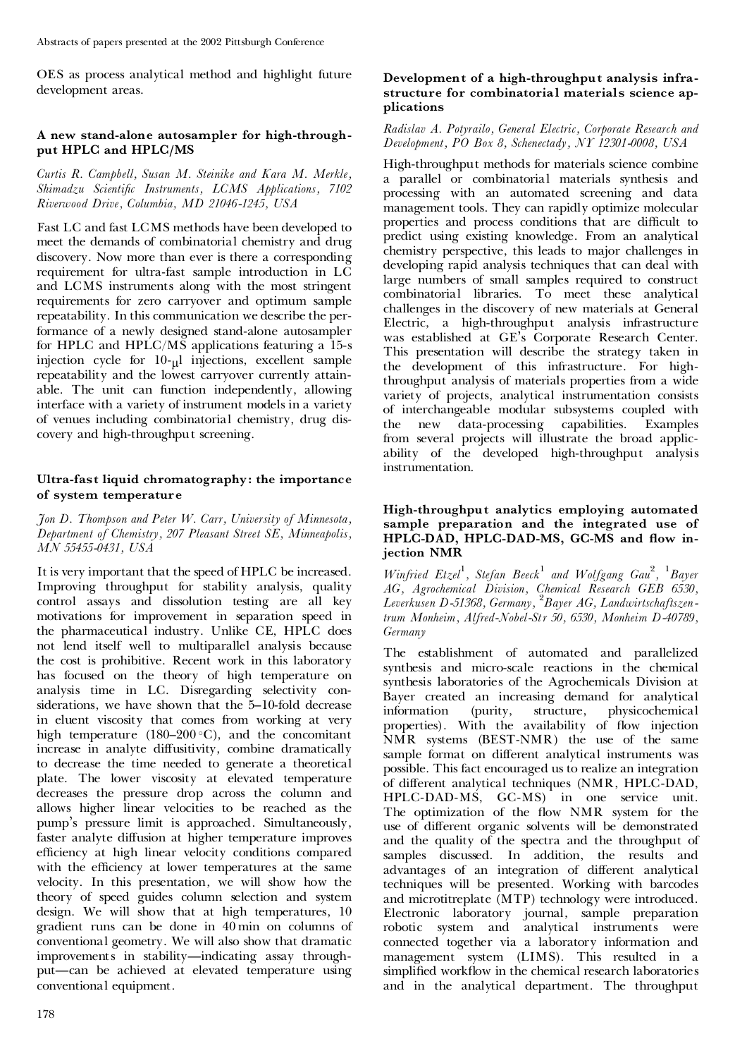OES as process analytical method and highlight future development areas.

### A new stand-alone autosampler for high-throughput HPLC and HPLC/MS

*Curtis R. Campbell, Susan M. Steinike and Kara M. Merkle, Shimadzu Scientific Instruments, LCMS Applications, 7102 Riverwood Drive, Columbia, MD 21046-1245, USA*

Fast LC and fast LCMS methods have been developed to meet the demands of combinatorial chemistry and drug discovery. Now more than ever is there a corresponding requirement for ultra-fast sample introduction in LC and LCMS instruments along with the most stringent requirements for zero carryover and optimum sample repeatability. In this communication we describe the performance of a newly designed stand-alone autosampler for HPLC and HPLC/MS applications featuring a 15-s injection cycle for 10-μl injections, excellent sample repeatability and the lowest carryover currently attainable. The unit can function independently, allowing interface with a variety of instrument models in a variety of venues including combinatorial chemistry, drug discovery and high-throughput screening.

### Ultra-fast liquid chromatography: the importance of system temperature

*Jon D. Thompson and Peter W. Carr, University of Minnesota, Department of Chemistry, 207 Pleasant Street SE, Minneapolis, MN 55455-0431, USA*

It is very important that the speed of HPLC be increased. Improving throughput for stability analysis, quality control assays and dissolution testing are all key motivations for improvement in separation speed in the pharmaceutical industry. Unlike CE, HPLC does not lend itself well to multiparallel analysis because the cost is prohibitive. Recent work in this laboratory has focused on the theory of high temperature on analysis time in LC. Disregarding selectivity considerations, we have shown that the 5–10-fold decrease in eluent viscosity that comes from working at very high temperature (180–200 °C), and the concomitant increase in analyte diffusivity, combine dramatically to decrease the time needed to generate a theoretical plate. The lower viscosity at elevated temperature decreases the pressure drop across the column and allows higher linear velocities to be reached as the pump's pressure limit is approached. Simultaneously, faster analyte diffusion at higher temperature improves efficiency at high linear velocity conditions compared with the efficiency at lower temperatures at the same velocity. In this presentation, we will show how the theory of speed guides column selection and system design. We will show that at high temperatures, 10 gradient runs can be done in 40 min on columns of conventional geometry. We will also show that dramatic improvements in stability—indicating assay throughput—can be achieved at elevated temperature using conventional equipment.

### Development of a high-throughput analysis infrastructure for combinatorial materials science applications

*Radislav A. Potyrailo, General Electric, Corporate Research and Development, PO Box 8, Schenectady, NY 12301-0008, USA*

High-throughput methods for materials science combine a parallel or combinatorial materials synthesis and processing with an automated screening and data management tools. They can rapidly optimize molecular properties and process conditions that are difficult to predict using existing knowledge. From an analytical chemistry perspective, this leads to major challenges in developing rapid analysis techniques that can deal with large numbers of small samples required to construct combinatorial libraries. To meet these analytical challenges in the discovery of new materials at General Electric, a high-throughput analysis infrastructure was established at GE's Corporate Research Center. This presentation will describe the strategy taken in the development of this infrastructure. For high-throughput analysis of materials properties from a wide variety of projects, analytical instrumentation consists of interchangeable modular subsystems coupled with the new data-processing capabilities. Examples from several projects will illustrate the broad applicability of the developed high-throughput analysis instrumentation.

### High-throughput analytics employing automated sample preparation and the integrated use of HPLC-DAD, HPLC-DAD-MS, GC-MS and flow injection NMR

*Winfried Etzel[1], Stefan Beeck[1] and Wolfgang Gau[2], [1]Bayer AG, Agrochemical Division, Chemical Research GEB 6530, Leverkusen D-51368, Germany, [2]Bayer AG, Landwirtschaftszentrum Monheim, Alfred-Nobel-Str 50, 6530, Monheim D-40789, Germany*

The establishment of automated and parallelized synthesis and micro-scale reactions in the chemical synthesis laboratories of the Agrochemicals Division at Bayer created an increasing demand for analytical information (purity, structure, physicochemical properties). With the availability of flow injection NMR systems (BEST-NMR) the use of the same sample format on different analytical instruments was possible. This fact encouraged us to realize an integration of different analytical techniques (NMR, HPLC-DAD, HPLC-DAD-MS, GC-MS) in one service unit. The optimization of the flow NMR system for the use of different organic solvents will be demonstrated and the quality of the spectra and the throughput of samples discussed. In addition, the results and advantages of an integration of different analytical techniques will be presented. Working with barcodes and microtitreplate (MTP) technology were introduced. Electronic laboratory journal, sample preparation robotic system and analytical instruments were connected together via a laboratory information and management system (LIMS). This resulted in a simplified workflow in the chemical research laboratories and in the analytical department. The throughput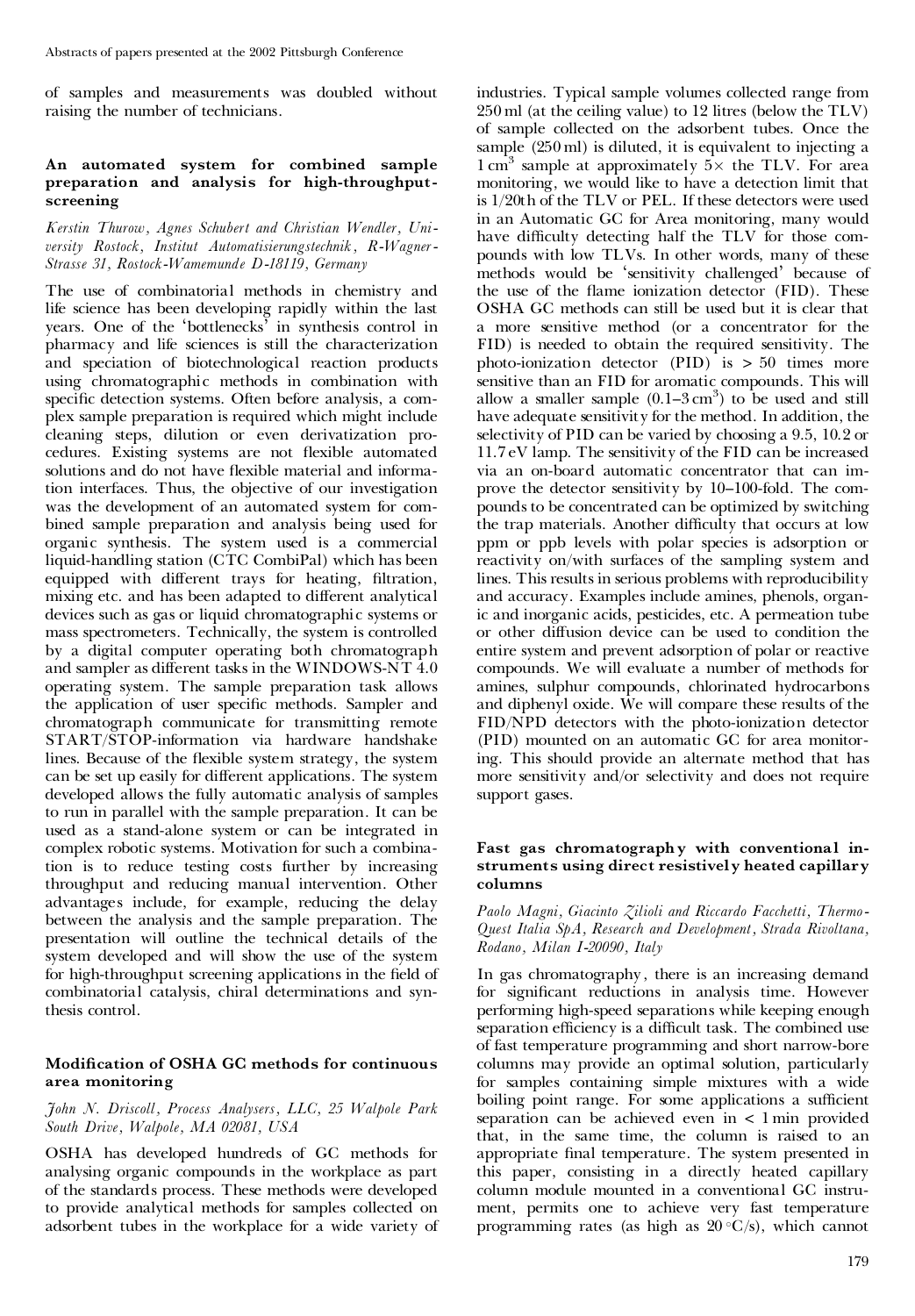of samples and measurements was doubled without raising the number of technicians.

### An automated system for combined sample preparation and analysis for high-throughput-screening

*Kerstin Thurow, Agnes Schubert and Christian Wendler, University Rostock, Institut Automatisierungstechnik, R-Wagner-Strasse 31, Rostock-Wamemunde D-18119, Germany*

The use of combinatorial methods in chemistry and life science has been developing rapidly within the last years. One of the 'bottlenecks' in synthesis control in pharmacy and life sciences is still the characterization and speciation of biotechnological reaction products using chromatographic methods in combination with specific detection systems. Often before analysis, a complex sample preparation is required which might include cleaning steps, dilution or even derivatization procedures. Existing systems are not flexible automated solutions and do not have flexible material and information interfaces. Thus, the objective of our investigation was the development of an automated system for combined sample preparation and analysis being used for organic synthesis. The system used is a commercial liquid-handling station (CTC CombiPal) which has been equipped with different trays for heating, filtration, mixing etc. and has been adapted to different analytical devices such as gas or liquid chromatographic systems or mass spectrometers. Technically, the system is controlled by a digital computer operating both chromatograph and sampler as different tasks in the WINDOWS-NT 4.0 operating system. The sample preparation task allows the application of user specific methods. Sampler and chromatograph communicate for transmitting remote START/STOP-information via hardware handshake lines. Because of the flexible system strategy, the system can be set up easily for different applications. The system developed allows the fully automatic analysis of samples to run in parallel with the sample preparation. It can be used as a stand-alone system or can be integrated in complex robotic systems. Motivation for such a combination is to reduce testing costs further by increasing throughput and reducing manual intervention. Other advantages include, for example, reducing the delay between the analysis and the sample preparation. The presentation will outline the technical details of the system developed and will show the use of the system for high-throughput screening applications in the field of combinatorial catalysis, chiral determinations and synthesis control.

### Modification of OSHA GC methods for continuous area monitoring

*John N. Driscoll, Process Analysers, LLC, 25 Walpole Park South Drive, Walpole, MA 02081, USA*

OSHA has developed hundreds of GC methods for analysing organic compounds in the workplace as part of the standards process. These methods were developed to provide analytical methods for samples collected on adsorbent tubes in the workplace for a wide variety of industries. Typical sample volumes collected range from 250 ml (at the ceiling value) to 12 litres (below the TLV) of sample collected on the adsorbent tubes. Once the sample (250 ml) is diluted, it is equivalent to injecting a 1 $cm^3$ sample at approximately 5× the TLV. For area monitoring, we would like to have a detection limit that is 1/20th of the TLV or PEL. If these detectors were used in an Automatic GC for Area monitoring, many would have difficulty detecting half the TLV for those compounds with low TLVs. In other words, many of these methods would be 'sensitivity challenged' because of the use of the flame ionization detector (FID). These OSHA GC methods can still be used but it is clear that a more sensitive method (or a concentrator for the FID) is needed to obtain the required sensitivity. The photo-ionization detector (PID) is > 50 times more sensitive than an FID for aromatic compounds. This will allow a smaller sample (0.1–3 $cm^3$) to be used and still have adequate sensitivity for the method. In addition, the selectivity of PID can be varied by choosing a 9.5, 10.2 or 11.7 eV lamp. The sensitivity of the FID can be increased via an on-board automatic concentrator that can improve the detector sensitivity by 10–100-fold. The compounds to be concentrated can be optimized by switching the trap materials. Another difficulty that occurs at low ppm or ppb levels with polar species is adsorption or reactivity on/with surfaces of the sampling system and lines. This results in serious problems with reproducibility and accuracy. Examples include amines, phenols, organic and inorganic acids, pesticides, etc. A permeation tube or other diffusion device can be used to condition the entire system and prevent adsorption of polar or reactive compounds. We will evaluate a number of methods for amines, sulphur compounds, chlorinated hydrocarbons and diphenyl oxide. We will compare these results of the FID/NPD detectors with the photo-ionization detector (PID) mounted on an automatic GC for area monitoring. This should provide an alternate method that has more sensitivity and/or selectivity and does not require support gases.

### Fast gas chromatography with conventional instruments using direct resistively heated capillary columns

*Paolo Magni, Giacinto Zilioli and Riccardo Facchetti, ThermoQuest Italia SpA, Research and Development, Strada Rivoltana, Rodano, Milan I-20090, Italy*

In gas chromatography, there is an increasing demand for significant reductions in analysis time. However performing high-speed separations while keeping enough separation efficiency is a difficult task. The combined use of fast temperature programming and short narrow-bore columns may provide an optimal solution, particularly for samples containing simple mixtures with a wide boiling point range. For some applications a sufficient separation can be achieved even in < 1 min provided that, in the same time, the column is raised to an appropriate final temperature. The system presented in this paper, consisting in a directly heated capillary column module mounted in a conventional GC instrument, permits one to achieve very fast temperature programming rates (as high as 20 °C/s), which cannot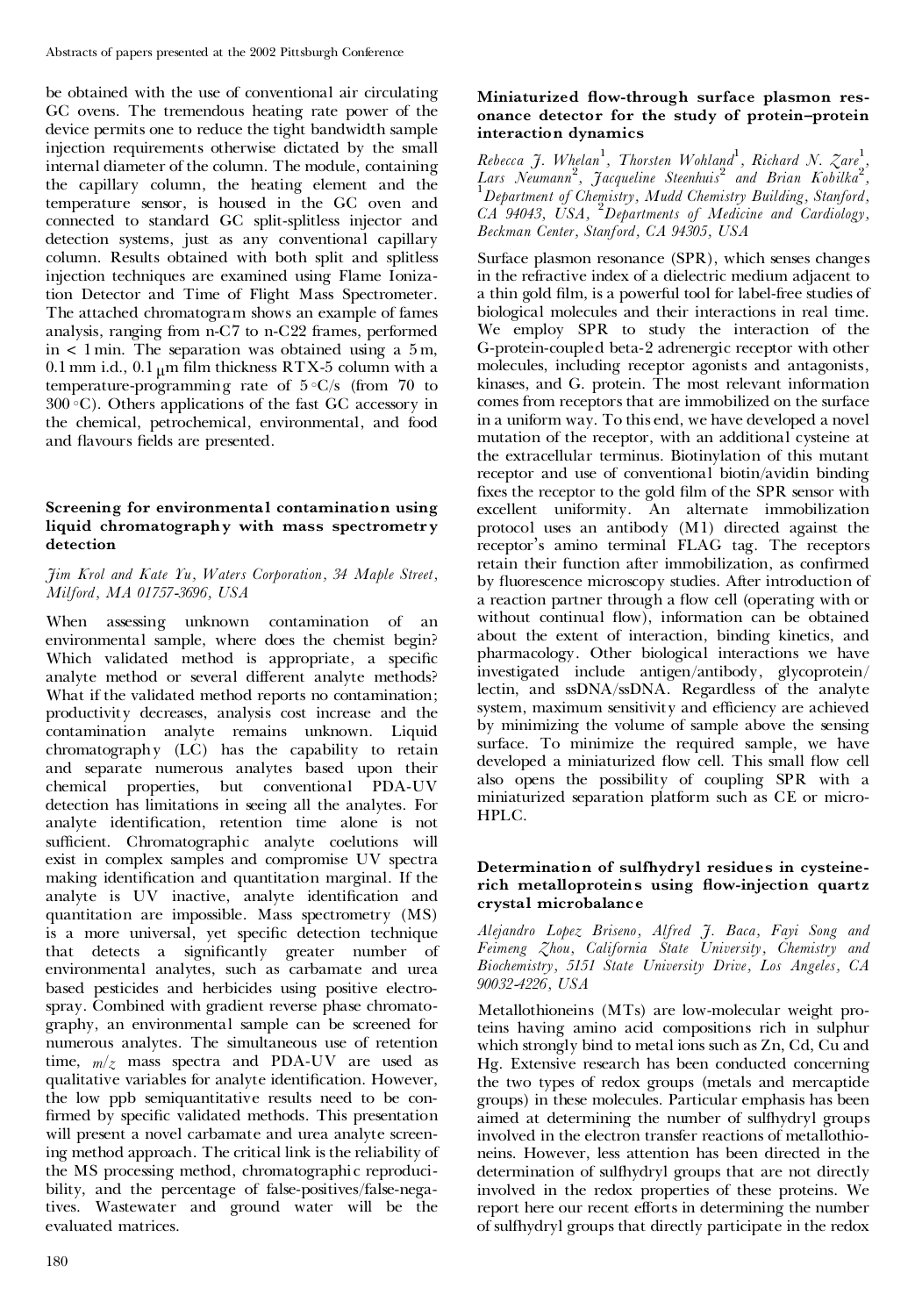be obtained with the use of conventional air circulating GC ovens. The tremendous heating rate power of the device permits one to reduce the tight bandwidth sample injection requirements otherwise dictated by the small internal diameter of the column. The module, containing the capillary column, the heating element and the temperature sensor, is housed in the GC oven and connected to standard GC split-splitless injector and detection systems, just as any conventional capillary column. Results obtained with both split and splitless injection techniques are examined using Flame Ionization Detector and Time of Flight Mass Spectrometer. The attached chromatogram shows an example of fames analysis, ranging from n-C7 to n-C22 frames, performed in < 1 min. The separation was obtained using a 5 m, 0.1 mm i.d., 0.1 μm film thickness RTX-5 column with a temperature-programming rate of 5 °C/s (from 70 to 300 °C). Others applications of the fast GC accessory in the chemical, petrochemical, environmental, and food and flavours fields are presented.

### Screening for environmental contamination using liquid chromatography with mass spectrometry detection

*Jim Krol and Kate Yu, Waters Corporation, 34 Maple Street, Milford, MA 01757-3696, USA*

When assessing unknown contamination of an environmental sample, where does the chemist begin? Which validated method is appropriate, a specific analyte method or several different analyte methods? What if the validated method reports no contamination; productivity decreases, analysis cost increase and the contamination analyte remains unknown. Liquid chromatography (LC) has the capability to retain and separate numerous analytes based upon their chemical properties, but conventional PDA-UV detection has limitations in seeing all the analytes. For analyte identification, retention time alone is not sufficient. Chromatographic analyte coelutions will exist in complex samples and compromise UV spectra making identification and quantitation marginal. If the analyte is UV inactive, analyte identification and quantitation are impossible. Mass spectrometry (MS) is a more universal, yet specific detection technique that detects a significantly greater number of environmental analytes, such as carbamate and urea based pesticides and herbicides using positive electrospray. Combined with gradient reverse phase chromatography, an environmental sample can be screened for numerous analytes. The simultaneous use of retention time, $m/z$ mass spectra and PDA-UV are used as qualitative variables for analyte identification. However, the low ppb semiquantitative results need to be confirmed by specific validated methods. This presentation will present a novel carbamate and urea analyte screening method approach. The critical link is the reliability of the MS processing method, chromatographic reproducibility, and the percentage of false-positives/false-negatives. Wastewater and ground water will be the evaluated matrices.

### Miniaturized flow-through surface plasmon resonance detector for the study of protein–protein interaction dynamics

*Rebecca J. Whelan[1], Thorsten Wohland[1], Richard N. Zare[1], Lars Neumann[2], Jacqueline Steenhuis[2] and Brian Kobilka[2], [1]Department of Chemistry, Mudd Chemistry Building, Stanford, CA 94043, USA, [2]Departments of Medicine and Cardiology, Beckman Center, Stanford, CA 94305, USA*

Surface plasmon resonance (SPR), which senses changes in the refractive index of a dielectric medium adjacent to a thin gold film, is a powerful tool for label-free studies of biological molecules and their interactions in real time. We employ SPR to study the interaction of the G-protein-coupled beta-2 adrenergic receptor with other molecules, including receptor agonists and antagonists, kinases, and G. protein. The most relevant information comes from receptors that are immobilized on the surface in a uniform way. To this end, we have developed a novel mutation of the receptor, with an additional cysteine at the extracellular terminus. Biotinylation of this mutant receptor and use of conventional biotin/avidin binding fixes the receptor to the gold film of the SPR sensor with excellent uniformity. An alternate immobilization protocol uses an antibody (M1) directed against the receptor's amino terminal FLAG tag. The receptors retain their function after immobilization, as confirmed by fluorescence microscopy studies. After introduction of a reaction partner through a flow cell (operating with or without continual flow), information can be obtained about the extent of interaction, binding kinetics, and pharmacology. Other biological interactions we have investigated include antigen/antibody, glycoprotein/lectin, and ssDNA/ssDNA. Regardless of the analyte system, maximum sensitivity and efficiency are achieved by minimizing the volume of sample above the sensing surface. To minimize the required sample, we have developed a miniaturized flow cell. This small flow cell also opens the possibility of coupling SPR with a miniaturized separation platform such as CE or micro-HPLC.

### Determination of sulfhydryl residues in cysteine-rich metalloproteins using flow-injection quartz crystal microbalance

*Alejandro Lopez Briseno, Alfred J. Baca, Fayi Song and Feimeng Zhou, California State University, Chemistry and Biochemistry, 5151 State University Drive, Los Angeles, CA 90032-4226, USA*

Metallothioneins (MTs) are low-molecular weight proteins having amino acid compositions rich in sulphur which strongly bind to metal ions such as Zn, Cd, Cu and Hg. Extensive research has been conducted concerning the two types of redox groups (metals and mercaptide groups) in these molecules. Particular emphasis has been aimed at determining the number of sulfhydryl groups involved in the electron transfer reactions of metallothioneins. However, less attention has been directed in the determination of sulfhydryl groups that are not directly involved in the redox properties of these proteins. We report here our recent efforts in determining the number of sulfhydryl groups that directly participate in the redox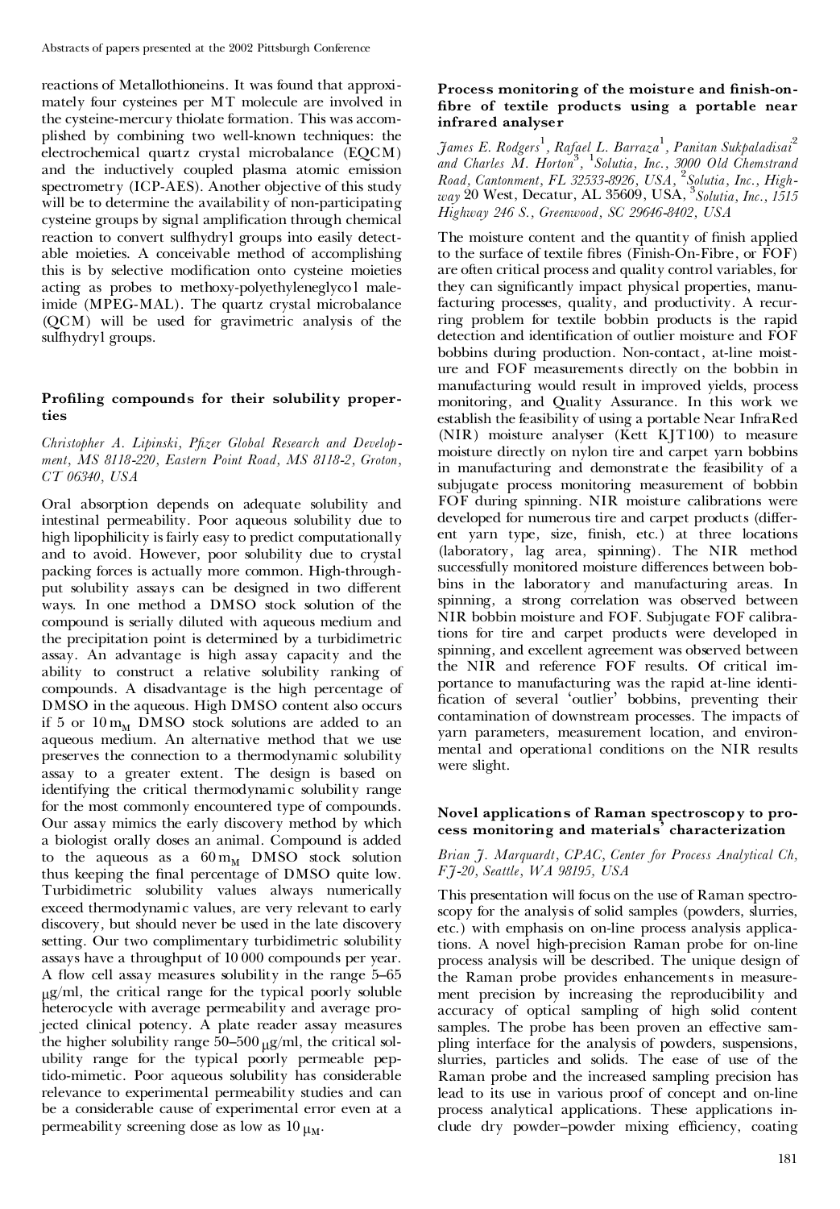reactions of Metallothioneins. It was found that approximately four cysteines per MT molecule are involved in the cysteine-mercury thiolate formation. This was accomplished by combining two well-known techniques: the electrochemical quartz crystal microbalance (EQCM) and the inductively coupled plasma atomic emission spectrometry (ICP-AES). Another objective of this study will be to determine the availability of non-participating cysteine groups by signal amplification through chemical reaction to convert sulfhydryl groups into easily detectable moieties. A conceivable method of accomplishing this is by selective modification onto cysteine moieties acting as probes to methoxy-polyethyleneglycol maleimide (MPEG-MAL). The quartz crystal microbalance (QCM) will be used for gravimetric analysis of the sulfhydryl groups.

### Profiling compounds for their solubility properties

*Christopher A. Lipinski, Pfizer Global Research and Development, MS 8118-220, Eastern Point Road, MS 8118-2, Groton, CT 06340, USA*

Oral absorption depends on adequate solubility and intestinal permeability. Poor aqueous solubility due to high lipophilicity is fairly easy to predict computationally and to avoid. However, poor solubility due to crystal packing forces is actually more common. High-throughput solubility assays can be designed in two different ways. In one method a DMSO stock solution of the compound is serially diluted with aqueous medium and the precipitation point is determined by a turbidimetric assay. An advantage is high assay capacity and the ability to construct a relative solubility ranking of compounds. A disadvantage is the high percentage of DMSO in the aqueous. High DMSO content also occurs if 5 or 10 $m_M$ DMSO stock solutions are added to an aqueous medium. An alternative method that we use preserves the connection to a thermodynamic solubility assay to a greater extent. The design is based on identifying the critical thermodynamic solubility range for the most commonly encountered type of compounds. Our assay mimics the early discovery method by which a biologist orally doses an animal. Compound is added to the aqueous as a 60 $m_M$ DMSO stock solution thus keeping the final percentage of DMSO quite low. Turbidimetric solubility values always numerically exceed thermodynamic values, are very relevant to early discovery, but should never be used in the late discovery setting. Our two complimentary turbidimetric solubility assays have a throughput of 10 000 compounds per year. A flow cell assay measures solubility in the range 5–65 $\mu$g/ml, the critical range for the typical poorly soluble heterocycle with average permeability and average projected clinical potency. A plate reader assay measures the higher solubility range 50–500 $\mu$g/ml, the critical solubility range for the typical poorly permeable peptido-mimetic. Poor aqueous solubility has considerable relevance to experimental permeability studies and can be a considerable cause of experimental error even at a permeability screening dose as low as 10 $\mu_M$.

### Process monitoring of the moisture and finish-on-fibre of textile products using a portable near infrared analyser

*James E. Rodgers[1], Rafael L. Barraza[1], Panitan Sukpaladisai[2] and Charles M. Horton[3], [1]Solutia, Inc., 3000 Old Chemstrand Road, Cantonment, FL 32533-8926, USA, [2]Solutia, Inc., Highway 20 West, Decatur, AL 35609, USA, [3]Solutia, Inc., 1515 Highway 246 S., Greenwood, SC 29646-8402, USA*

The moisture content and the quantity of finish applied to the surface of textile fibres (Finish-On-Fibre, or FOF) are often critical process and quality control variables, for they can significantly impact physical properties, manufacturing processes, quality, and productivity. A recurring problem for textile bobbin products is the rapid detection and identification of outlier moisture and FOF bobbins during production. Non-contact, at-line moisture and FOF measurements directly on the bobbin in manufacturing would result in improved yields, process monitoring, and Quality Assurance. In this work we establish the feasibility of using a portable Near InfraRed (NIR) moisture analyser (Kett KJT100) to measure moisture directly on nylon tire and carpet yarn bobbins in manufacturing and demonstrate the feasibility of a subjugate process monitoring measurement of bobbin FOF during spinning. NIR moisture calibrations were developed for numerous tire and carpet products (different yarn type, size, finish, etc.) at three locations (laboratory, lag area, spinning). The NIR method successfully monitored moisture differences between bobbins in the laboratory and manufacturing areas. In spinning, a strong correlation was observed between NIR bobbin moisture and FOF. Subjugate FOF calibrations for tire and carpet products were developed in spinning, and excellent agreement was observed between the NIR and reference FOF results. Of critical importance to manufacturing was the rapid at-line identification of several 'outlier' bobbins, preventing their contamination of downstream processes. The impacts of yarn parameters, measurement location, and environmental and operational conditions on the NIR results were slight.

### Novel applications of Raman spectroscopy to process monitoring and materials' characterization

*Brian J. Marquardt, CPAC, Center for Process Analytical Ch, FJ-20, Seattle, WA 98195, USA*

This presentation will focus on the use of Raman spectroscopy for the analysis of solid samples (powders, slurries, etc.) with emphasis on on-line process analysis applications. A novel high-precision Raman probe for on-line process analysis will be described. The unique design of the Raman probe provides enhancements in measurement precision by increasing the reproducibility and accuracy of optical sampling of high solid content samples. The probe has been proven an effective sampling interface for the analysis of powders, suspensions, slurries, particles and solids. The ease of use of the Raman probe and the increased sampling precision has lead to its use in various proof of concept and on-line process analytical applications. These applications include dry powder–powder mixing efficiency, coating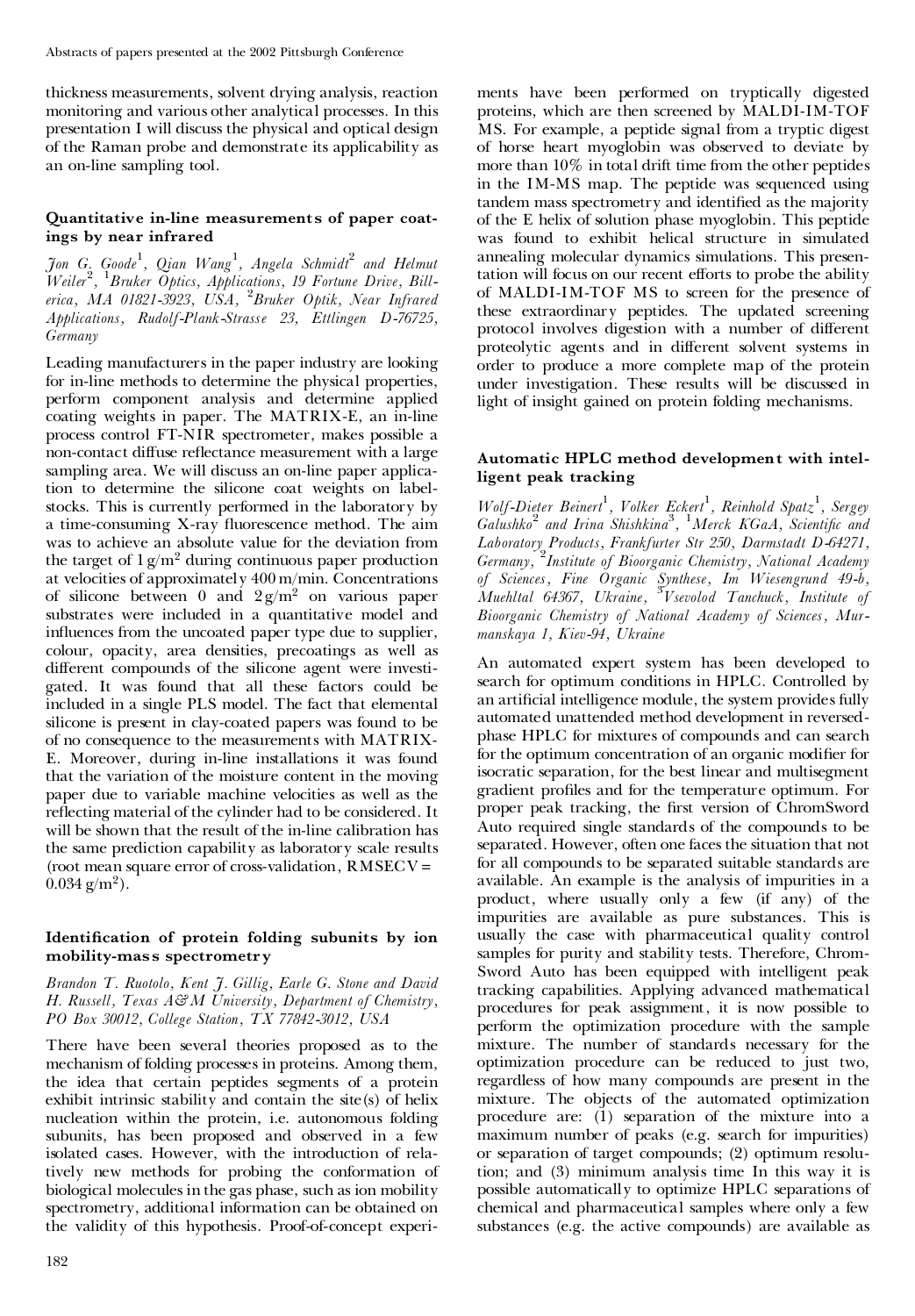thickness measurements, solvent drying analysis, reaction monitoring and various other analytical processes. In this presentation I will discuss the physical and optical design of the Raman probe and demonstrate its applicability as an on-line sampling tool.

### Quantitative in-line measurements of paper coatings by near infrared

*Jon G. Goode*[1], *Qian Wang*[1], *Angela Schmidt*[2] *and Helmut Weiler*[2], [1]*Bruker Optics, Applications, 19 Fortune Drive, Billerica, MA 01821-3923, USA*, [2]*Bruker Optik, Near Infrared Applications, Rudolf-Plank-Strasse 23, Ettlingen D-76725, Germany*

Leading manufacturers in the paper industry are looking for in-line methods to determine the physical properties, perform component analysis and determine applied coating weights in paper. The MATRIX-E, an in-line process control FT-NIR spectrometer, makes possible a non-contact diffuse reflectance measurement with a large sampling area. We will discuss an on-line paper application to determine the silicone coat weights on labelstocks. This is currently performed in the laboratory by a time-consuming X-ray fluorescence method. The aim was to achieve an absolute value for the deviation from the target of $1\,g/m^2$ during continuous paper production at velocities of approximately 400 m/min. Concentrations of silicone between 0 and $2\,g/m^2$ on various paper substrates were included in a quantitative model and influences from the uncoated paper type due to supplier, colour, opacity, area densities, precoatings as well as different compounds of the silicone agent were investigated. It was found that all these factors could be included in a single PLS model. The fact that elemental silicone is present in clay-coated papers was found to be of no consequence to the measurements with MATRIX-E. Moreover, during in-line installations it was found that the variation of the moisture content in the moving paper due to variable machine velocities as well as the reflecting material of the cylinder had to be considered. It will be shown that the result of the in-line calibration has the same prediction capability as laboratory scale results (root mean square error of cross-validation, RMSECV = $0.034\,g/m^2$).

### Identification of protein folding subunits by ion mobility-mass spectrometry

*Brandon T. Ruotolo, Kent J. Gillig, Earle G. Stone and David H. Russell, Texas A&M University, Department of Chemistry, PO Box 30012, College Station, TX 77842-3012, USA*

There have been several theories proposed as to the mechanism of folding processes in proteins. Among them, the idea that certain peptides segments of a protein exhibit intrinsic stability and contain the site(s) of helix nucleation within the protein, i.e. autonomous folding subunits, has been proposed and observed in a few isolated cases. However, with the introduction of relatively new methods for probing the conformation of biological molecules in the gas phase, such as ion mobility spectrometry, additional information can be obtained on the validity of this hypothesis. Proof-of-concept experiments have been performed on tryptically digested proteins, which are then screened by MALDI-IM-TOF MS. For example, a peptide signal from a tryptic digest of horse heart myoglobin was observed to deviate by more than 10% in total drift time from the other peptides in the IM-MS map. The peptide was sequenced using tandem mass spectrometry and identified as the majority of the E helix of solution phase myoglobin. This peptide was found to exhibit helical structure in simulated annealing molecular dynamics simulations. This presentation will focus on our recent efforts to probe the ability of MALDI-IM-TOF MS to screen for the presence of these extraordinary peptides. The updated screening protocol involves digestion with a number of different proteolytic agents and in different solvent systems in order to produce a more complete map of the protein under investigation. These results will be discussed in light of insight gained on protein folding mechanisms.

### Automatic HPLC method development with intelligent peak tracking

*Wolf-Dieter Beinert*[1], *Volker Eckert*[1], *Reinhold Spatz*[1], *Sergey Galushko*[2] *and Irina Shishkina*[3], [1]*Merck KGaA, Scientific and Laboratory Products, Frankfurter Str 250, Darmstadt D-64271, Germany*, [2]*Institute of Bioorganic Chemistry, National Academy of Sciences, Fine Organic Synthese, Im Wiesengrund 49-b, Muehltal 64367, Ukraine*, [3]*Vsevolod Tanchuck, Institute of Bioorganic Chemistry of National Academy of Sciences, Murmanskaya 1, Kiev-94, Ukraine*

An automated expert system has been developed to search for optimum conditions in HPLC. Controlled by an artificial intelligence module, the system provides fully automated unattended method development in reversed-phase HPLC for mixtures of compounds and can search for the optimum concentration of an organic modifier for isocratic separation, for the best linear and multisegment gradient profiles and for the temperature optimum. For proper peak tracking, the first version of ChromSword Auto required single standards of the compounds to be separated. However, often one faces the situation that not for all compounds to be separated suitable standards are available. An example is the analysis of impurities in a product, where usually only a few (if any) of the impurities are available as pure substances. This is usually the case with pharmaceutical quality control samples for purity and stability tests. Therefore, ChromSword Auto has been equipped with intelligent peak tracking capabilities. Applying advanced mathematical procedures for peak assignment, it is now possible to perform the optimization procedure with the sample mixture. The number of standards necessary for the optimization procedure can be reduced to just two, regardless of how many compounds are present in the mixture. The objects of the automated optimization procedure are: (1) separation of the mixture into a maximum number of peaks (e.g. search for impurities) or separation of target compounds; (2) optimum resolution; and (3) minimum analysis time In this way it is possible automatically to optimize HPLC separations of chemical and pharmaceutical samples where only a few substances (e.g. the active compounds) are available as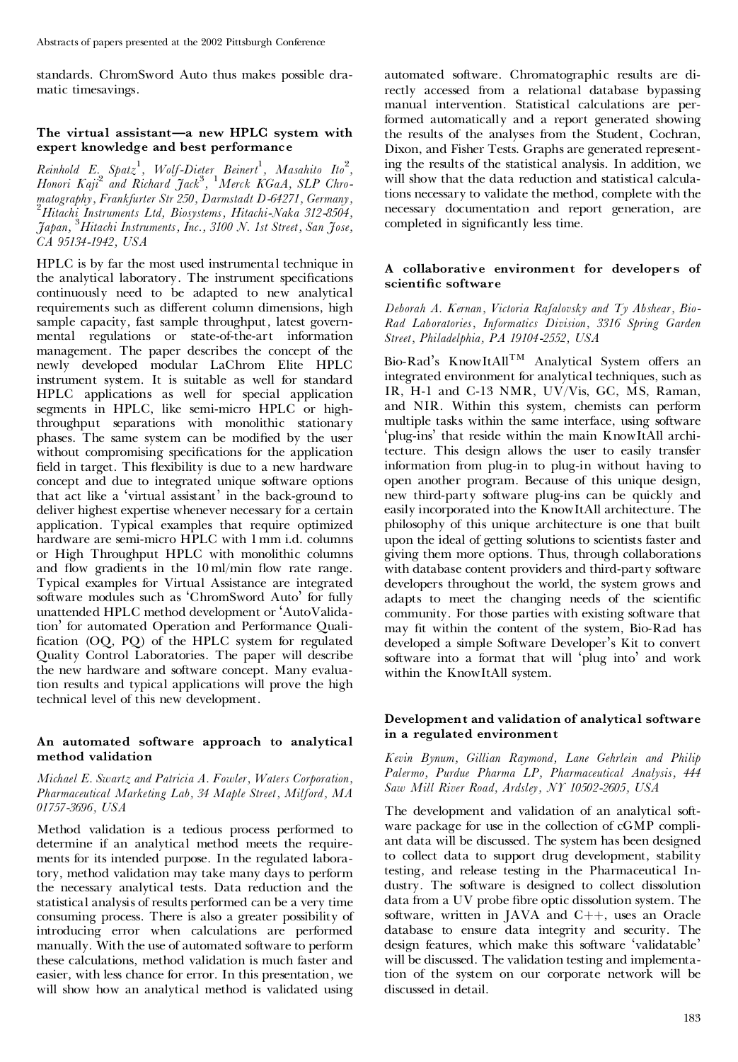standards. ChromSword Auto thus makes possible dramatic timesavings.

### The virtual assistant—a new HPLC system with expert knowledge and best performance

*Reinhold E. Spatz*[1], *Wolf-Dieter Beinert*[1], *Masahito Ito*[2], *Honori Kaji*[2] *and Richard Jack*[3], [1]*Merck KGaA, SLP Chromatography, Frankfurter Str 250, Darmstadt D-64271, Germany,* [2]*Hitachi Instruments Ltd, Biosystems, Hitachi-Naka 312-8504, Japan,* [3]*Hitachi Instruments, Inc., 3100 N. 1st Street, San Jose, CA 95134-1942, USA*

HPLC is by far the most used instrumental technique in the analytical laboratory. The instrument specifications continuously need to be adapted to new analytical requirements such as different column dimensions, high sample capacity, fast sample throughput, latest governmental regulations or state-of-the-art information management. The paper describes the concept of the newly developed modular LaChrom Elite HPLC instrument system. It is suitable as well for standard HPLC applications as well for special application segments in HPLC, like semi-micro HPLC or high-throughput separations with monolithic stationary phases. The same system can be modified by the user without compromising specifications for the application field in target. This flexibility is due to a new hardware concept and due to integrated unique software options that act like a 'virtual assistant' in the back-ground to deliver highest expertise whenever necessary for a certain application. Typical examples that require optimized hardware are semi-micro HPLC with 1 mm i.d. columns or High Throughput HPLC with monolithic columns and flow gradients in the 10 ml/min flow rate range. Typical examples for Virtual Assistance are integrated software modules such as 'ChromSword Auto' for fully unattended HPLC method development or 'AutoValidation' for automated Operation and Performance Qualification (OQ, PQ) of the HPLC system for regulated Quality Control Laboratories. The paper will describe the new hardware and software concept. Many evaluation results and typical applications will prove the high technical level of this new development.

### An automated software approach to analytical method validation

*Michael E. Swartz and Patricia A. Fowler, Waters Corporation, Pharmaceutical Marketing Lab, 34 Maple Street, Milford, MA 01757-3696, USA*

Method validation is a tedious process performed to determine if an analytical method meets the requirements for its intended purpose. In the regulated laboratory, method validation may take many days to perform the necessary analytical tests. Data reduction and the statistical analysis of results performed can be a very time consuming process. There is also a greater possibility of introducing error when calculations are performed manually. With the use of automated software to perform these calculations, method validation is much faster and easier, with less chance for error. In this presentation, we will show how an analytical method is validated using automated software. Chromatographic results are directly accessed from a relational database bypassing manual intervention. Statistical calculations are performed automatically and a report generated showing the results of the analyses from the Student, Cochran, Dixon, and Fisher Tests. Graphs are generated representing the results of the statistical analysis. In addition, we will show that the data reduction and statistical calculations necessary to validate the method, complete with the necessary documentation and report generation, are completed in significantly less time.

### A collaborative environment for developers of scientific software

*Deborah A. Kernan, Victoria Rafalovsky and Ty Abshear, Bio-Rad Laboratories, Informatics Division, 3316 Spring Garden Street, Philadelphia, PA 19104-2552, USA*

Bio-Rad's KnowItAll™ Analytical System offers an integrated environment for analytical techniques, such as IR, H-1 and C-13 NMR, UV/Vis, GC, MS, Raman, and NIR. Within this system, chemists can perform multiple tasks within the same interface, using software 'plug-ins' that reside within the main KnowItAll architecture. This design allows the user to easily transfer information from plug-in to plug-in without having to open another program. Because of this unique design, new third-party software plug-ins can be quickly and easily incorporated into the KnowItAll architecture. The philosophy of this unique architecture is one that built upon the ideal of getting solutions to scientists faster and giving them more options. Thus, through collaborations with database content providers and third-party software developers throughout the world, the system grows and adapts to meet the changing needs of the scientific community. For those parties with existing software that may fit within the content of the system, Bio-Rad has developed a simple Software Developer's Kit to convert software into a format that will 'plug into' and work within the KnowItAll system.

### Development and validation of analytical software in a regulated environment

*Kevin Bynum, Gillian Raymond, Lane Gehrlein and Philip Palermo, Purdue Pharma LP, Pharmaceutical Analysis, 444 Saw Mill River Road, Ardsley, NY 10502-2605, USA*

The development and validation of an analytical software package for use in the collection of cGMP compliant data will be discussed. The system has been designed to collect data to support drug development, stability testing, and release testing in the Pharmaceutical Industry. The software is designed to collect dissolution data from a UV probe fibre optic dissolution system. The software, written in JAVA and C++, uses an Oracle database to ensure data integrity and security. The design features, which make this software 'validatable' will be discussed. The validation testing and implementation of the system on our corporate network will be discussed in detail.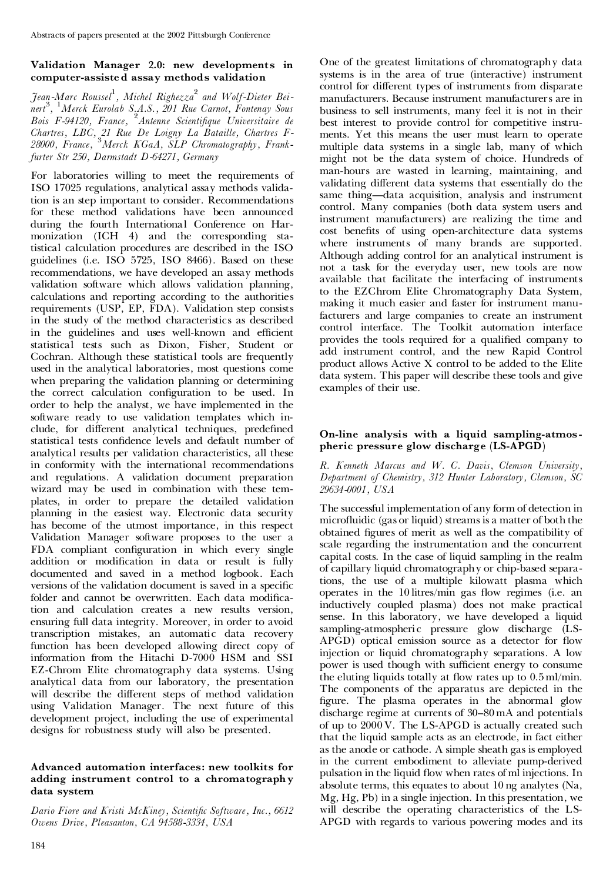### Validation Manager 2.0: new developments in computer-assisted assay methods validation

*Jean-Marc Roussel[1], Michel Righezza[2] and Wolf-Dieter Beinert[3], [1]Merck Eurolab S.A.S., 201 Rue Carnot, Fontenay Sous Bois F-94120, France, [2]Antenne Scientifique Universitaire de Chartres, LBC, 21 Rue De Loigny La Bataille, Chartres F-28000, France, [3]Merck KGaA, SLP Chromatography, Frankfurter Str 250, Darmstadt D-64271, Germany*

For laboratories willing to meet the requirements of ISO 17025 regulations, analytical assay methods validation is an step important to consider. Recommendations for these method validations have been announced during the fourth International Conference on Harmonization (ICH 4) and the corresponding statistical calculation procedures are described in the ISO guidelines (i.e. ISO 5725, ISO 8466). Based on these recommendations, we have developed an assay methods validation software which allows validation planning, calculations and reporting according to the authorities requirements (USP, EP, FDA). Validation step consists in the study of the method characteristics as described in the guidelines and uses well-known and efficient statistical tests such as Dixon, Fisher, Student or Cochran. Although these statistical tools are frequently used in the analytical laboratories, most questions come when preparing the validation planning or determining the correct calculation configuration to be used. In order to help the analyst, we have implemented in the software ready to use validation templates which include, for different analytical techniques, predefined statistical tests confidence levels and default number of analytical results per validation characteristics, all these in conformity with the international recommendations and regulations. A validation document preparation wizard may be used in combination with these templates, in order to prepare the detailed validation planning in the easiest way. Electronic data security has become of the utmost importance, in this respect Validation Manager software proposes to the user a FDA compliant configuration in which every single addition or modification in data or result is fully documented and saved in a method logbook. Each versions of the validation document is saved in a specific folder and cannot be overwritten. Each data modification and calculation creates a new results version, ensuring full data integrity. Moreover, in order to avoid transcription mistakes, an automatic data recovery function has been developed allowing direct copy of information from the Hitachi D-7000 HSM and SSI EZ-Chrom Elite chromatography data systems. Using analytical data from our laboratory, the presentation will describe the different steps of method validation using Validation Manager. The next future of this development project, including the use of experimental designs for robustness study will also be presented.

### Advanced automation interfaces: new toolkits for adding instrument control to a chromatography data system

*Dario Fiore and Kristi McKiney, Scientific Software, Inc., 6612 Owens Drive, Pleasanton, CA 94588-3334, USA*

One of the greatest limitations of chromatography data systems is in the area of true (interactive) instrument control for different types of instruments from disparate manufacturers. Because instrument manufacturers are in business to sell instruments, many feel it is not in their best interest to provide control for competitive instruments. Yet this means the user must learn to operate multiple data systems in a single lab, many of which might not be the data system of choice. Hundreds of man-hours are wasted in learning, maintaining, and validating different data systems that essentially do the same thing—data acquisition, analysis and instrument control. Many companies (both data system users and instrument manufacturers) are realizing the time and cost benefits of using open-architecture data systems where instruments of many brands are supported. Although adding control for an analytical instrument is not a task for the everyday user, new tools are now available that facilitate the interfacing of instruments to the EZChrom Elite Chromatography Data System, making it much easier and faster for instrument manufacturers and large companies to create an instrument control interface. The Toolkit automation interface provides the tools required for a qualified company to add instrument control, and the new Rapid Control product allows Active X control to be added to the Elite data system. This paper will describe these tools and give examples of their use.

### On-line analysis with a liquid sampling-atmospheric pressure glow discharge (LS-APGD)

*R. Kenneth Marcus and W. C. Davis, Clemson University, Department of Chemistry, 312 Hunter Laboratory, Clemson, SC 29634-0001, USA*

The successful implementation of any form of detection in microfluidic (gas or liquid) streams is a matter of both the obtained figures of merit as well as the compatibility of scale regarding the instrumentation and the concurrent capital costs. In the case of liquid sampling in the realm of capillary liquid chromatography or chip-based separations, the use of a multiple kilowatt plasma which operates in the 10 litres/min gas flow regimes (i.e. an inductively coupled plasma) does not make practical sense. In this laboratory, we have developed a liquid sampling-atmospheric pressure glow discharge (LS-APGD) optical emission source as a detector for flow injection or liquid chromatography separations. A low power is used though with sufficient energy to consume the eluting liquids totally at flow rates up to 0.5 ml/min. The components of the apparatus are depicted in the figure. The plasma operates in the abnormal glow discharge regime at currents of 30–80 mA and potentials of up to 2000 V. The LS-APGD is actually created such that the liquid sample acts as an electrode, in fact either as the anode or cathode. A simple sheath gas is employed in the current embodiment to alleviate pump-derived pulsation in the liquid flow when rates of ml injections. In absolute terms, this equates to about 10 ng analytes (Na, Mg, Hg, Pb) in a single injection. In this presentation, we will describe the operating characteristics of the LS-APGD with regards to various powering modes and its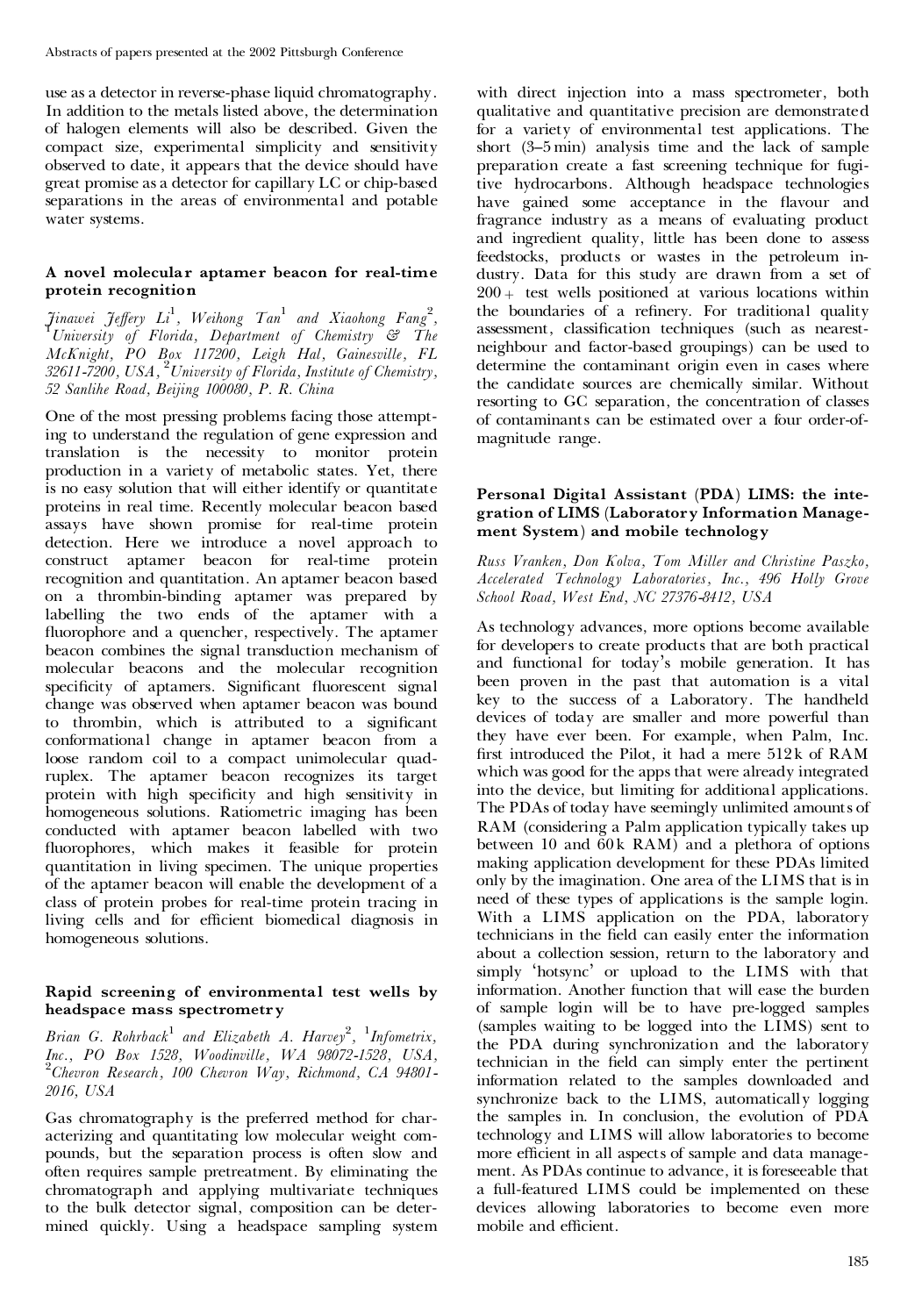use as a detector in reverse-phase liquid chromatography. In addition to the metals listed above, the determination of halogen elements will also be described. Given the compact size, experimental simplicity and sensitivity observed to date, it appears that the device should have great promise as a detector for capillary LC or chip-based separations in the areas of environmental and potable water systems.

### A novel molecular aptamer beacon for real-time protein recognition

*Jinawei Jeffery Li*[1], *Weihong Tan*[1] *and Xiaohong Fang*[2], [1]*University of Florida, Department of Chemistry & The McKnight, PO Box 117200, Leigh Hal, Gainesville, FL 32611-7200, USA*, [2]*University of Florida, Institute of Chemistry, 52 Sanlihe Road, Beijing 100080, P. R. China*

One of the most pressing problems facing those attempting to understand the regulation of gene expression and translation is the necessity to monitor protein production in a variety of metabolic states. Yet, there is no easy solution that will either identify or quantitate proteins in real time. Recently molecular beacon based assays have shown promise for real-time protein detection. Here we introduce a novel approach to construct aptamer beacon for real-time protein recognition and quantitation. An aptamer beacon based on a thrombin-binding aptamer was prepared by labelling the two ends of the aptamer with a fluorophore and a quencher, respectively. The aptamer beacon combines the signal transduction mechanism of molecular beacons and the molecular recognition specificity of aptamers. Significant fluorescent signal change was observed when aptamer beacon was bound to thrombin, which is attributed to a significant conformational change in aptamer beacon from a loose random coil to a compact unimolecular quadruplex. The aptamer beacon recognizes its target protein with high specificity and high sensitivity in homogeneous solutions. Ratiometric imaging has been conducted with aptamer beacon labelled with two fluorophores, which makes it feasible for protein quantitation in living specimen. The unique properties of the aptamer beacon will enable the development of a class of protein probes for real-time protein tracing in living cells and for efficient biomedical diagnosis in homogeneous solutions.

### Rapid screening of environmental test wells by headspace mass spectrometry

*Brian G. Rohrback*[1] *and Elizabeth A. Harvey*[2], [1]*Infometrix, Inc., PO Box 1528, Woodinville, WA 98072-1528, USA*, [2]*Chevron Research, 100 Chevron Way, Richmond, CA 94801-2016, USA*

Gas chromatography is the preferred method for characterizing and quantitating low molecular weight compounds, but the separation process is often slow and often requires sample pretreatment. By eliminating the chromatograph and applying multivariate techniques to the bulk detector signal, composition can be determined quickly. Using a headspace sampling system with direct injection into a mass spectrometer, both qualitative and quantitative precision are demonstrated for a variety of environmental test applications. The short (3–5 min) analysis time and the lack of sample preparation create a fast screening technique for fugitive hydrocarbons. Although headspace technologies have gained some acceptance in the flavour and fragrance industry as a means of evaluating product and ingredient quality, little has been done to assess feedstocks, products or wastes in the petroleum industry. Data for this study are drawn from a set of 200+ test wells positioned at various locations within the boundaries of a refinery. For traditional quality assessment, classification techniques (such as nearest-neighbour and factor-based groupings) can be used to determine the contaminant origin even in cases where the candidate sources are chemically similar. Without resorting to GC separation, the concentration of classes of contaminants can be estimated over a four order-of-magnitude range.

### Personal Digital Assistant (PDA) LIMS: the integration of LIMS (Laboratory Information Management System) and mobile technology

*Russ Vranken, Don Kolva, Tom Miller and Christine Paszko, Accelerated Technology Laboratories, Inc., 496 Holly Grove School Road, West End, NC 27376-8412, USA*

As technology advances, more options become available for developers to create products that are both practical and functional for today's mobile generation. It has been proven in the past that automation is a vital key to the success of a Laboratory. The handheld devices of today are smaller and more powerful than they have ever been. For example, when Palm, Inc. first introduced the Pilot, it had a mere 512 k of RAM which was good for the apps that were already integrated into the device, but limiting for additional applications. The PDAs of today have seemingly unlimited amounts of RAM (considering a Palm application typically takes up between 10 and 60 k RAM) and a plethora of options making application development for these PDAs limited only by the imagination. One area of the LIMS that is in need of these types of applications is the sample login. With a LIMS application on the PDA, laboratory technicians in the field can easily enter the information about a collection session, return to the laboratory and simply 'hotsync' or upload to the LIMS with that information. Another function that will ease the burden of sample login will be to have pre-logged samples (samples waiting to be logged into the LIMS) sent to the PDA during synchronization and the laboratory technician in the field can simply enter the pertinent information related to the samples downloaded and synchronize back to the LIMS, automatically logging the samples in. In conclusion, the evolution of PDA technology and LIMS will allow laboratories to become more efficient in all aspects of sample and data management. As PDAs continue to advance, it is foreseeable that a full-featured LIMS could be implemented on these devices allowing laboratories to become even more mobile and efficient.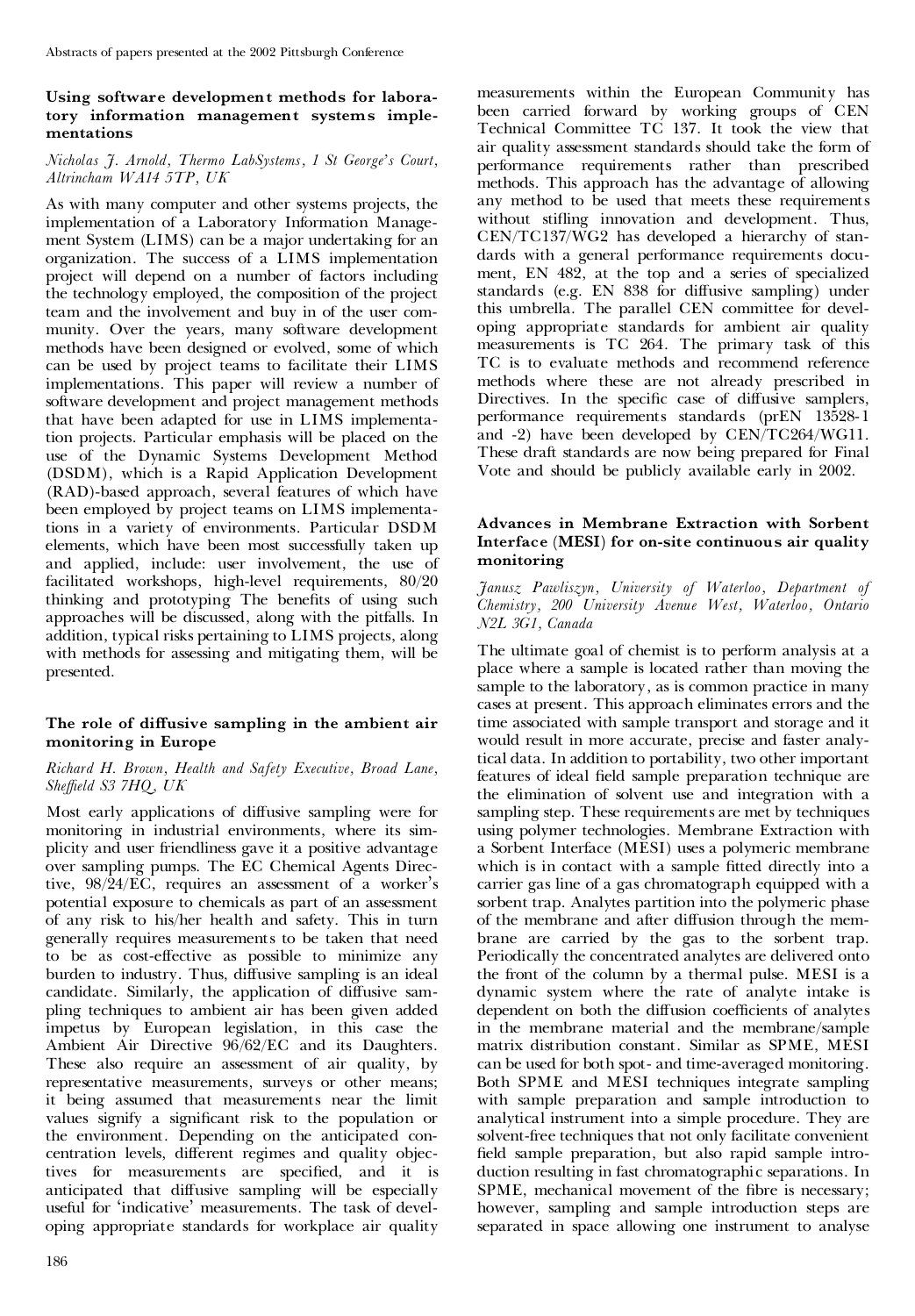### Using software development methods for laboratory information management systems implementations

*Nicholas J. Arnold, Thermo LabSystems, 1 St George's Court, Altrincham WA14 5TP, UK*

As with many computer and other systems projects, the implementation of a Laboratory Information Management System (LIMS) can be a major undertaking for an organization. The success of a LIMS implementation project will depend on a number of factors including the technology employed, the composition of the project team and the involvement and buy in of the user community. Over the years, many software development methods have been designed or evolved, some of which can be used by project teams to facilitate their LIMS implementations. This paper will review a number of software development and project management methods that have been adapted for use in LIMS implementation projects. Particular emphasis will be placed on the use of the Dynamic Systems Development Method (DSDM), which is a Rapid Application Development (RAD)-based approach, several features of which have been employed by project teams on LIMS implementations in a variety of environments. Particular DSDM elements, which have been most successfully taken up and applied, include: user involvement, the use of facilitated workshops, high-level requirements, 80/20 thinking and prototyping The benefits of using such approaches will be discussed, along with the pitfalls. In addition, typical risks pertaining to LIMS projects, along with methods for assessing and mitigating them, will be presented.

### The role of diffusive sampling in the ambient air monitoring in Europe

*Richard H. Brown, Health and Safety Executive, Broad Lane, Sheffield S3 7HQ, UK*

Most early applications of diffusive sampling were for monitoring in industrial environments, where its simplicity and user friendliness gave it a positive advantage over sampling pumps. The EC Chemical Agents Directive, 98/24/EC, requires an assessment of a worker's potential exposure to chemicals as part of an assessment of any risk to his/her health and safety. This in turn generally requires measurements to be taken that need to be as cost-effective as possible to minimize any burden to industry. Thus, diffusive sampling is an ideal candidate. Similarly, the application of diffusive sampling techniques to ambient air has been given added impetus by European legislation, in this case the Ambient Air Directive 96/62/EC and its Daughters. These also require an assessment of air quality, by representative measurements, surveys or other means; it being assumed that measurements near the limit values signify a significant risk to the population or the environment. Depending on the anticipated concentration levels, different regimes and quality objectives for measurements are specified, and it is anticipated that diffusive sampling will be especially useful for 'indicative' measurements. The task of developing appropriate standards for workplace air quality measurements within the European Community has been carried forward by working groups of CEN Technical Committee TC 137. It took the view that air quality assessment standards should take the form of performance requirements rather than prescribed methods. This approach has the advantage of allowing any method to be used that meets these requirements without stifling innovation and development. Thus, CEN/TC137/WG2 has developed a hierarchy of standards with a general performance requirements document, EN 482, at the top and a series of specialized standards (e.g. EN 838 for diffusive sampling) under this umbrella. The parallel CEN committee for developing appropriate standards for ambient air quality measurements is TC 264. The primary task of this TC is to evaluate methods and recommend reference methods where these are not already prescribed in Directives. In the specific case of diffusive samplers, performance requirements standards (prEN 13528-1 and -2) have been developed by CEN/TC264/WG11. These draft standards are now being prepared for Final Vote and should be publicly available early in 2002.

### Advances in Membrane Extraction with Sorbent Interface (MESI) for on-site continuous air quality monitoring

*Janusz Pawliszyn, University of Waterloo, Department of Chemistry, 200 University Avenue West, Waterloo, Ontario N2L 3G1, Canada*

The ultimate goal of chemist is to perform analysis at a place where a sample is located rather than moving the sample to the laboratory, as is common practice in many cases at present. This approach eliminates errors and the time associated with sample transport and storage and it would result in more accurate, precise and faster analytical data. In addition to portability, two other important features of ideal field sample preparation technique are the elimination of solvent use and integration with a sampling step. These requirements are met by techniques using polymer technologies. Membrane Extraction with a Sorbent Interface (MESI) uses a polymeric membrane which is in contact with a sample fitted directly into a carrier gas line of a gas chromatograph equipped with a sorbent trap. Analytes partition into the polymeric phase of the membrane and after diffusion through the membrane are carried by the gas to the sorbent trap. Periodically the concentrated analytes are delivered onto the front of the column by a thermal pulse. MESI is a dynamic system where the rate of analyte intake is dependent on both the diffusion coefficients of analytes in the membrane material and the membrane/sample matrix distribution constant. Similar as SPME, MESI can be used for both spot- and time-averaged monitoring. Both SPME and MESI techniques integrate sampling with sample preparation and sample introduction to analytical instrument into a simple procedure. They are solvent-free techniques that not only facilitate convenient field sample preparation, but also rapid sample introduction resulting in fast chromatographic separations. In SPME, mechanical movement of the fibre is necessary; however, sampling and sample introduction steps are separated in space allowing one instrument to analyse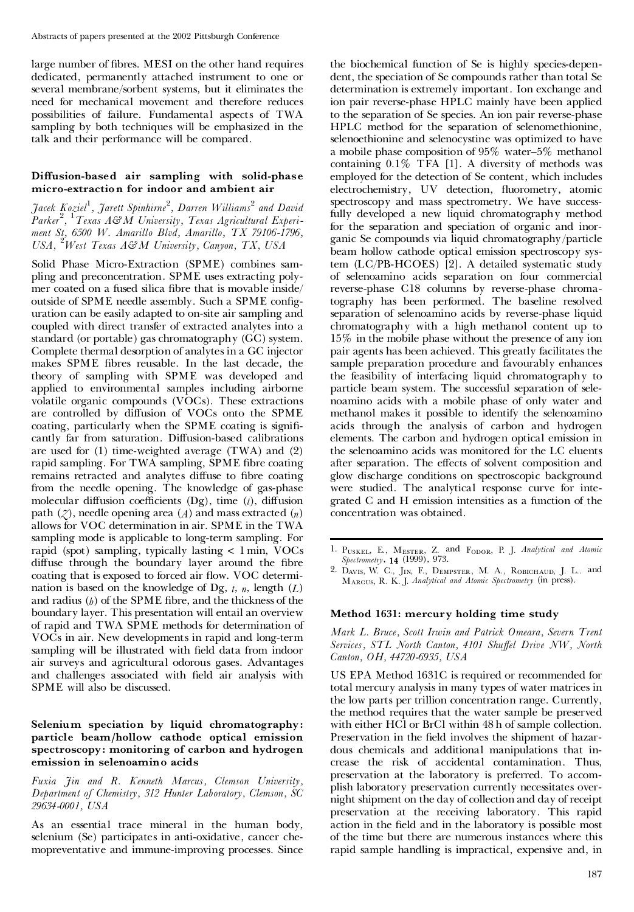large number of fibres. MESI on the other hand requires dedicated, permanently attached instrument to one or several membrane/sorbent systems, but it eliminates the need for mechanical movement and therefore reduces possibilities of failure. Fundamental aspects of TWA sampling by both techniques will be emphasized in the talk and their performance will be compared.

### Diffusion-based air sampling with solid-phase micro-extraction for indoor and ambient air

*Jacek Koziel*[1], *Jarett Spinhirne*[2], *Darren Williams*[2] *and David Parker*[2], [1]*Texas A&M University, Texas Agricultural Experiment St, 6500 W. Amarillo Blvd, Amarillo, TX 79106-1796, USA*, [2]*West Texas A&M University, Canyon, TX, USA*

Solid Phase Micro-Extraction (SPME) combines sampling and preconcentration. SPME uses extracting polymer coated on a fused silica fibre that is movable inside/outside of SPME needle assembly. Such a SPME configuration can be easily adapted to on-site air sampling and coupled with direct transfer of extracted analytes into a standard (or portable) gas chromatography (GC) system. Complete thermal desorption of analytes in a GC injector makes SPME fibres reusable. In the last decade, the theory of sampling with SPME was developed and applied to environmental samples including airborne volatile organic compounds (VOCs). These extractions are controlled by diffusion of VOCs onto the SPME coating, particularly when the SPME coating is significantly far from saturation. Diffusion-based calibrations are used for (1) time-weighted average (TWA) and (2) rapid sampling. For TWA sampling, SPME fibre coating remains retracted and analytes diffuse to fibre coating from the needle opening. The knowledge of gas-phase molecular diffusion coefficients (Dg), time ($t$), diffusion path ($Z$), needle opening area ($A$) and mass extracted ($n$) allows for VOC determination in air. SPME in the TWA sampling mode is applicable to long-term sampling. For rapid (spot) sampling, typically lasting < 1 min, VOCs diffuse through the boundary layer around the fibre coating that is exposed to forced air flow. VOC determination is based on the knowledge of Dg, $t$, $n$, length ($L$) and radius ($b$) of the SPME fibre, and the thickness of the boundary layer. This presentation will entail an overview of rapid and TWA SPME methods for determination of VOCs in air. New developments in rapid and long-term sampling will be illustrated with field data from indoor air surveys and agricultural odorous gases. Advantages and challenges associated with field air analysis with SPME will also be discussed.

### Selenium speciation by liquid chromatography: particle beam/hollow cathode optical emission spectroscopy: monitoring of carbon and hydrogen emission in selenoamino acids

*Fuxia Jin and R. Kenneth Marcus, Clemson University, Department of Chemistry, 312 Hunter Laboratory, Clemson, SC 29634-0001, USA*

As an essential trace mineral in the human body, selenium (Se) participates in anti-oxidative, cancer chemopreventative and immune-improving processes. Since the biochemical function of Se is highly species-dependent, the speciation of Se compounds rather than total Se determination is extremely important. Ion exchange and ion pair reverse-phase HPLC mainly have been applied to the separation of Se species. An ion pair reverse-phase HPLC method for the separation of selenomethionine, selenoethionine and selenocystine was optimized to have a mobile phase composition of 95% water–5% methanol containing 0.1% TFA [1]. A diversity of methods was employed for the detection of Se content, which includes electrochemistry, UV detection, fluorometry, atomic spectroscopy and mass spectrometry. We have successfully developed a new liquid chromatography method for the separation and speciation of organic and inorganic Se compounds via liquid chromatography/particle beam hollow cathode optical emission spectroscopy system (LC/PB-HCOES) [2]. A detailed systematic study of selenoamino acids separation on four commercial reverse-phase C18 columns by reverse-phase chromatography has been performed. The baseline resolved separation of selenoamino acids by reverse-phase liquid chromatography with a high methanol content up to 15% in the mobile phase without the presence of any ion pair agents has been achieved. This greatly facilitates the sample preparation procedure and favourably enhances the feasibility of interfacing liquid chromatography to particle beam system. The successful separation of selenoamino acids with a mobile phase of only water and methanol makes it possible to identify the selenoamino acids through the analysis of carbon and hydrogen elements. The carbon and hydrogen optical emission in the selenoamino acids was monitored for the LC eluents after separation. The effects of solvent composition and glow discharge conditions on spectroscopic background were studied. The analytical response curve for integrated C and H emission intensities as a function of the concentration was obtained.

1. Puskel, E., Mester, Z. and Fodor, P. J. *Analytical and Atomic Spectrometry*, **14** (1999), 973.
2. Davis, W. C., Jin, F., Dempster, M. A., Robichaud, J. L. and Marcus, R. K. J. *Analytical and Atomic Spectrometry* (in press).

### Method 1631: mercury holding time study

*Mark L. Bruce, Scott Irwin and Patrick Omeara, Severn Trent Services, STL North Canton, 4101 Shuffel Drive NW, North Canton, OH, 44720-6935, USA*

US EPA Method 1631C is required or recommended for total mercury analysis in many types of water matrices in the low parts per trillion concentration range. Currently, the method requires that the water sample be preserved with either HCl or BrCl within 48 h of sample collection. Preservation in the field involves the shipment of hazardous chemicals and additional manipulations that increase the risk of accidental contamination. Thus, preservation at the laboratory is preferred. To accomplish laboratory preservation currently necessitates overnight shipment on the day of collection and day of receipt preservation at the receiving laboratory. This rapid action in the field and in the laboratory is possible most of the time but there are numerous instances where this rapid sample handling is impractical, expensive and, in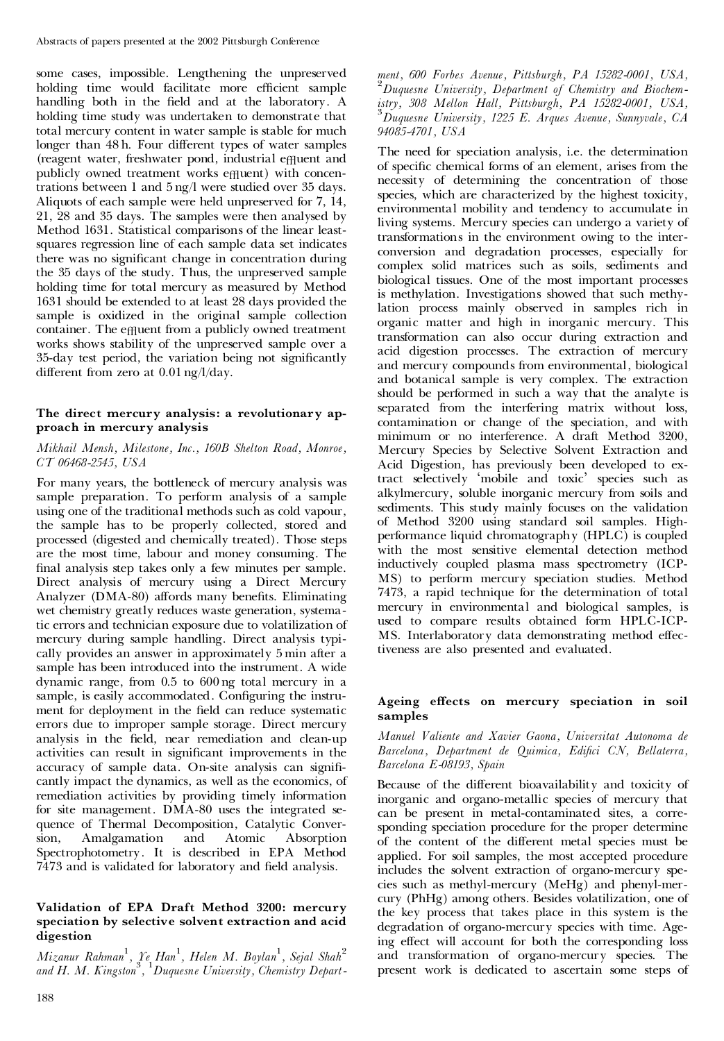some cases, impossible. Lengthening the unpreserved holding time would facilitate more efficient sample handling both in the field and at the laboratory. A holding time study was undertaken to demonstrate that total mercury content in water sample is stable for much longer than 48 h. Four different types of water samples (reagent water, freshwater pond, industrial effluent and publicly owned treatment works effluent) with concentrations between 1 and 5 ng/l were studied over 35 days. Aliquots of each sample were held unpreserved for 7, 14, 21, 28 and 35 days. The samples were then analysed by Method 1631. Statistical comparisons of the linear least-squares regression line of each sample data set indicates there was no significant change in concentration during the 35 days of the study. Thus, the unpreserved sample holding time for total mercury as measured by Method 1631 should be extended to at least 28 days provided the sample is oxidized in the original sample collection container. The effluent from a publicly owned treatment works shows stability of the unpreserved sample over a 35-day test period, the variation being not significantly different from zero at 0.01 ng/l/day.

### The direct mercury analysis: a revolutionary approach in mercury analysis

*Mikhail Mensh, Milestone, Inc., 160B Shelton Road, Monroe, CT 06468-2545, USA*

For many years, the bottleneck of mercury analysis was sample preparation. To perform analysis of a sample using one of the traditional methods such as cold vapour, the sample has to be properly collected, stored and processed (digested and chemically treated). Those steps are the most time, labour and money consuming. The final analysis step takes only a few minutes per sample. Direct analysis of mercury using a Direct Mercury Analyzer (DMA-80) affords many benefits. Eliminating wet chemistry greatly reduces waste generation, systematic errors and technician exposure due to volatilization of mercury during sample handling. Direct analysis typically provides an answer in approximately 5 min after a sample has been introduced into the instrument. A wide dynamic range, from 0.5 to 600 ng total mercury in a sample, is easily accommodated. Configuring the instrument for deployment in the field can reduce systematic errors due to improper sample storage. Direct mercury analysis in the field, near remediation and clean-up activities can result in significant improvements in the accuracy of sample data. On-site analysis can significantly impact the dynamics, as well as the economics, of remediation activities by providing timely information for site management. DMA-80 uses the integrated sequence of Thermal Decomposition, Catalytic Conversion, Amalgamation and Atomic Absorption Spectrophotometry. It is described in EPA Method 7473 and is validated for laboratory and field analysis.

### Validation of EPA Draft Method 3200: mercury speciation by selective solvent extraction and acid digestion

*Mizanur Rahman[1], Ye Han[1], Helen M. Boylan[1], Sejal Shah[2] and H. M. Kingston[3], [1]Duquesne University, Chemistry Department, 600 Forbes Avenue, Pittsburgh, PA 15282-0001, USA, [2]Duquesne University, Department of Chemistry and Biochemistry, 308 Mellon Hall, Pittsburgh, PA 15282-0001, USA, [3]Duquesne University, 1225 E. Arques Avenue, Sunnyvale, CA 94085-4701, USA*

The need for speciation analysis, i.e. the determination of specific chemical forms of an element, arises from the necessity of determining the concentration of those species, which are characterized by the highest toxicity, environmental mobility and tendency to accumulate in living systems. Mercury species can undergo a variety of transformations in the environment owing to the interconversion and degradation processes, especially for complex solid matrices such as soils, sediments and biological tissues. One of the most important processes is methylation. Investigations showed that such methylation process mainly observed in samples rich in organic matter and high in inorganic mercury. This transformation can also occur during extraction and acid digestion processes. The extraction of mercury and mercury compounds from environmental, biological and botanical sample is very complex. The extraction should be performed in such a way that the analyte is separated from the interfering matrix without loss, contamination or change of the speciation, and with minimum or no interference. A draft Method 3200, Mercury Species by Selective Solvent Extraction and Acid Digestion, has previously been developed to extract selectively 'mobile and toxic' species such as alkylmercury, soluble inorganic mercury from soils and sediments. This study mainly focuses on the validation of Method 3200 using standard soil samples. High-performance liquid chromatography (HPLC) is coupled with the most sensitive elemental detection method inductively coupled plasma mass spectrometry (ICP-MS) to perform mercury speciation studies. Method 7473, a rapid technique for the determination of total mercury in environmental and biological samples, is used to compare results obtained form HPLC-ICP-MS. Interlaboratory data demonstrating method effectiveness are also presented and evaluated.

### Ageing effects on mercury speciation in soil samples

*Manuel Valiente and Xavier Gaona, Universitat Autonoma de Barcelona, Department de Quimica, Edifici CN, Bellaterra, Barcelona E-08193, Spain*

Because of the different bioavailability and toxicity of inorganic and organo-metallic species of mercury that can be present in metal-contaminated sites, a corresponding speciation procedure for the proper determine of the content of the different metal species must be applied. For soil samples, the most accepted procedure includes the solvent extraction of organo-mercury species such as methyl-mercury (MeHg) and phenyl-mercury (PhHg) among others. Besides volatilization, one of the key process that takes place in this system is the degradation of organo-mercury species with time. Ageing effect will account for both the corresponding loss and transformation of organo-mercury species. The present work is dedicated to ascertain some steps of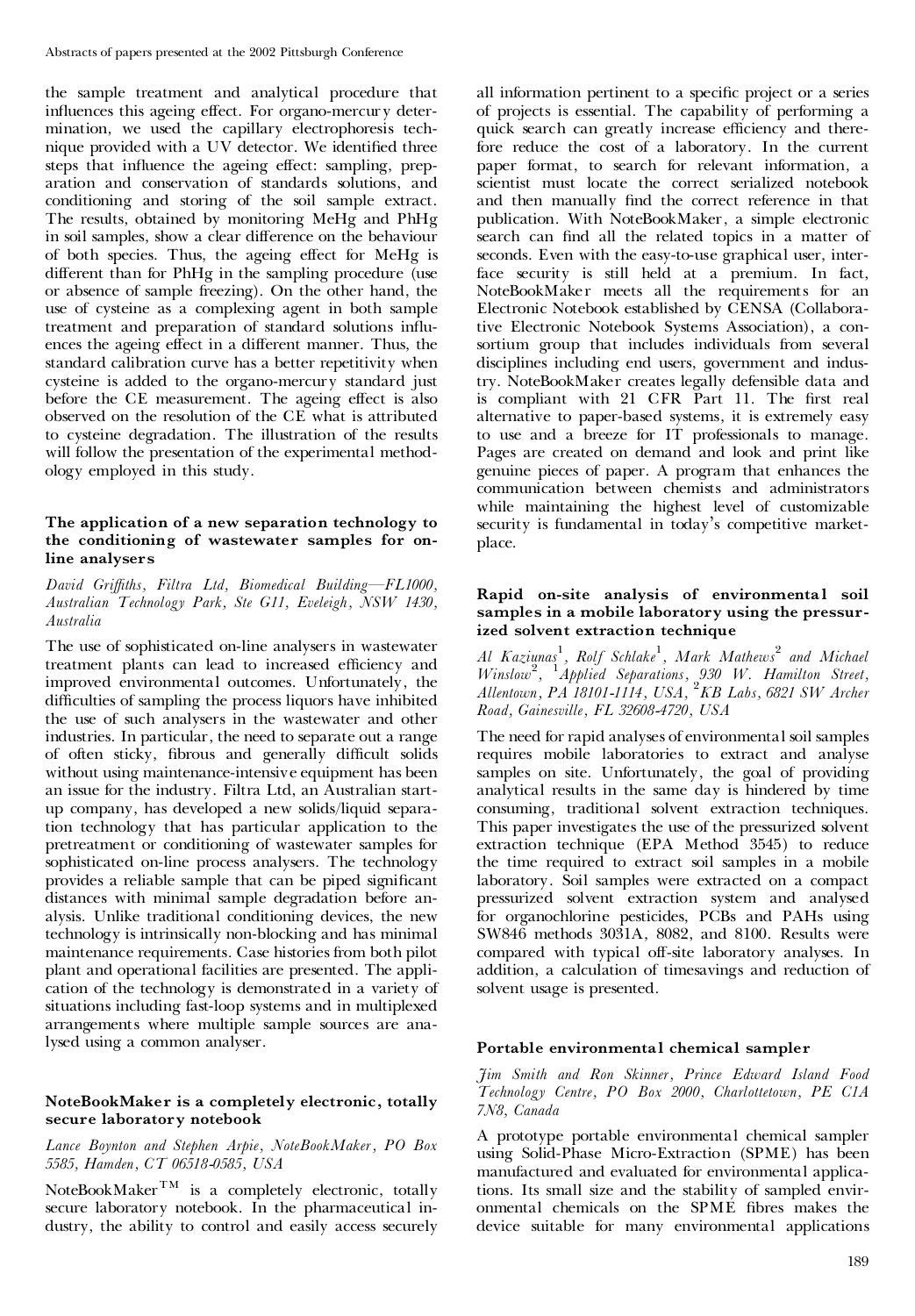the sample treatment and analytical procedure that influences this ageing effect. For organo-mercury determination, we used the capillary electrophoresis technique provided with a UV detector. We identified three steps that influence the ageing effect: sampling, preparation and conservation of standards solutions, and conditioning and storing of the soil sample extract. The results, obtained by monitoring MeHg and PhHg in soil samples, show a clear difference on the behaviour of both species. Thus, the ageing effect for MeHg is different than for PhHg in the sampling procedure (use or absence of sample freezing). On the other hand, the use of cysteine as a complexing agent in both sample treatment and preparation of standard solutions influences the ageing effect in a different manner. Thus, the standard calibration curve has a better repetitivity when cysteine is added to the organo-mercury standard just before the CE measurement. The ageing effect is also observed on the resolution of the CE what is attributed to cysteine degradation. The illustration of the results will follow the presentation of the experimental methodology employed in this study.

### The application of a new separation technology to the conditioning of wastewater samples for on-line analysers

*David Griffiths, Filtra Ltd, Biomedical Building—FL1000, Australian Technology Park, Ste G11, Eveleigh, NSW 1430, Australia*

The use of sophisticated on-line analysers in wastewater treatment plants can lead to increased efficiency and improved environmental outcomes. Unfortunately, the difficulties of sampling the process liquors have inhibited the use of such analysers in the wastewater and other industries. In particular, the need to separate out a range of often sticky, fibrous and generally difficult solids without using maintenance-intensive equipment has been an issue for the industry. Filtra Ltd, an Australian start-up company, has developed a new solids/liquid separation technology that has particular application to the pretreatment or conditioning of wastewater samples for sophisticated on-line process analysers. The technology provides a reliable sample that can be piped significant distances with minimal sample degradation before analysis. Unlike traditional conditioning devices, the new technology is intrinsically non-blocking and has minimal maintenance requirements. Case histories from both pilot plant and operational facilities are presented. The application of the technology is demonstrated in a variety of situations including fast-loop systems and in multiplexed arrangements where multiple sample sources are analysed using a common analyser.

### NoteBookMaker is a completely electronic, totally secure laboratory notebook

*Lance Boynton and Stephen Arpie, NoteBookMaker, PO Box 5585, Hamden, CT 06518-0585, USA*

NoteBookMaker™ is a completely electronic, totally secure laboratory notebook. In the pharmaceutical industry, the ability to control and easily access securely all information pertinent to a specific project or a series of projects is essential. The capability of performing a quick search can greatly increase efficiency and therefore reduce the cost of a laboratory. In the current paper format, to search for relevant information, a scientist must locate the correct serialized notebook and then manually find the correct reference in that publication. With NoteBookMaker, a simple electronic search can find all the related topics in a matter of seconds. Even with the easy-to-use graphical user, interface security is still held at a premium. In fact, NoteBookMaker meets all the requirements for an Electronic Notebook established by CENSA (Collaborative Electronic Notebook Systems Association), a consortium group that includes individuals from several disciplines including end users, government and industry. NoteBookMaker creates legally defensible data and is compliant with 21 CFR Part 11. The first real alternative to paper-based systems, it is extremely easy to use and a breeze for IT professionals to manage. Pages are created on demand and look and print like genuine pieces of paper. A program that enhances the communication between chemists and administrators while maintaining the highest level of customizable security is fundamental in today's competitive marketplace.

### Rapid on-site analysis of environmental soil samples in a mobile laboratory using the pressurized solvent extraction technique

*Al Kaziunas[1], Rolf Schlake[1], Mark Mathews[2] and Michael Winslow[2], [1]Applied Separations, 930 W. Hamilton Street, Allentown, PA 18101-1114, USA, [2]KB Labs, 6821 SW Archer Road, Gainesville, FL 32608-4720, USA*

The need for rapid analyses of environmental soil samples requires mobile laboratories to extract and analyse samples on site. Unfortunately, the goal of providing analytical results in the same day is hindered by time consuming, traditional solvent extraction techniques. This paper investigates the use of the pressurized solvent extraction technique (EPA Method 3545) to reduce the time required to extract soil samples in a mobile laboratory. Soil samples were extracted on a compact pressurized solvent extraction system and analysed for organochlorine pesticides, PCBs and PAHs using SW846 methods 3031A, 8082, and 8100. Results were compared with typical off-site laboratory analyses. In addition, a calculation of timesavings and reduction of solvent usage is presented.

### Portable environmental chemical sampler

*Jim Smith and Ron Skinner, Prince Edward Island Food Technology Centre, PO Box 2000, Charlottetown, PE C1A 7N8, Canada*

A prototype portable environmental chemical sampler using Solid-Phase Micro-Extraction (SPME) has been manufactured and evaluated for environmental applications. Its small size and the stability of sampled environmental chemicals on the SPME fibres makes the device suitable for many environmental applications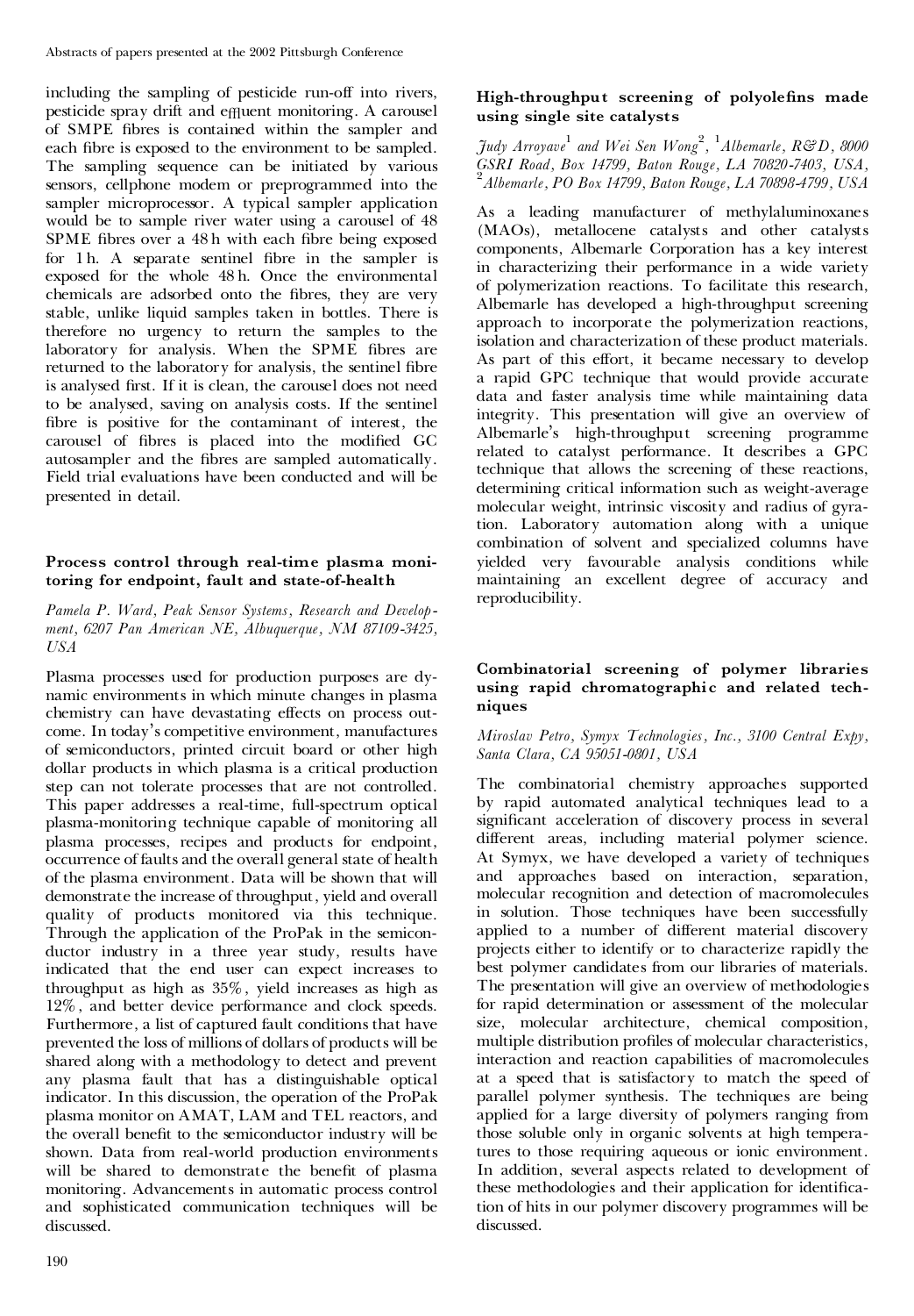including the sampling of pesticide run-off into rivers, pesticide spray drift and effluent monitoring. A carousel of SMPE fibres is contained within the sampler and each fibre is exposed to the environment to be sampled. The sampling sequence can be initiated by various sensors, cellphone modem or preprogrammed into the sampler microprocessor. A typical sampler application would be to sample river water using a carousel of 48 SPME fibres over a 48 h with each fibre being exposed for 1 h. A separate sentinel fibre in the sampler is exposed for the whole 48 h. Once the environmental chemicals are adsorbed onto the fibres, they are very stable, unlike liquid samples taken in bottles. There is therefore no urgency to return the samples to the laboratory for analysis. When the SPME fibres are returned to the laboratory for analysis, the sentinel fibre is analysed first. If it is clean, the carousel does not need to be analysed, saving on analysis costs. If the sentinel fibre is positive for the contaminant of interest, the carousel of fibres is placed into the modified GC autosampler and the fibres are sampled automatically. Field trial evaluations have been conducted and will be presented in detail.

### Process control through real-time plasma monitoring for endpoint, fault and state-of-health

*Pamela P. Ward, Peak Sensor Systems, Research and Development, 6207 Pan American NE, Albuquerque, NM 87109-3425, USA*

Plasma processes used for production purposes are dynamic environments in which minute changes in plasma chemistry can have devastating effects on process outcome. In today's competitive environment, manufactures of semiconductors, printed circuit board or other high dollar products in which plasma is a critical production step can not tolerate processes that are not controlled. This paper addresses a real-time, full-spectrum optical plasma-monitoring technique capable of monitoring all plasma processes, recipes and products for endpoint, occurrence of faults and the overall general state of health of the plasma environment. Data will be shown that will demonstrate the increase of throughput, yield and overall quality of products monitored via this technique. Through the application of the ProPak in the semiconductor industry in a three year study, results have indicated that the end user can expect increases to throughput as high as 35%, yield increases as high as 12%, and better device performance and clock speeds. Furthermore, a list of captured fault conditions that have prevented the loss of millions of dollars of products will be shared along with a methodology to detect and prevent any plasma fault that has a distinguishable optical indicator. In this discussion, the operation of the ProPak plasma monitor on AMAT, LAM and TEL reactors, and the overall benefit to the semiconductor industry will be shown. Data from real-world production environments will be shared to demonstrate the benefit of plasma monitoring. Advancements in automatic process control and sophisticated communication techniques will be discussed.

### High-throughput screening of polyolefins made using single site catalysts

*Judy Arroyave[1] and Wei Sen Wong[2], [1]Albemarle, R&D, 8000 GSRI Road, Box 14799, Baton Rouge, LA 70820-7403, USA, [2]Albemarle, PO Box 14799, Baton Rouge, LA 70898-4799, USA*

As a leading manufacturer of methylaluminoxanes (MAOs), metallocene catalysts and other catalysts components, Albemarle Corporation has a key interest in characterizing their performance in a wide variety of polymerization reactions. To facilitate this research, Albemarle has developed a high-throughput screening approach to incorporate the polymerization reactions, isolation and characterization of these product materials. As part of this effort, it became necessary to develop a rapid GPC technique that would provide accurate data and faster analysis time while maintaining data integrity. This presentation will give an overview of Albemarle's high-throughput screening programme related to catalyst performance. It describes a GPC technique that allows the screening of these reactions, determining critical information such as weight-average molecular weight, intrinsic viscosity and radius of gyration. Laboratory automation along with a unique combination of solvent and specialized columns have yielded very favourable analysis conditions while maintaining an excellent degree of accuracy and reproducibility.

### Combinatorial screening of polymer libraries using rapid chromatographic and related techniques

*Miroslav Petro, Symyx Technologies, Inc., 3100 Central Expy, Santa Clara, CA 95051-0801, USA*

The combinatorial chemistry approaches supported by rapid automated analytical techniques lead to a significant acceleration of discovery process in several different areas, including material polymer science. At Symyx, we have developed a variety of techniques and approaches based on interaction, separation, molecular recognition and detection of macromolecules in solution. Those techniques have been successfully applied to a number of different material discovery projects either to identify or to characterize rapidly the best polymer candidates from our libraries of materials. The presentation will give an overview of methodologies for rapid determination or assessment of the molecular size, molecular architecture, chemical composition, multiple distribution profiles of molecular characteristics, interaction and reaction capabilities of macromolecules at a speed that is satisfactory to match the speed of parallel polymer synthesis. The techniques are being applied for a large diversity of polymers ranging from those soluble only in organic solvents at high temperatures to those requiring aqueous or ionic environment. In addition, several aspects related to development of these methodologies and their application for identification of hits in our polymer discovery programmes will be discussed.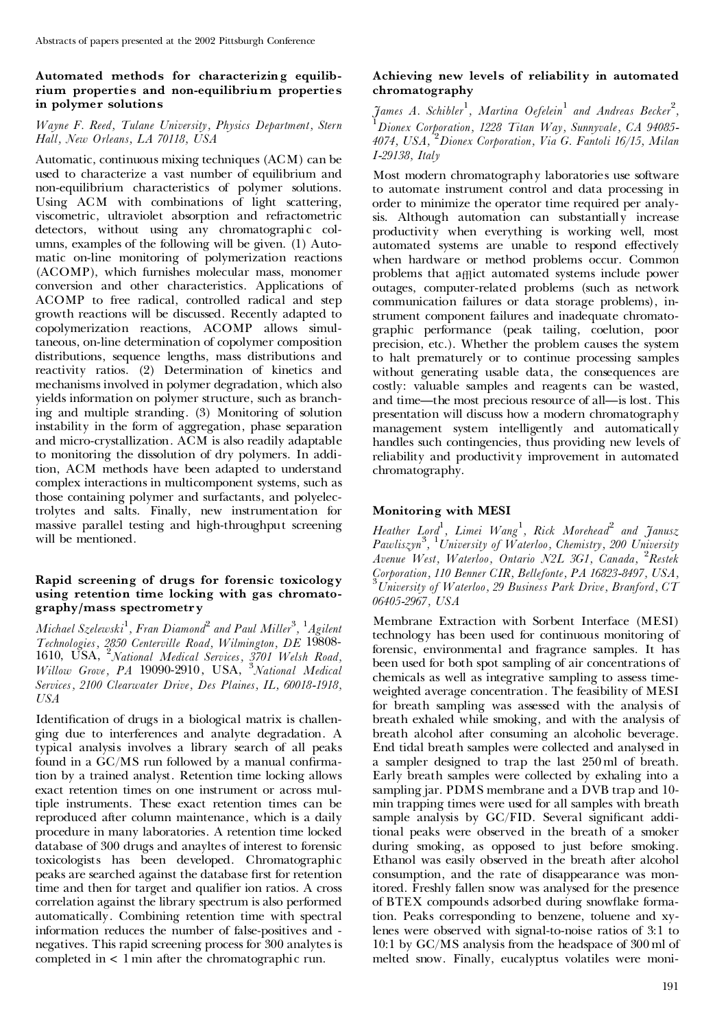### Automated methods for characterizing equilibrium properties and non-equilibrium properties in polymer solutions

*Wayne F. Reed, Tulane University, Physics Department, Stern Hall, New Orleans, LA 70118, USA*

Automatic, continuous mixing techniques (ACM) can be used to characterize a vast number of equilibrium and non-equilibrium characteristics of polymer solutions. Using ACM with combinations of light scattering, viscometric, ultraviolet absorption and refractometric detectors, without using any chromatographic columns, examples of the following will be given. (1) Automatic on-line monitoring of polymerization reactions (ACOMP), which furnishes molecular mass, monomer conversion and other characteristics. Applications of ACOMP to free radical, controlled radical and step growth reactions will be discussed. Recently adapted to copolymerization reactions, ACOMP allows simultaneous, on-line determination of copolymer composition distributions, sequence lengths, mass distributions and reactivity ratios. (2) Determination of kinetics and mechanisms involved in polymer degradation, which also yields information on polymer structure, such as branching and multiple stranding. (3) Monitoring of solution instability in the form of aggregation, phase separation and micro-crystallization. ACM is also readily adaptable to monitoring the dissolution of dry polymers. In addition, ACM methods have been adapted to understand complex interactions in multicomponent systems, such as those containing polymer and surfactants, and polyelectrolytes and salts. Finally, new instrumentation for massive parallel testing and high-throughput screening will be mentioned.

### Rapid screening of drugs for forensic toxicology using retention time locking with gas chromatography/mass spectrometry

*Michael Szelewski[1], Fran Diamond[2] and Paul Miller[3], [1]Agilent Technologies, 2850 Centerville Road, Wilmington, DE 19808-1610, USA, [2]National Medical Services, 3701 Welsh Road, Willow Grove, PA 19090-2910, USA, [3]National Medical Services, 2100 Clearwater Drive, Des Plaines, IL, 60018-1918, USA*

Identification of drugs in a biological matrix is challenging due to interferences and analyte degradation. A typical analysis involves a library search of all peaks found in a GC/MS run followed by a manual confirmation by a trained analyst. Retention time locking allows exact retention times on one instrument or across multiple instruments. These exact retention times can be reproduced after column maintenance, which is a daily procedure in many laboratories. A retention time locked database of 300 drugs and anayltes of interest to forensic toxicologists has been developed. Chromatographic peaks are searched against the database first for retention time and then for target and qualifier ion ratios. A cross correlation against the library spectrum is also performed automatically. Combining retention time with spectral information reduces the number of false-positives and -negatives. This rapid screening process for 300 analytes is completed in < 1 min after the chromatographic run.

### Achieving new levels of reliability in automated chromatography

*James A. Schibler[1], Martina Oefelein[1] and Andreas Becker[2], [1]Dionex Corporation, 1228 Titan Way, Sunnyvale, CA 94085-4074, USA, [2]Dionex Corporation, Via G. Fantoli 16/15, Milan I-29138, Italy*

Most modern chromatography laboratories use software to automate instrument control and data processing in order to minimize the operator time required per analysis. Although automation can substantially increase productivity when everything is working well, most automated systems are unable to respond effectively when hardware or method problems occur. Common problems that afflict automated systems include power outages, computer-related problems (such as network communication failures or data storage problems), instrument component failures and inadequate chromatographic performance (peak tailing, coelution, poor precision, etc.). Whether the problem causes the system to halt prematurely or to continue processing samples without generating usable data, the consequences are costly: valuable samples and reagents can be wasted, and time—the most precious resource of all—is lost. This presentation will discuss how a modern chromatography management system intelligently and automatically handles such contingencies, thus providing new levels of reliability and productivity improvement in automated chromatography.

### Monitoring with MESI

*Heather Lord[1], Limei Wang[1], Rick Morehead[2] and Janusz Pawliszyn[3], [1]University of Waterloo, Chemistry, 200 University Avenue West, Waterloo, Ontario N2L 3G1, Canada, [2]Restek Corporation, 110 Benner CIR, Bellefonte, PA 16823-8497, USA, [3]University of Waterloo, 29 Business Park Drive, Branford, CT 06405-2967, USA*

Membrane Extraction with Sorbent Interface (MESI) technology has been used for continuous monitoring of forensic, environmental and fragrance samples. It has been used for both spot sampling of air concentrations of chemicals as well as integrative sampling to assess time-weighted average concentration. The feasibility of MESI for breath sampling was assessed with the analysis of breath exhaled while smoking, and with the analysis of breath alcohol after consuming an alcoholic beverage. End tidal breath samples were collected and analysed in a sampler designed to trap the last 250 ml of breath. Early breath samples were collected by exhaling into a sampling jar. PDMS membrane and a DVB trap and 10-min trapping times were used for all samples with breath sample analysis by GC/FID. Several significant additional peaks were observed in the breath of a smoker during smoking, as opposed to just before smoking. Ethanol was easily observed in the breath after alcohol consumption, and the rate of disappearance was monitored. Freshly fallen snow was analysed for the presence of BTEX compounds adsorbed during snowflake formation. Peaks corresponding to benzene, toluene and xylenes were observed with signal-to-noise ratios of 3:1 to 10:1 by GC/MS analysis from the headspace of 300 ml of melted snow. Finally, eucalyptus volatiles were moni-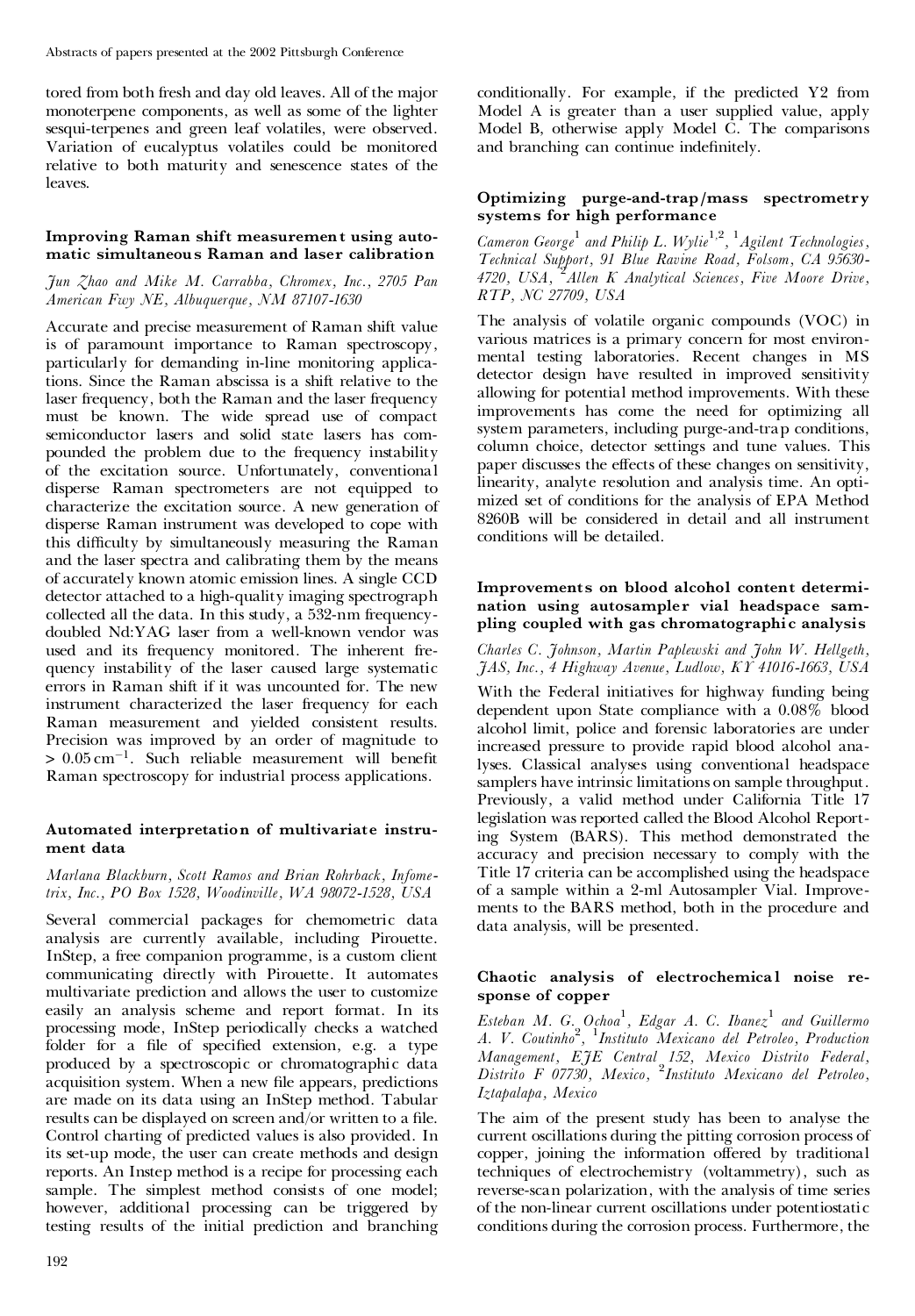tored from both fresh and day old leaves. All of the major monoterpene components, as well as some of the lighter sesqui-terpenes and green leaf volatiles, were observed. Variation of eucalyptus volatiles could be monitored relative to both maturity and senescence states of the leaves.

### Improving Raman shift measurement using automatic simultaneous Raman and laser calibration

*Jun Zhao and Mike M. Carrabba, Chromex, Inc., 2705 Pan American Fwy NE, Albuquerque, NM 87107-1630*

Accurate and precise measurement of Raman shift value is of paramount importance to Raman spectroscopy, particularly for demanding in-line monitoring applications. Since the Raman abscissa is a shift relative to the laser frequency, both the Raman and the laser frequency must be known. The wide spread use of compact semiconductor lasers and solid state lasers has compounded the problem due to the frequency instability of the excitation source. Unfortunately, conventional disperse Raman spectrometers are not equipped to characterize the excitation source. A new generation of disperse Raman instrument was developed to cope with this difficulty by simultaneously measuring the Raman and the laser spectra and calibrating them by the means of accurately known atomic emission lines. A single CCD detector attached to a high-quality imaging spectrograph collected all the data. In this study, a 532-nm frequency-doubled Nd:YAG laser from a well-known vendor was used and its frequency monitored. The inherent frequency instability of the laser caused large systematic errors in Raman shift if it was uncounted for. The new instrument characterized the laser frequency for each Raman measurement and yielded consistent results. Precision was improved by an order of magnitude to $> 0.05\,\mathrm{cm}^{-1}$. Such reliable measurement will benefit Raman spectroscopy for industrial process applications.

### Automated interpretation of multivariate instrument data

*Marlana Blackburn, Scott Ramos and Brian Rohrback, Infometrix, Inc., PO Box 1528, Woodinville, WA 98072-1528, USA*

Several commercial packages for chemometric data analysis are currently available, including Pirouette. InStep, a free companion programme, is a custom client communicating directly with Pirouette. It automates multivariate prediction and allows the user to customize easily an analysis scheme and report format. In its processing mode, InStep periodically checks a watched folder for a file of specified extension, e.g. a type produced by a spectroscopic or chromatographic data acquisition system. When a new file appears, predictions are made on its data using an InStep method. Tabular results can be displayed on screen and/or written to a file. Control charting of predicted values is also provided. In its set-up mode, the user can create methods and design reports. An Instep method is a recipe for processing each sample. The simplest method consists of one model; however, additional processing can be triggered by testing results of the initial prediction and branching conditionally. For example, if the predicted Y2 from Model A is greater than a user supplied value, apply Model B, otherwise apply Model C. The comparisons and branching can continue indefinitely.

### Optimizing purge-and-trap/mass spectrometry systems for high performance

*Cameron George[1] and Philip L. Wylie[1,2], [1]Agilent Technologies, Technical Support, 91 Blue Ravine Road, Folsom, CA 95630-4720, USA, [2]Allen K Analytical Sciences, Five Moore Drive, RTP, NC 27709, USA*

The analysis of volatile organic compounds (VOC) in various matrices is a primary concern for most environmental testing laboratories. Recent changes in MS detector design have resulted in improved sensitivity allowing for potential method improvements. With these improvements has come the need for optimizing all system parameters, including purge-and-trap conditions, column choice, detector settings and tune values. This paper discusses the effects of these changes on sensitivity, linearity, analyte resolution and analysis time. An optimized set of conditions for the analysis of EPA Method 8260B will be considered in detail and all instrument conditions will be detailed.

### Improvements on blood alcohol content determination using autosampler vial headspace sampling coupled with gas chromatographic analysis

*Charles C. Johnson, Martin Paplewski and John W. Hellgeth, JAS, Inc., 4 Highway Avenue, Ludlow, KY 41016-1663, USA*

With the Federal initiatives for highway funding being dependent upon State compliance with a 0.08% blood alcohol limit, police and forensic laboratories are under increased pressure to provide rapid blood alcohol analyses. Classical analyses using conventional headspace samplers have intrinsic limitations on sample throughput. Previously, a valid method under California Title 17 legislation was reported called the Blood Alcohol Reporting System (BARS). This method demonstrated the accuracy and precision necessary to comply with the Title 17 criteria can be accomplished using the headspace of a sample within a 2-ml Autosampler Vial. Improvements to the BARS method, both in the procedure and data analysis, will be presented.

### Chaotic analysis of electrochemical noise response of copper

*Esteban M. G. Ochoa[1], Edgar A. C. Ibanez[1] and Guillermo A. V. Coutinho[2], [1]Instituto Mexicano del Petroleo, Production Management, EJE Central 152, Mexico Distrito Federal, Distrito F 07730, Mexico, [2]Instituto Mexicano del Petroleo, Iztapalapa, Mexico*

The aim of the present study has been to analyse the current oscillations during the pitting corrosion process of copper, joining the information offered by traditional techniques of electrochemistry (voltammetry), such as reverse-scan polarization, with the analysis of time series of the non-linear current oscillations under potentiostatic conditions during the corrosion process. Furthermore, the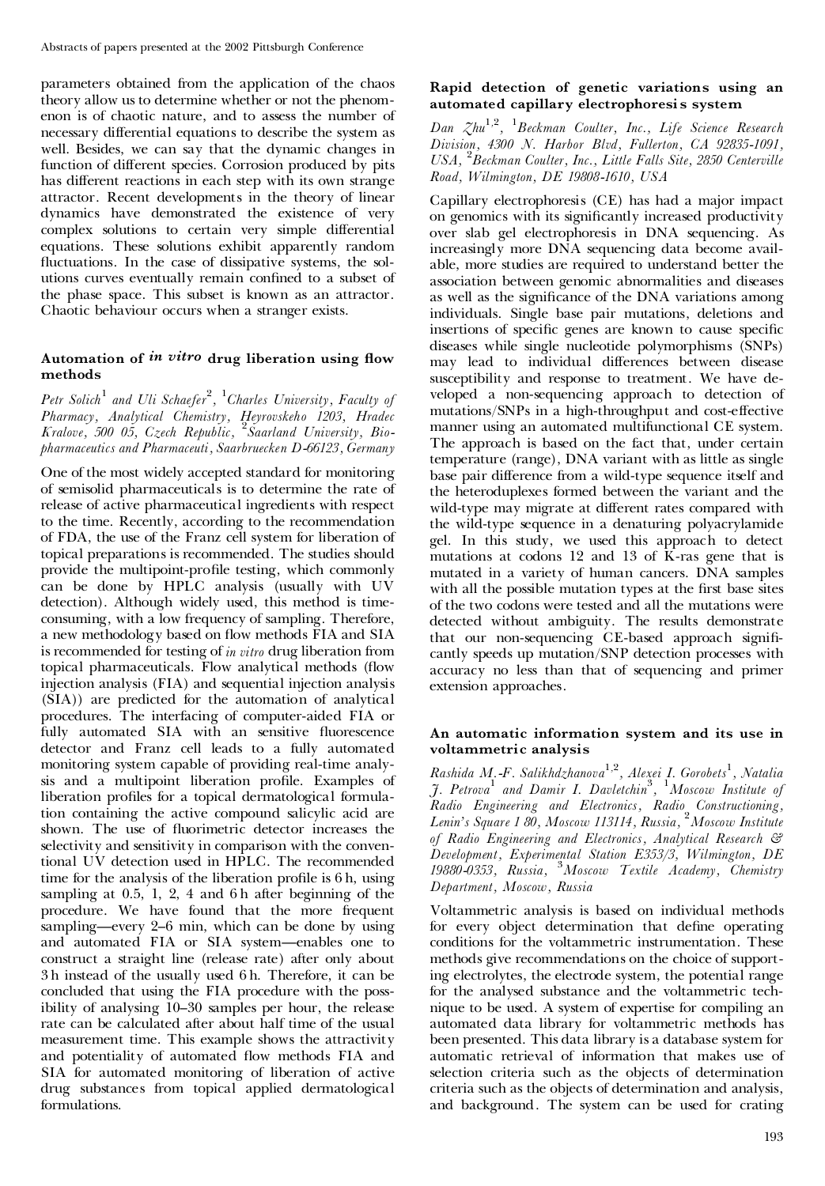parameters obtained from the application of the chaos theory allow us to determine whether or not the phenomenon is of chaotic nature, and to assess the number of necessary differential equations to describe the system as well. Besides, we can say that the dynamic changes in function of different species. Corrosion produced by pits has different reactions in each step with its own strange attractor. Recent developments in the theory of linear dynamics have demonstrated the existence of very complex solutions to certain very simple differential equations. These solutions exhibit apparently random fluctuations. In the case of dissipative systems, the solutions curves eventually remain confined to a subset of the phase space. This subset is known as an attractor. Chaotic behaviour occurs when a stranger exists.

### Automation of *in vitro* drug liberation using flow methods

*Petr Solich*[1] *and Uli Schaefer*[2], [1]*Charles University, Faculty of Pharmacy, Analytical Chemistry, Heyrovskeho 1203, Hradec Kralove, 500 05, Czech Republic,* [2]*Saarland University, Biopharmaceutics and Pharmaceuti, Saarbruecken D-66123, Germany*

One of the most widely accepted standard for monitoring of semisolid pharmaceuticals is to determine the rate of release of active pharmaceutical ingredients with respect to the time. Recently, according to the recommendation of FDA, the use of the Franz cell system for liberation of topical preparations is recommended. The studies should provide the multipoint-profile testing, which commonly can be done by HPLC analysis (usually with UV detection). Although widely used, this method is time-consuming, with a low frequency of sampling. Therefore, a new methodology based on flow methods FIA and SIA is recommended for testing of *in vitro* drug liberation from topical pharmaceuticals. Flow analytical methods (flow injection analysis (FIA) and sequential injection analysis (SIA)) are predicted for the automation of analytical procedures. The interfacing of computer-aided FIA or fully automated SIA with an sensitive fluorescence detector and Franz cell leads to a fully automated monitoring system capable of providing real-time analysis and a multipoint liberation profile. Examples of liberation profiles for a topical dermatological formulation containing the active compound salicylic acid are shown. The use of fluorimetric detector increases the selectivity and sensitivity in comparison with the conventional UV detection used in HPLC. The recommended time for the analysis of the liberation profile is 6 h, using sampling at 0.5, 1, 2, 4 and 6 h after beginning of the procedure. We have found that the more frequent sampling—every 2–6 min, which can be done by using and automated FIA or SIA system—enables one to construct a straight line (release rate) after only about 3 h instead of the usually used 6 h. Therefore, it can be concluded that using the FIA procedure with the possibility of analysing 10–30 samples per hour, the release rate can be calculated after about half time of the usual measurement time. This example shows the attractivity and potentiality of automated flow methods FIA and SIA for automated monitoring of liberation of active drug substances from topical applied dermatological formulations.

### Rapid detection of genetic variations using an automated capillary electrophoresis system

*Dan Zhu*[1,2], [1]*Beckman Coulter, Inc., Life Science Research Division, 4300 N. Harbor Blvd, Fullerton, CA 92835-1091, USA,* [2]*Beckman Coulter, Inc., Little Falls Site, 2850 Centerville Road, Wilmington, DE 19808-1610, USA*

Capillary electrophoresis (CE) has had a major impact on genomics with its significantly increased productivity over slab gel electrophoresis in DNA sequencing. As increasingly more DNA sequencing data become available, more studies are required to understand better the association between genomic abnormalities and diseases as well as the significance of the DNA variations among individuals. Single base pair mutations, deletions and insertions of specific genes are known to cause specific diseases while single nucleotide polymorphisms (SNPs) may lead to individual differences between disease susceptibility and response to treatment. We have developed a non-sequencing approach to detection of mutations/SNPs in a high-throughput and cost-effective manner using an automated multifunctional CE system. The approach is based on the fact that, under certain temperature (range), DNA variant with as little as single base pair difference from a wild-type sequence itself and the heteroduplexes formed between the variant and the wild-type may migrate at different rates compared with the wild-type sequence in a denaturing polyacrylamide gel. In this study, we used this approach to detect mutations at codons 12 and 13 of K-ras gene that is mutated in a variety of human cancers. DNA samples with all the possible mutation types at the first base sites of the two codons were tested and all the mutations were detected without ambiguity. The results demonstrate that our non-sequencing CE-based approach significantly speeds up mutation/SNP detection processes with accuracy no less than that of sequencing and primer extension approaches.

### An automatic information system and its use in voltammetric analysis

*Rashida M.-F. Salikhdzhanova*[1,2], *Alexei I. Gorobets*[1], *Natalia J. Petrova*[1] *and Damir I. Davletchin*[3], [1]*Moscow Institute of Radio Engineering and Electronics, Radio Constructioning, Lenin's Square 1 80, Moscow 113114, Russia,* [2]*Moscow Institute of Radio Engineering and Electronics, Analytical Research & Development, Experimental Station E353/3, Wilmington, DE 19880-0353, Russia,* [3]*Moscow Textile Academy, Chemistry Department, Moscow, Russia*

Voltammetric analysis is based on individual methods for every object determination that define operating conditions for the voltammetric instrumentation. These methods give recommendations on the choice of supporting electrolytes, the electrode system, the potential range for the analysed substance and the voltammetric technique to be used. A system of expertise for compiling an automated data library for voltammetric methods has been presented. This data library is a database system for automatic retrieval of information that makes use of selection criteria such as the objects of determination criteria such as the objects of determination and analysis, and background. The system can be used for crating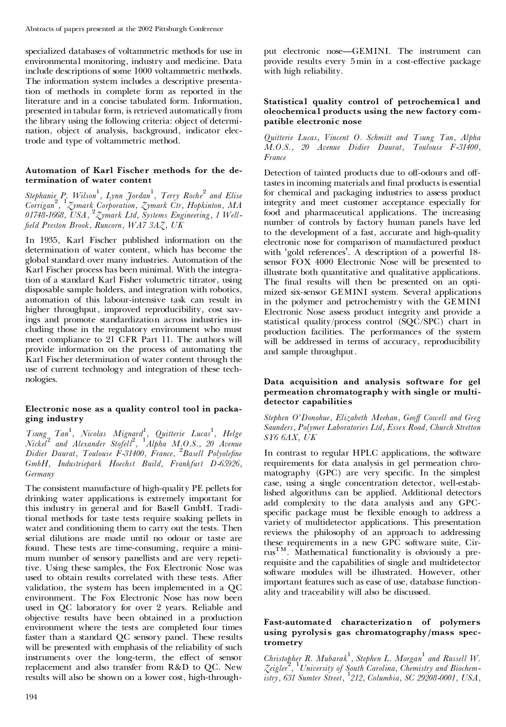specialized databases of voltammetric methods for use in environmental monitoring, industry and medicine. Data include descriptions of some 1000 voltammetric methods. The information system includes a descriptive presentation of methods in complete form as reported in the literature and in a concise tabulated form. Information, presented in tabular form, is retrieved automatically from the library using the following criteria: object of determination, object of analysis, background, indicator electrode and type of voltammetric method.

### Automation of Karl Fischer methods for the determination of water content

*Stephanie P. Wilson*[1], *Lynn Jordan*[1], *Terry Roche*[2] *and Elise Corrigan*[2], [1]*Zymark Corporation, Zymark Ctr, Hopkinton, MA 01748-1668, USA*, [2]*Zymark Ltd, Systems Engineering, 1 Wellfield Preston Brook, Runcorn, WA7 3AZ, UK*

In 1935, Karl Fischer published information on the determination of water content, which has become the global standard over many industries. Automation of the Karl Fischer process has been minimal. With the integration of a standard Karl Fisher volumetric titrator, using disposable sample holders, and integration with robotics, automation of this labour-intensive task can result in higher throughput, improved reproducibility, cost savings and promote standardization across industries including those in the regulatory environment who must meet compliance to 21 CFR Part 11. The authors will provide information on the process of automating the Karl Fischer determination of water content through the use of current technology and integration of these technologies.

### Electronic nose as a quality control tool in packaging industry

*Tsung Tan*[1], *Nicolas Mignard*[1], *Quitterie Lucas*[1], *Helge Nickel*[2] *and Alexander Stofell*[2], [1]*Alpha M.O.S., 20 Avenue Didier Daurat, Toulouse F-31400, France*, [2]*Basell Polyolefine GmbH, Industriepark Hoechst Build, Frankfurt D-65926, Germany*

The consistent manufacture of high-quality PE pellets for drinking water applications is extremely important for this industry in general and for Basell GmbH. Traditional methods for taste tests require soaking pellets in water and conditioning them to carry out the tests. Then serial dilutions are made until no odour or taste are found. These tests are time-consuming, require a minimum number of sensory panellists and are very repetitive. Using these samples, the Fox Electronic Nose was used to obtain results correlated with these tests. After validation, the system has been implemented in a QC environment. The Fox Electronic Nose has now been used in QC laboratory for over 2 years. Reliable and objective results have been obtained in a production environment where the tests are completed four times faster than a standard QC sensory panel. These results will be presented with emphasis of the reliability of such instruments over the long-term, the effect of sensor replacement and also transfer from R&D to QC. New results will also be shown on a lower cost, high-throughput electronic nose—GEMINI. The instrument can provide results every 5 min in a cost-effective package with high reliability.

### Statistical quality control of petrochemical and oleochemical products using the new factory compatible electronic nose

*Quitterie Lucas, Vincent O. Schmitt and Tsung Tan, Alpha M.O.S., 20 Avenue Didier Daurat, Toulouse F-31400, France*

Detection of tainted products due to off-odours and off-tastes in incoming materials and final products is essential for chemical and packaging industries to assess product integrity and meet customer acceptance especially for food and pharmaceutical applications. The increasing number of controls by factory human panels have led to the development of a fast, accurate and high-quality electronic nose for comparison of manufactured product with 'gold references'. A description of a powerful 18-sensor FOX 4000 Electronic Nose will be presented to illustrate both quantitative and qualitative applications. The final results will then be presented on an optimized six-sensor GEMINI system. Several applications in the polymer and petrochemistry with the GEMINI Electronic Nose assess product integrity and provide a statistical quality/process control (SQC/SPC) chart in production facilities. The performances of the system will be addressed in terms of accuracy, reproducibility and sample throughput.

### Data acquisition and analysis software for gel permeation chromatography with single or multidetector capabilities

*Stephen O'Donohue, Elizabeth Meehan, Geoff Cowell and Greg Saunders, Polymer Laboratories Ltd, Essex Road, Church Stretton SY6 6AX, UK*

In contrast to regular HPLC applications, the software requirements for data analysis in gel permeation chromatography (GPC) are very specific. In the simplest case, using a single concentration detector, well-established algorithms can be applied. Additional detectors add complexity to the data analysis and any GPC-specific package must be flexible enough to address a variety of multidetector applications. This presentation reviews the philosophy of an approach to addressing these requirements in a new GPC software suite, Cirrus™. Mathematical functionality is obviously a prerequisite and the capabilities of single and multidetector software modules will be illustrated. However, other important features such as ease of use, database functionality and traceability will also be discussed.

### Fast-automated characterization of polymers using pyrolysis gas chromatography/mass spectrometry

*Christopher R. Mubarak*[1], *Stephen L. Morgan*[1] *and Russell W. Zeigler*[2], [1]*University of South Carolina, Chemistry and Biochemistry, 631 Sumter Street*, [1]*212, Columbia, SC 29208-0001, USA,*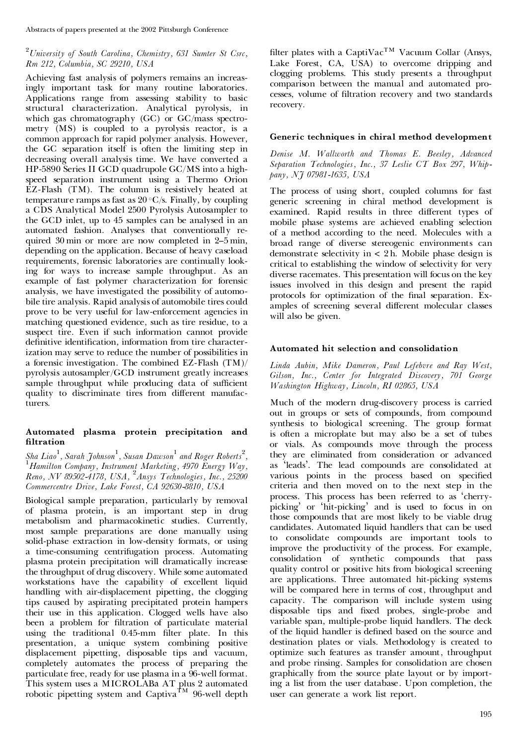[2]*University of South Carolina, Chemistry, 631 Sumter St Csrc, Rm 212, Columbia, SC 29210, USA*

Achieving fast analysis of polymers remains an increasingly important task for many routine laboratories. Applications range from assessing stability to basic structural characterization. Analytical pyrolysis, in which gas chromatography (GC) or GC/mass spectrometry (MS) is coupled to a pyrolysis reactor, is a common approach for rapid polymer analysis. However, the GC separation itself is often the limiting step in decreasing overall analysis time. We have converted a HP-5890 Series II GCD quadrupole GC/MS into a high-speed separation instrument using a Thermo Orion EZ-Flash (TM). The column is resistively heated at temperature ramps as fast as 20 °C/s. Finally, by coupling a CDS Analytical Model 2500 Pyrolysis Autosampler to the GCD inlet, up to 45 samples can be analysed in an automated fashion. Analyses that conventionally required 30 min or more are now completed in 2–5 min, depending on the application. Because of heavy caseload requirements, forensic laboratories are continually looking for ways to increase sample throughput. As an example of fast polymer characterization for forensic analysis, we have investigated the possibility of automobile tire analysis. Rapid analysis of automobile tires could prove to be very useful for law-enforcement agencies in matching questioned evidence, such as tire residue, to a suspect tire. Even if such information cannot provide definitive identification, information from tire characterization may serve to reduce the number of possibilities in a forensic investigation. The combined EZ-Flash (TM)/pyrolysis autosampler/GCD instrument greatly increases sample throughput while producing data of sufficient quality to discriminate tires from different manufacturers.

### Automated plasma protein precipitation and filtration

*Sha Liao[1], Sarah Johnson[1], Susan Dawson[1] and Roger Roberts[2], [1]Hamilton Company, Instrument Marketing, 4970 Energy Way, Reno, NV 89502-4178, USA, [2]Ansys Technologies, Inc., 25200 Commercentre Drive, Lake Forest, CA 92630-8810, USA*

Biological sample preparation, particularly by removal of plasma protein, is an important step in drug metabolism and pharmacokinetic studies. Currently, most sample preparations are done manually using solid-phase extraction in low-density formats, or using a time-consuming centrifugation process. Automating plasma protein precipitation will dramatically increase the throughput of drug discovery. While some automated workstations have the capability of excellent liquid handling with air-displacement pipetting, the clogging tips caused by aspirating precipitated protein hampers their use in this application. Clogged wells have also been a problem for filtration of particulate material using the traditional 0.45-mm filter plate. In this presentation, a unique system combining positive displacement pipetting, disposable tips and vacuum, completely automates the process of preparing the particulate free, ready for use plasma in a 96-well format. This system uses a MICROLABa AT plus 2 automated robotic pipetting system and Captiva™ 96-well depth filter plates with a CaptiVac™ Vacuum Collar (Ansys, Lake Forest, CA, USA) to overcome dripping and clogging problems. This study presents a throughput comparison between the manual and automated processes, volume of filtration recovery and two standards recovery.

### Generic techniques in chiral method development

*Denise M. Wallworth and Thomas E. Beesley, Advanced Separation Technologies, Inc., 37 Leslie CT Box 297, Whippany, NJ 07981-1635, USA*

The process of using short, coupled columns for fast generic screening in chiral method development is examined. Rapid results in three different types of mobile phase systems are achieved enabling selection of a method according to the need. Molecules with a broad range of diverse stereogenic environments can demonstrate selectivity in < 2 h. Mobile phase design is critical to establishing the window of selectivity for very diverse racemates. This presentation will focus on the key issues involved in this design and present the rapid protocols for optimization of the final separation. Examples of screening several different molecular classes will also be given.

### Automated hit selection and consolidation

*Linda Aubin, Mike Dameron, Paul Lefebvre and Ray West, Gilson, Inc., Center for Integrated Discovery, 701 George Washington Highway, Lincoln, RI 02865, USA*

Much of the modern drug-discovery process is carried out in groups or sets of compounds, from compound synthesis to biological screening. The group format is often a microplate but may also be a set of tubes or vials. As compounds move through the process they are eliminated from consideration or advanced as 'leads'. The lead compounds are consolidated at various points in the process based on specified criteria and then moved on to the next step in the process. This process has been referred to as 'cherry-picking' or 'hit-picking' and is used to focus in on those compounds that are most likely to be viable drug candidates. Automated liquid handlers that can be used to consolidate compounds are important tools to improve the productivity of the process. For example, consolidation of synthetic compounds that pass quality control or positive hits from biological screening are applications. Three automated hit-picking systems will be compared here in terms of cost, throughput and capacity. The comparison will include system using disposable tips and fixed probes, single-probe and variable span, multiple-probe liquid handlers. The deck of the liquid handler is defined based on the source and destination plates or vials. Methodology is created to optimize such features as transfer amount, throughput and probe rinsing. Samples for consolidation are chosen graphically from the source plate layout or by importing a list from the user database. Upon completion, the user can generate a work list report.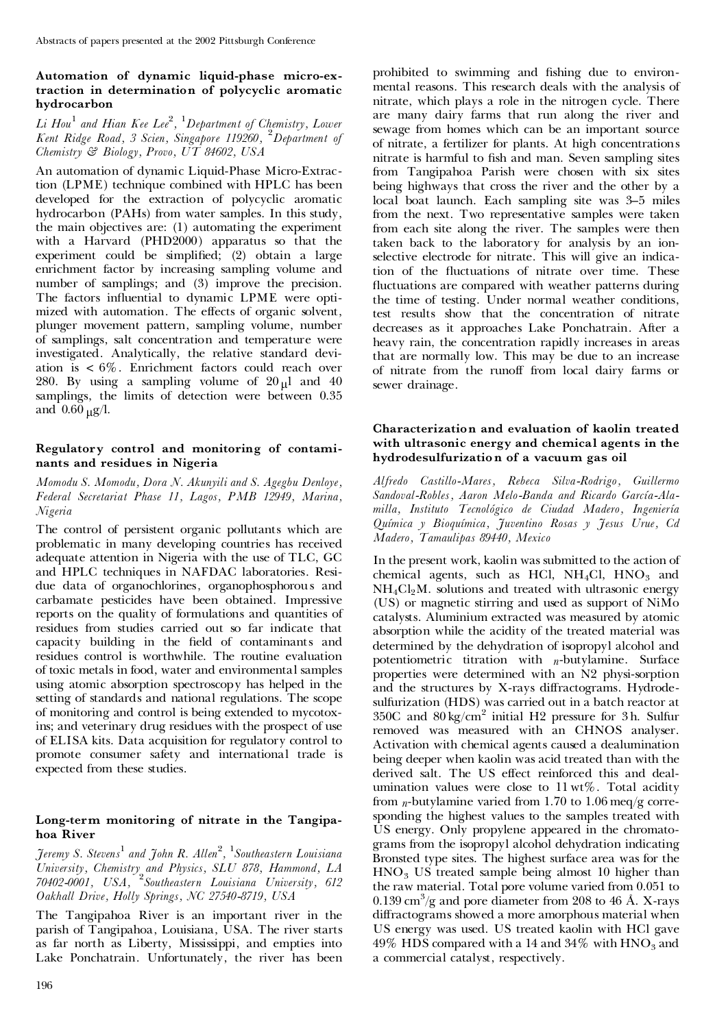### Automation of dynamic liquid-phase micro-extraction in determination of polycyclic aromatic hydrocarbon

*Li Hou*[1] *and Hian Kee Lee*[2], [1]*Department of Chemistry, Lower Kent Ridge Road, 3 Scien, Singapore 119260,* [2]*Department of Chemistry & Biology, Provo, UT 84602, USA*

An automation of dynamic Liquid-Phase Micro-Extraction (LPME) technique combined with HPLC has been developed for the extraction of polycyclic aromatic hydrocarbon (PAHs) from water samples. In this study, the main objectives are: (1) automating the experiment with a Harvard (PHD2000) apparatus so that the experiment could be simplified; (2) obtain a large enrichment factor by increasing sampling volume and number of samplings; and (3) improve the precision. The factors influential to dynamic LPME were optimized with automation. The effects of organic solvent, plunger movement pattern, sampling volume, number of samplings, salt concentration and temperature were investigated. Analytically, the relative standard deviation is < 6%. Enrichment factors could reach over 280. By using a sampling volume of 20 μl and 40 samplings, the limits of detection were between 0.35 and 0.60 μg/l.

### Regulatory control and monitoring of contaminants and residues in Nigeria

*Momodu S. Momodu, Dora N. Akunyili and S. Agegbu Denloye, Federal Secretariat Phase 11, Lagos, PMB 12949, Marina, Nigeria*

The control of persistent organic pollutants which are problematic in many developing countries has received adequate attention in Nigeria with the use of TLC, GC and HPLC techniques in NAFDAC laboratories. Residue data of organochlorines, organophosphorous and carbamate pesticides have been obtained. Impressive reports on the quality of formulations and quantities of residues from studies carried out so far indicate that capacity building in the field of contaminants and residues control is worthwhile. The routine evaluation of toxic metals in food, water and environmental samples using atomic absorption spectroscopy has helped in the setting of standards and national regulations. The scope of monitoring and control is being extended to mycotoxins; and veterinary drug residues with the prospect of use of ELISA kits. Data acquisition for regulatory control to promote consumer safety and international trade is expected from these studies.

### Long-term monitoring of nitrate in the Tangipahoa River

*Jeremy S. Stevens*[1] *and John R. Allen*[2], [1]*Southeastern Louisiana University, Chemistry and Physics, SLU 878, Hammond, LA 70402-0001, USA,* [2]*Southeastern Louisiana University, 612 Oakhall Drive, Holly Springs, NC 27540-8719, USA*

The Tangipahoa River is an important river in the parish of Tangipahoa, Louisiana, USA. The river starts as far north as Liberty, Mississippi, and empties into Lake Ponchatrain. Unfortunately, the river has been prohibited to swimming and fishing due to environmental reasons. This research deals with the analysis of nitrate, which plays a role in the nitrogen cycle. There are many dairy farms that run along the river and sewage from homes which can be an important source of nitrate, a fertilizer for plants. At high concentrations nitrate is harmful to fish and man. Seven sampling sites from Tangipahoa Parish were chosen with six sites being highways that cross the river and the other by a local boat launch. Each sampling site was 3–5 miles from the next. Two representative samples were taken from each site along the river. The samples were then taken back to the laboratory for analysis by an ion-selective electrode for nitrate. This will give an indication of the fluctuations of nitrate over time. These fluctuations are compared with weather patterns during the time of testing. Under normal weather conditions, test results show that the concentration of nitrate decreases as it approaches Lake Ponchatrain. After a heavy rain, the concentration rapidly increases in areas that are normally low. This may be due to an increase of nitrate from the runoff from local dairy farms or sewer drainage.

### Characterization and evaluation of kaolin treated with ultrasonic energy and chemical agents in the hydrodesulfurization of a vacuum gas oil

*Alfredo Castillo-Mares, Rebeca Silva-Rodrigo, Guillermo Sandoval-Robles, Aaron Melo-Banda and Ricardo García-Alamilla, Instituto Tecnológico de Ciudad Madero, Ingeniería Química y Bioquímica, Juventino Rosas y Jesus Urue, Cd Madero, Tamaulipas 89440, Mexico*

In the present work, kaolin was submitted to the action of chemical agents, such as HCl, $NH_4Cl$, $HNO_3$ and $NH_4Cl_2M$. solutions and treated with ultrasonic energy (US) or magnetic stirring and used as support of NiMo catalysts. Aluminium extracted was measured by atomic absorption while the acidity of the treated material was determined by the dehydration of isopropyl alcohol and potentiometric titration with *n*-butylamine. Surface properties were determined with an N2 physi-sorption and the structures by X-rays diffractograms. Hydrodesulfurization (HDS) was carried out in a batch reactor at 350C and 80 kg/cm$^2$ initial H2 pressure for 3 h. Sulfur removed was measured with an CHNOS analyser. Activation with chemical agents caused a dealumination being deeper when kaolin was acid treated than with the derived salt. The US effect reinforced this and dealumination values were close to 11 wt%. Total acidity from *n*-butylamine varied from 1.70 to 1.06 meq/g corresponding the highest values to the samples treated with US energy. Only propylene appeared in the chromatograms from the isopropyl alcohol dehydration indicating Bronsted type sites. The highest surface area was for the $HNO_3$ US treated sample being almost 10 higher than the raw material. Total pore volume varied from 0.051 to 0.139 cm$^3$/g and pore diameter from 208 to 46 Å. X-rays diffractograms showed a more amorphous material when US energy was used. US treated kaolin with HCl gave 49% HDS compared with a 14 and 34% with $HNO_3$ and a commercial catalyst, respectively.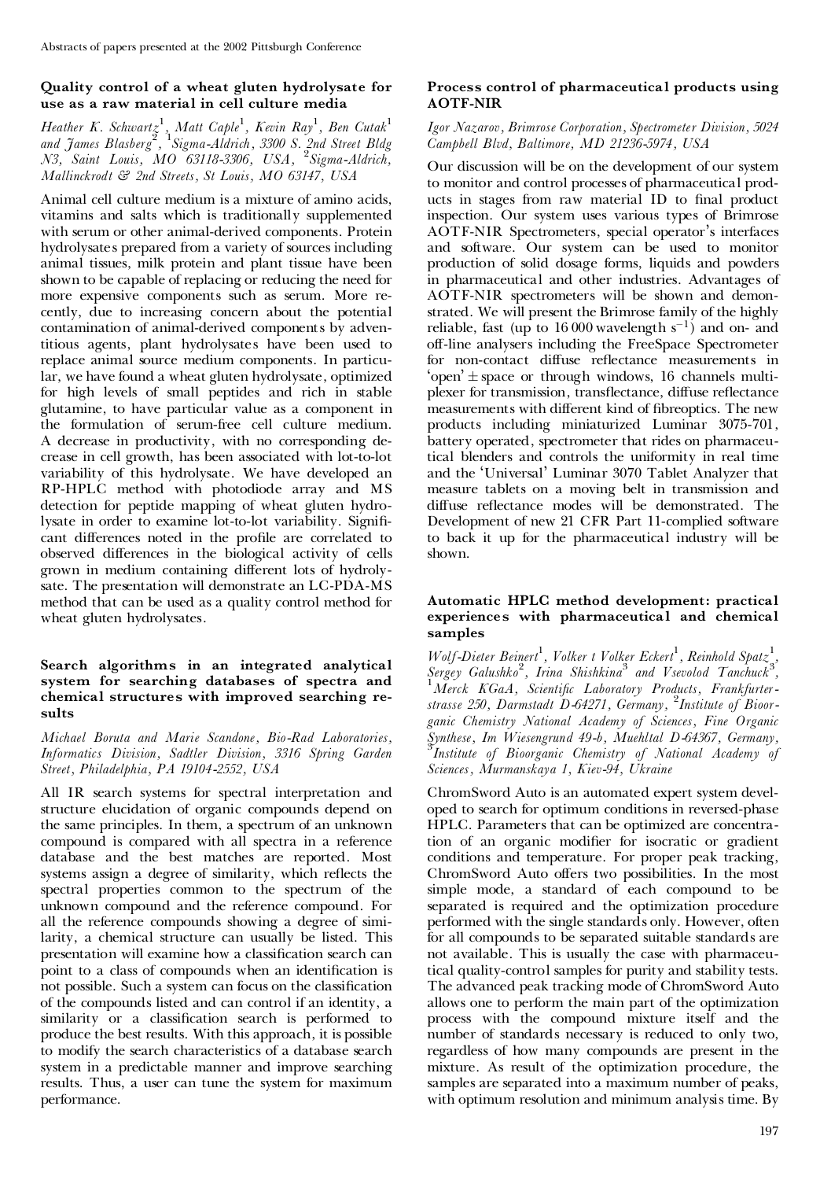### Quality control of a wheat gluten hydrolysate for use as a raw material in cell culture media

*Heather K. Schwartz*[1], *Matt Caple*[1], *Kevin Ray*[1], *Ben Cutak*[1] *and James Blasberg*[2], [1]*Sigma-Aldrich, 3300 S. 2nd Street Bldg N3, Saint Louis, MO 63118-3306, USA,* [2]*Sigma-Aldrich, Mallinckrodt & 2nd Streets, St Louis, MO 63147, USA*

Animal cell culture medium is a mixture of amino acids, vitamins and salts which is traditionally supplemented with serum or other animal-derived components. Protein hydrolysates prepared from a variety of sources including animal tissues, milk protein and plant tissue have been shown to be capable of replacing or reducing the need for more expensive components such as serum. More recently, due to increasing concern about the potential contamination of animal-derived components by adventitious agents, plant hydrolysates have been used to replace animal source medium components. In particular, we have found a wheat gluten hydrolysate, optimized for high levels of small peptides and rich in stable glutamine, to have particular value as a component in the formulation of serum-free cell culture medium. A decrease in productivity, with no corresponding decrease in cell growth, has been associated with lot-to-lot variability of this hydrolysate. We have developed an RP-HPLC method with photodiode array and MS detection for peptide mapping of wheat gluten hydrolysate in order to examine lot-to-lot variability. Significant differences noted in the profile are correlated to observed differences in the biological activity of cells grown in medium containing different lots of hydrolysate. The presentation will demonstrate an LC-PDA-MS method that can be used as a quality control method for wheat gluten hydrolysates.

### Search algorithms in an integrated analytical system for searching databases of spectra and chemical structures with improved searching results

*Michael Boruta and Marie Scandone, Bio-Rad Laboratories, Informatics Division, Sadtler Division, 3316 Spring Garden Street, Philadelphia, PA 19104-2552, USA*

All IR search systems for spectral interpretation and structure elucidation of organic compounds depend on the same principles. In them, a spectrum of an unknown compound is compared with all spectra in a reference database and the best matches are reported. Most systems assign a degree of similarity, which reflects the spectral properties common to the spectrum of the unknown compound and the reference compound. For all the reference compounds showing a degree of similarity, a chemical structure can usually be listed. This presentation will examine how a classification search can point to a class of compounds when an identification is not possible. Such a system can focus on the classification of the compounds listed and can control if an identity, a similarity or a classification search is performed to produce the best results. With this approach, it is possible to modify the search characteristics of a database search system in a predictable manner and improve searching results. Thus, a user can tune the system for maximum performance.

### Process control of pharmaceutical products using AOTF-NIR

*Igor Nazarov, Brimrose Corporation, Spectrometer Division, 5024 Campbell Blvd, Baltimore, MD 21236-5974, USA*

Our discussion will be on the development of our system to monitor and control processes of pharmaceutical products in stages from raw material ID to final product inspection. Our system uses various types of Brimrose AOTF-NIR Spectrometers, special operator's interfaces and software. Our system can be used to monitor production of solid dosage forms, liquids and powders in pharmaceutical and other industries. Advantages of AOTF-NIR spectrometers will be shown and demonstrated. We will present the Brimrose family of the highly reliable, fast (up to 16 000 wavelength $s^{-1}$) and on- and off-line analysers including the FreeSpace Spectrometer for non-contact diffuse reflectance measurements in 'open' ± space or through windows, 16 channels multiplexer for transmission, transflectance, diffuse reflectance measurements with different kind of fibreoptics. The new products including miniaturized Luminar 3075-701, battery operated, spectrometer that rides on pharmaceutical blenders and controls the uniformity in real time and the 'Universal' Luminar 3070 Tablet Analyzer that measure tablets on a moving belt in transmission and diffuse reflectance modes will be demonstrated. The Development of new 21 CFR Part 11-complied software to back it up for the pharmaceutical industry will be shown.

### Automatic HPLC method development: practical experiences with pharmaceutical and chemical samples

*Wolf-Dieter Beinert*[1], *Volker t Volker Eckert*[1], *Reinhold Spatz*[1], *Sergey Galushko*[2], *Irina Shishkina*[3] *and Vsevolod Tanchuck*[3], [1]*Merck KGaA, Scientific Laboratory Products, Frankfurterstrasse 250, Darmstadt D-64271, Germany,* [2]*Institute of Bioorganic Chemistry National Academy of Sciences, Fine Organic Synthese, Im Wiesengrund 49-b, Muehltal D-64367, Germany,* [3]*Institute of Bioorganic Chemistry of National Academy of Sciences, Murmanskaya 1, Kiev-94, Ukraine*

ChromSword Auto is an automated expert system developed to search for optimum conditions in reversed-phase HPLC. Parameters that can be optimized are concentration of an organic modifier for isocratic or gradient conditions and temperature. For proper peak tracking, ChromSword Auto offers two possibilities. In the most simple mode, a standard of each compound to be separated is required and the optimization procedure performed with the single standards only. However, often for all compounds to be separated suitable standards are not available. This is usually the case with pharmaceutical quality-control samples for purity and stability tests. The advanced peak tracking mode of ChromSword Auto allows one to perform the main part of the optimization process with the compound mixture itself and the number of standards necessary is reduced to only two, regardless of how many compounds are present in the mixture. As result of the optimization procedure, the samples are separated into a maximum number of peaks, with optimum resolution and minimum analysis time. By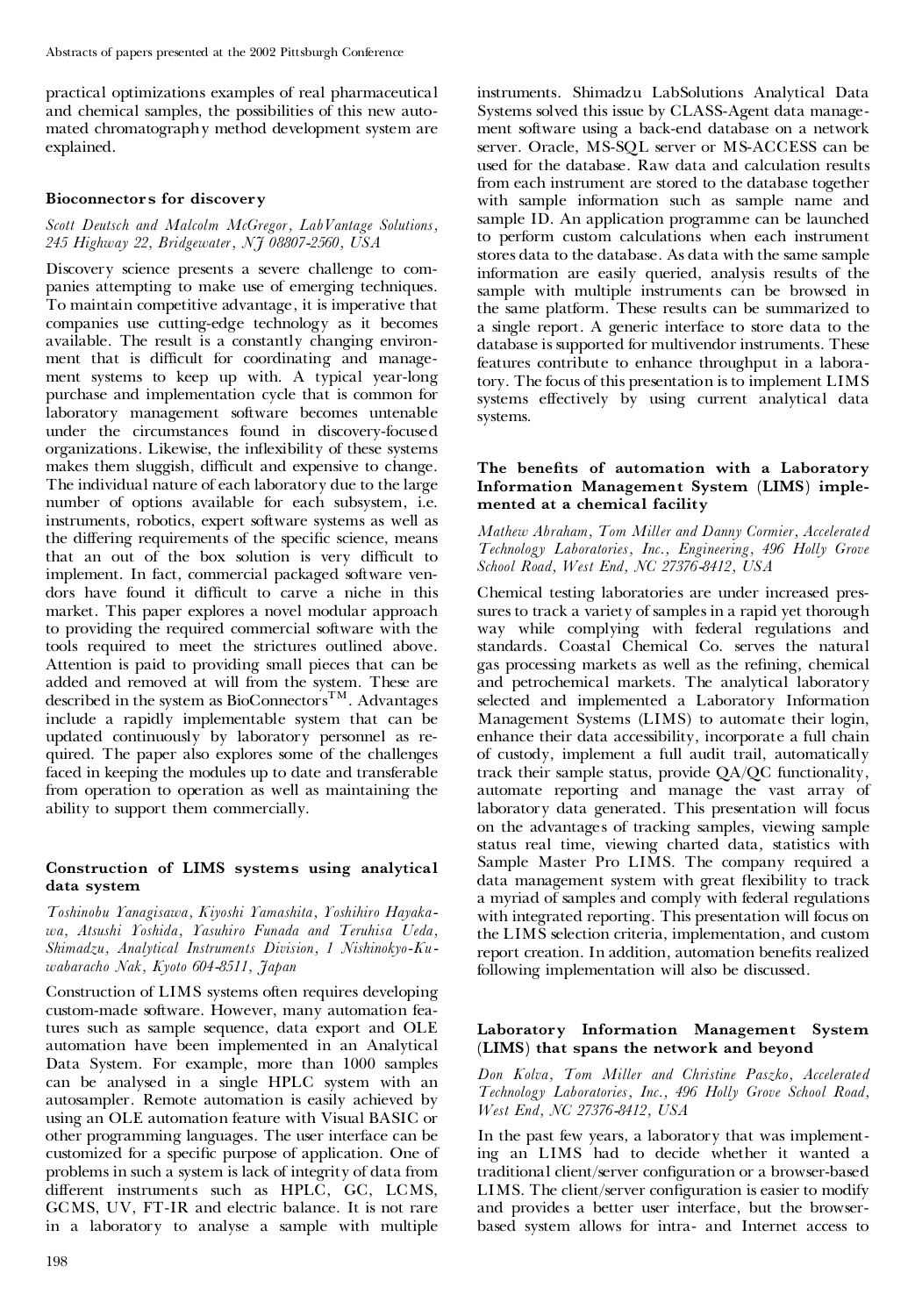practical optimizations examples of real pharmaceutical and chemical samples, the possibilities of this new automated chromatography method development system are explained.

### Bioconnectors for discovery

*Scott Deutsch and Malcolm McGregor, LabVantage Solutions, 245 Highway 22, Bridgewater, NJ 08807-2560, USA*

Discovery science presents a severe challenge to companies attempting to make use of emerging techniques. To maintain competitive advantage, it is imperative that companies use cutting-edge technology as it becomes available. The result is a constantly changing environment that is difficult for coordinating and management systems to keep up with. A typical year-long purchase and implementation cycle that is common for laboratory management software becomes untenable under the circumstances found in discovery-focused organizations. Likewise, the inflexibility of these systems makes them sluggish, difficult and expensive to change. The individual nature of each laboratory due to the large number of options available for each subsystem, i.e. instruments, robotics, expert software systems as well as the differing requirements of the specific science, means that an out of the box solution is very difficult to implement. In fact, commercial packaged software vendors have found it difficult to carve a niche in this market. This paper explores a novel modular approach to providing the required commercial software with the tools required to meet the strictures outlined above. Attention is paid to providing small pieces that can be added and removed at will from the system. These are described in the system as BioConnectors™. Advantages include a rapidly implementable system that can be updated continuously by laboratory personnel as required. The paper also explores some of the challenges faced in keeping the modules up to date and transferable from operation to operation as well as maintaining the ability to support them commercially.

### Construction of LIMS systems using analytical data system

*Toshinobu Yanagisawa, Kiyoshi Yamashita, Yoshihiro Hayakawa, Atsushi Yoshida, Yasuhiro Funada and Teruhisa Ueda, Shimadzu, Analytical Instruments Division, 1 Nishinokyo-Kuwabaracho Nak, Kyoto 604-8511, Japan*

Construction of LIMS systems often requires developing custom-made software. However, many automation features such as sample sequence, data export and OLE automation have been implemented in an Analytical Data System. For example, more than 1000 samples can be analysed in a single HPLC system with an autosampler. Remote automation is easily achieved by using an OLE automation feature with Visual BASIC or other programming languages. The user interface can be customized for a specific purpose of application. One of problems in such a system is lack of integrity of data from different instruments such as HPLC, GC, LCMS, GCMS, UV, FT-IR and electric balance. It is not rare in a laboratory to analyse a sample with multiple instruments. Shimadzu LabSolutions Analytical Data Systems solved this issue by CLASS-Agent data management software using a back-end database on a network server. Oracle, MS-SQL server or MS-ACCESS can be used for the database. Raw data and calculation results from each instrument are stored to the database together with sample information such as sample name and sample ID. An application programme can be launched to perform custom calculations when each instrument stores data to the database. As data with the same sample information are easily queried, analysis results of the sample with multiple instruments can be browsed in the same platform. These results can be summarized to a single report. A generic interface to store data to the database is supported for multivendor instruments. These features contribute to enhance throughput in a laboratory. The focus of this presentation is to implement LIMS systems effectively by using current analytical data systems.

### The benefits of automation with a Laboratory Information Management System (LIMS) implemented at a chemical facility

*Mathew Abraham, Tom Miller and Danny Cormier, Accelerated Technology Laboratories, Inc., Engineering, 496 Holly Grove School Road, West End, NC 27376-8412, USA*

Chemical testing laboratories are under increased pressures to track a variety of samples in a rapid yet thorough way while complying with federal regulations and standards. Coastal Chemical Co. serves the natural gas processing markets as well as the refining, chemical and petrochemical markets. The analytical laboratory selected and implemented a Laboratory Information Management Systems (LIMS) to automate their login, enhance their data accessibility, incorporate a full chain of custody, implement a full audit trail, automatically track their sample status, provide QA/QC functionality, automate reporting and manage the vast array of laboratory data generated. This presentation will focus on the advantages of tracking samples, viewing sample status real time, viewing charted data, statistics with Sample Master Pro LIMS. The company required a data management system with great flexibility to track a myriad of samples and comply with federal regulations with integrated reporting. This presentation will focus on the LIMS selection criteria, implementation, and custom report creation. In addition, automation benefits realized following implementation will also be discussed.

### Laboratory Information Management System (LIMS) that spans the network and beyond

*Don Kolva, Tom Miller and Christine Paszko, Accelerated Technology Laboratories, Inc., 496 Holly Grove School Road, West End, NC 27376-8412, USA*

In the past few years, a laboratory that was implementing an LIMS had to decide whether it wanted a traditional client/server configuration or a browser-based LIMS. The client/server configuration is easier to modify and provides a better user interface, but the browser-based system allows for intra- and Internet access to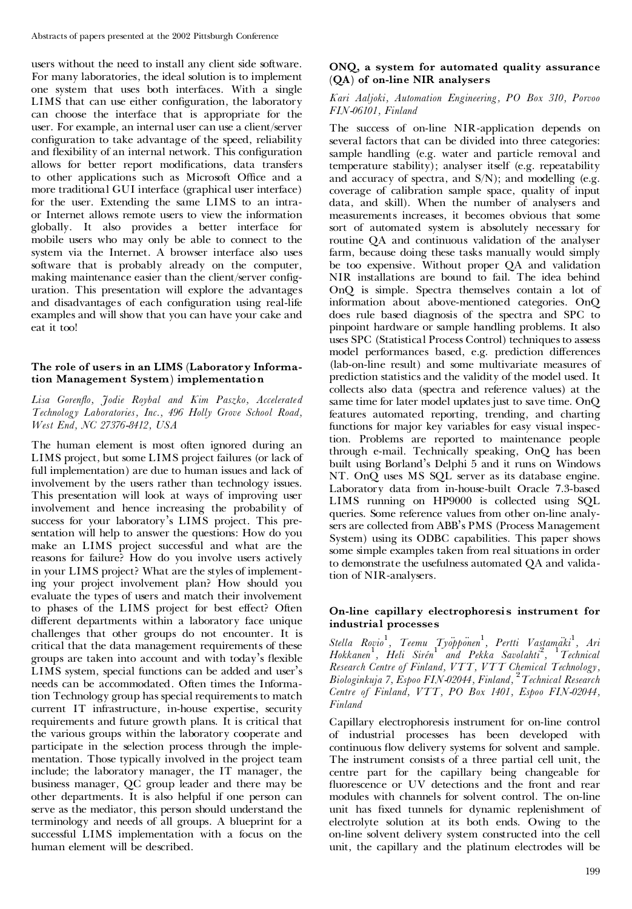users without the need to install any client side software. For many laboratories, the ideal solution is to implement one system that uses both interfaces. With a single LIMS that can use either configuration, the laboratory can choose the interface that is appropriate for the user. For example, an internal user can use a client/server configuration to take advantage of the speed, reliability and flexibility of an internal network. This configuration allows for better report modifications, data transfers to other applications such as Microsoft Office and a more traditional GUI interface (graphical user interface) for the user. Extending the same LIMS to an intra- or Internet allows remote users to view the information globally. It also provides a better interface for mobile users who may only be able to connect to the system via the Internet. A browser interface also uses software that is probably already on the computer, making maintenance easier than the client/server configuration. This presentation will explore the advantages and disadvantages of each configuration using real-life examples and will show that you can have your cake and eat it too!

### The role of users in an LIMS (Laboratory Information Management System) implementation

*Lisa Gorenflo, Jodie Roybal and Kim Paszko, Accelerated Technology Laboratories, Inc., 496 Holly Grove School Road, West End, NC 27376-8412, USA*

The human element is most often ignored during an LIMS project, but some LIMS project failures (or lack of full implementation) are due to human issues and lack of involvement by the users rather than technology issues. This presentation will look at ways of improving user involvement and hence increasing the probability of success for your laboratory's LIMS project. This presentation will help to answer the questions: How do you make an LIMS project successful and what are the reasons for failure? How do you involve users actively in your LIMS project? What are the styles of implementing your project involvement plan? How should you evaluate the types of users and match their involvement to phases of the LIMS project for best effect? Often different departments within a laboratory face unique challenges that other groups do not encounter. It is critical that the data management requirements of these groups are taken into account and with today's flexible LIMS system, special functions can be added and user's needs can be accommodated. Often times the Information Technology group has special requirements to match current IT infrastructure, in-house expertise, security requirements and future growth plans. It is critical that the various groups within the laboratory cooperate and participate in the selection process through the implementation. Those typically involved in the project team include; the laboratory manager, the IT manager, the business manager, QC group leader and there may be other departments. It is also helpful if one person can serve as the mediator, this person should understand the terminology and needs of all groups. A blueprint for a successful LIMS implementation with a focus on the human element will be described.

### ONQ, a system for automated quality assurance (QA) of on-line NIR analysers

*Kari Aaljoki, Automation Engineering, PO Box 310, Porvoo FIN-06101, Finland*

The success of on-line NIR-application depends on several factors that can be divided into three categories: sample handling (e.g. water and particle removal and temperature stability); analyser itself (e.g. repeatability and accuracy of spectra, and S/N); and modelling (e.g. coverage of calibration sample space, quality of input data, and skill). When the number of analysers and measurements increases, it becomes obvious that some sort of automated system is absolutely necessary for routine QA and continuous validation of the analyser farm, because doing these tasks manually would simply be too expensive. Without proper QA and validation NIR installations are bound to fail. The idea behind OnQ is simple. Spectra themselves contain a lot of information about above-mentioned categories. OnQ does rule based diagnosis of the spectra and SPC to pinpoint hardware or sample handling problems. It also uses SPC (Statistical Process Control) techniques to assess model performances based, e.g. prediction differences (lab-on-line result) and some multivariate measures of prediction statistics and the validity of the model used. It collects also data (spectra and reference values) at the same time for later model updates just to save time. OnQ features automated reporting, trending, and charting functions for major key variables for easy visual inspection. Problems are reported to maintenance people through e-mail. Technically speaking, OnQ has been built using Borland's Delphi 5 and it runs on Windows NT. OnQ uses MS SQL server as its database engine. Laboratory data from in-house-built Oracle 7.3-based LIMS running on HP9000 is collected using SQL queries. Some reference values from other on-line analysers are collected from ABB's PMS (Process Management System) using its ODBC capabilities. This paper shows some simple examples taken from real situations in order to demonstrate the usefulness automated QA and validation of NIR-analysers.

### On-line capillary electrophoresis instrument for industrial processes

*Stella Rovio[1], Teemu Työppönen[1], Pertti Vastamäki[1], Ari Hokkanen[1], Heli Sirén[1] and Pekka Savolahti[2], [1]Technical Research Centre of Finland, VTT, VTT Chemical Technology, Biologinkuja 7, Espoo FIN-02044, Finland, [2]Technical Research Centre of Finland, VTT, PO Box 1401, Espoo FIN-02044, Finland*

Capillary electrophoresis instrument for on-line control of industrial processes has been developed with continuous flow delivery systems for solvent and sample. The instrument consists of a three partial cell unit, the centre part for the capillary being changeable for fluorescence or UV detections and the front and rear modules with channels for solvent control. The on-line unit has fixed tunnels for dynamic replenishment of electrolyte solution at its both ends. Owing to the on-line solvent delivery system constructed into the cell unit, the capillary and the platinum electrodes will be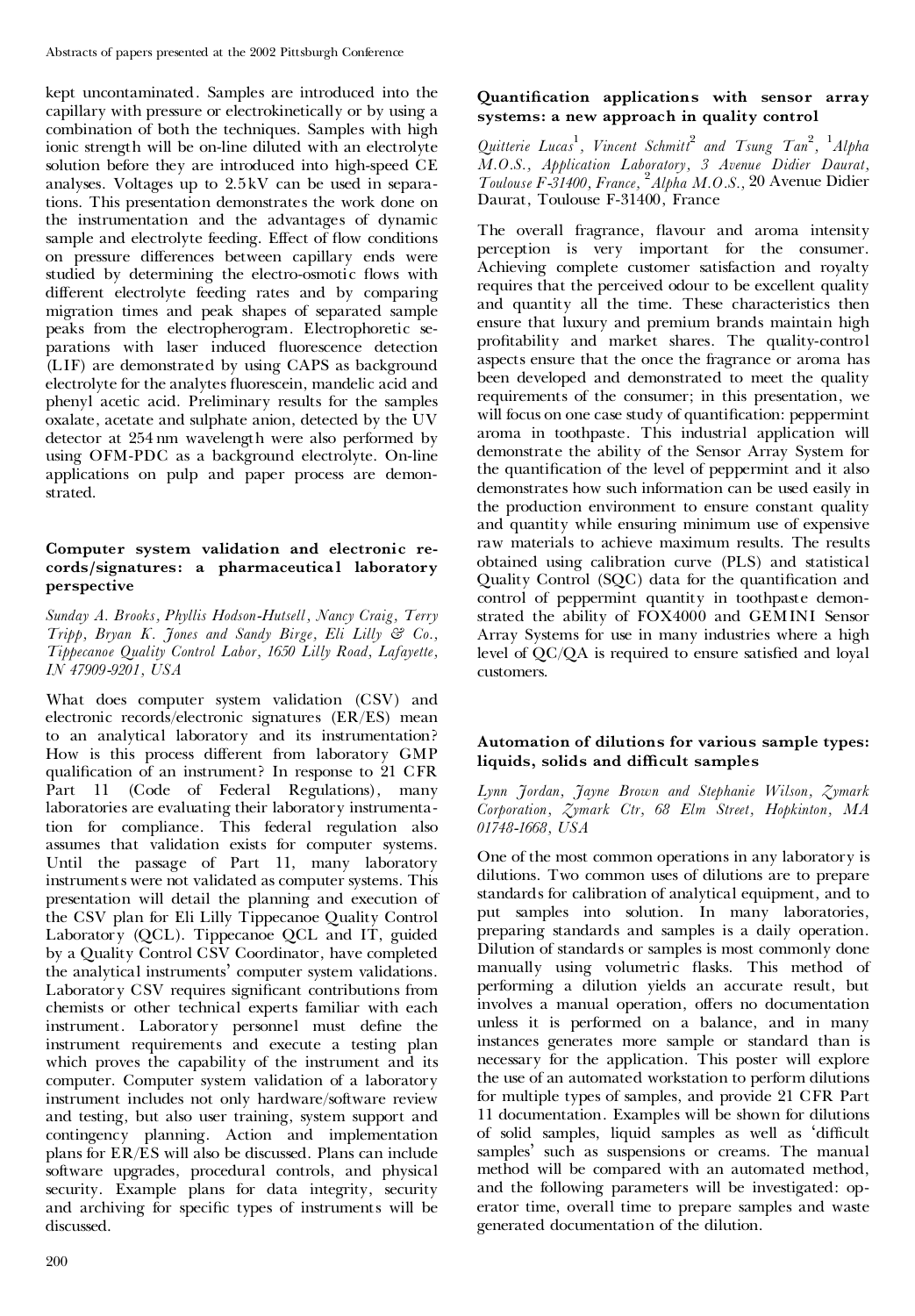kept uncontaminated. Samples are introduced into the capillary with pressure or electrokinetically or by using a combination of both the techniques. Samples with high ionic strength will be on-line diluted with an electrolyte solution before they are introduced into high-speed CE analyses. Voltages up to 2.5 kV can be used in separations. This presentation demonstrates the work done on the instrumentation and the advantages of dynamic sample and electrolyte feeding. Effect of flow conditions on pressure differences between capillary ends were studied by determining the electro-osmotic flows with different electrolyte feeding rates and by comparing migration times and peak shapes of separated sample peaks from the electropherogram. Electrophoretic separations with laser induced fluorescence detection (LIF) are demonstrated by using CAPS as background electrolyte for the analytes fluorescein, mandelic acid and phenyl acetic acid. Preliminary results for the samples oxalate, acetate and sulphate anion, detected by the UV detector at 254 nm wavelength were also performed by using OFM-PDC as a background electrolyte. On-line applications on pulp and paper process are demonstrated.

### Computer system validation and electronic records/signatures: a pharmaceutical laboratory perspective

*Sunday A. Brooks, Phyllis Hodson-Hutsell, Nancy Craig, Terry Tripp, Bryan K. Jones and Sandy Birge, Eli Lilly & Co., Tippecanoe Quality Control Labor, 1650 Lilly Road, Lafayette, IN 47909-9201, USA*

What does computer system validation (CSV) and electronic records/electronic signatures (ER/ES) mean to an analytical laboratory and its instrumentation? How is this process different from laboratory GMP qualification of an instrument? In response to 21 CFR Part 11 (Code of Federal Regulations), many laboratories are evaluating their laboratory instrumentation for compliance. This federal regulation also assumes that validation exists for computer systems. Until the passage of Part 11, many laboratory instruments were not validated as computer systems. This presentation will detail the planning and execution of the CSV plan for Eli Lilly Tippecanoe Quality Control Laboratory (QCL). Tippecanoe QCL and IT, guided by a Quality Control CSV Coordinator, have completed the analytical instruments' computer system validations. Laboratory CSV requires significant contributions from chemists or other technical experts familiar with each instrument. Laboratory personnel must define the instrument requirements and execute a testing plan which proves the capability of the instrument and its computer. Computer system validation of a laboratory instrument includes not only hardware/software review and testing, but also user training, system support and contingency planning. Action and implementation plans for ER/ES will also be discussed. Plans can include software upgrades, procedural controls, and physical security. Example plans for data integrity, security and archiving for specific types of instruments will be discussed.

### Quantification applications with sensor array systems: a new approach in quality control

*Quitterie Lucas[1], Vincent Schmitt[2] and Tsung Tan[2], [1]Alpha M.O.S., Application Laboratory, 3 Avenue Didier Daurat, Toulouse F-31400, France, [2]Alpha M.O.S.,* 20 Avenue Didier Daurat, Toulouse F-31400, France

The overall fragrance, flavour and aroma intensity perception is very important for the consumer. Achieving complete customer satisfaction and royalty requires that the perceived odour to be excellent quality and quantity all the time. These characteristics then ensure that luxury and premium brands maintain high profitability and market shares. The quality-control aspects ensure that the once the fragrance or aroma has been developed and demonstrated to meet the quality requirements of the consumer; in this presentation, we will focus on one case study of quantification: peppermint aroma in toothpaste. This industrial application will demonstrate the ability of the Sensor Array System for the quantification of the level of peppermint and it also demonstrates how such information can be used easily in the production environment to ensure constant quality and quantity while ensuring minimum use of expensive raw materials to achieve maximum results. The results obtained using calibration curve (PLS) and statistical Quality Control (SQC) data for the quantification and control of peppermint quantity in toothpaste demonstrated the ability of FOX4000 and GEMINI Sensor Array Systems for use in many industries where a high level of QC/QA is required to ensure satisfied and loyal customers.

### Automation of dilutions for various sample types: liquids, solids and difficult samples

*Lynn Jordan, Jayne Brown and Stephanie Wilson, Zymark Corporation, Zymark Ctr, 68 Elm Street, Hopkinton, MA 01748-1668, USA*

One of the most common operations in any laboratory is dilutions. Two common uses of dilutions are to prepare standards for calibration of analytical equipment, and to put samples into solution. In many laboratories, preparing standards and samples is a daily operation. Dilution of standards or samples is most commonly done manually using volumetric flasks. This method of performing a dilution yields an accurate result, but involves a manual operation, offers no documentation unless it is performed on a balance, and in many instances generates more sample or standard than is necessary for the application. This poster will explore the use of an automated workstation to perform dilutions for multiple types of samples, and provide 21 CFR Part 11 documentation. Examples will be shown for dilutions of solid samples, liquid samples as well as 'difficult samples' such as suspensions or creams. The manual method will be compared with an automated method, and the following parameters will be investigated: operator time, overall time to prepare samples and waste generated documentation of the dilution.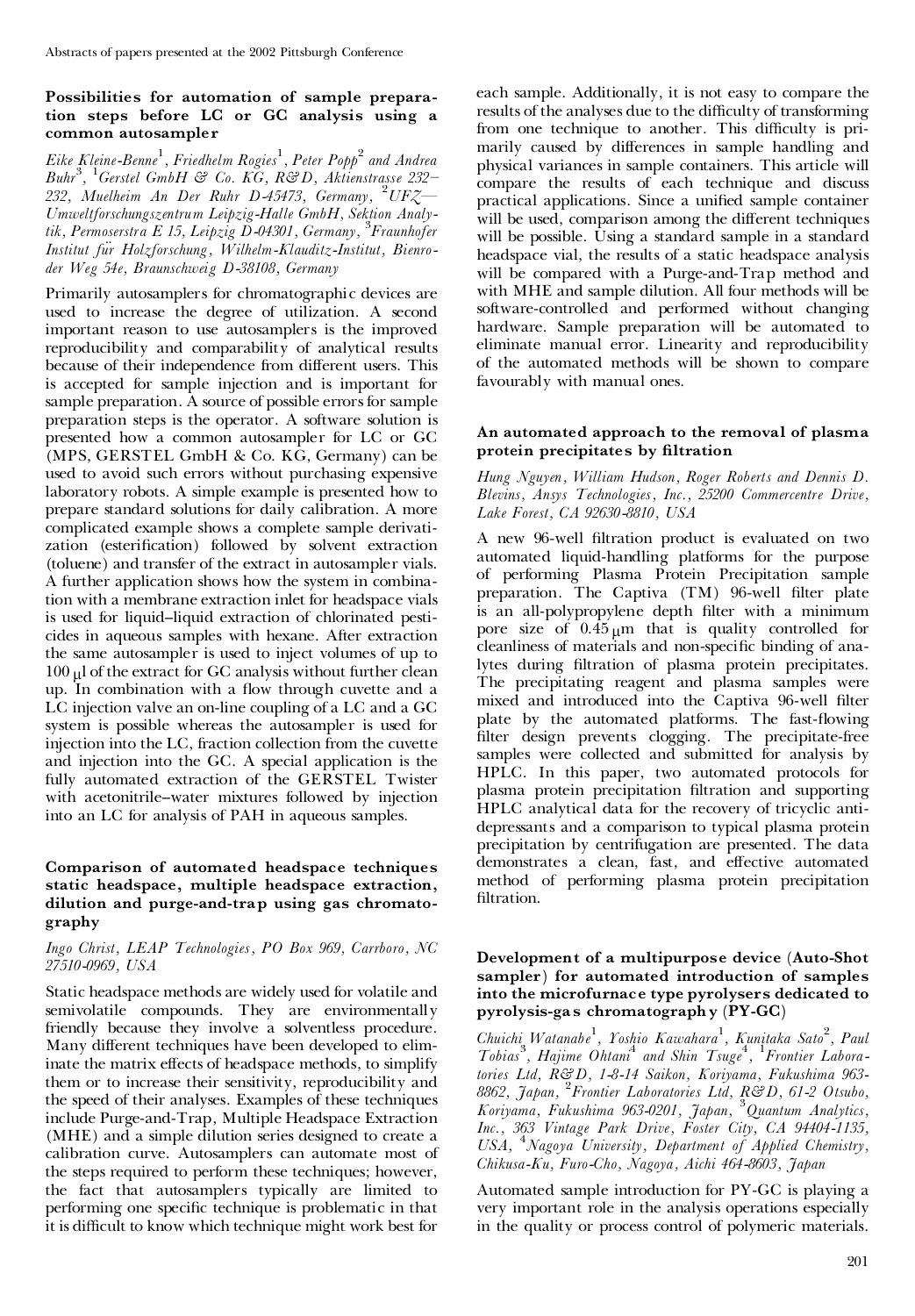### Possibilities for automation of sample preparation steps before LC or GC analysis using a common autosampler

*Eike Kleine-Benne*[1], *Friedhelm Rogies*[1], *Peter Popp*[2] *and Andrea Buhr*[3], [1]*Gerstel GmbH & Co. KG, R&D, Aktienstrasse 232–232, Muelheim An Der Ruhr D-45473, Germany*, [2]*UFZ—Umweltforschungszentrum Leipzig-Halle GmbH, Sektion Analytik, Permoserstra E 15, Leipzig D-04301, Germany*, [3]*Fraunhofer Institut für Holzforschung, Wilhelm-Klauditz-Institut, Bienroder Weg 54e, Braunschweig D-38108, Germany*

Primarily autosamplers for chromatographic devices are used to increase the degree of utilization. A second important reason to use autosamplers is the improved reproducibility and comparability of analytical results because of their independence from different users. This is accepted for sample injection and is important for sample preparation. A source of possible errors for sample preparation steps is the operator. A software solution is presented how a common autosampler for LC or GC (MPS, GERSTEL GmbH & Co. KG, Germany) can be used to avoid such errors without purchasing expensive laboratory robots. A simple example is presented how to prepare standard solutions for daily calibration. A more complicated example shows a complete sample derivatization (esterification) followed by solvent extraction (toluene) and transfer of the extract in autosampler vials. A further application shows how the system in combination with a membrane extraction inlet for headspace vials is used for liquid–liquid extraction of chlorinated pesticides in aqueous samples with hexane. After extraction the same autosampler is used to inject volumes of up to 100 μl of the extract for GC analysis without further clean up. In combination with a flow through cuvette and a LC injection valve an on-line coupling of a LC and a GC system is possible whereas the autosampler is used for injection into the LC, fraction collection from the cuvette and injection into the GC. A special application is the fully automated extraction of the GERSTEL Twister with acetonitrile–water mixtures followed by injection into an LC for analysis of PAH in aqueous samples.

### Comparison of automated headspace techniques static headspace, multiple headspace extraction, dilution and purge-and-trap using gas chromatography

*Ingo Christ, LEAP Technologies, PO Box 969, Carrboro, NC 27510-0969, USA*

Static headspace methods are widely used for volatile and semivolatile compounds. They are environmentally friendly because they involve a solventless procedure. Many different techniques have been developed to eliminate the matrix effects of headspace methods, to simplify them or to increase their sensitivity, reproducibility and the speed of their analyses. Examples of these techniques include Purge-and-Trap, Multiple Headspace Extraction (MHE) and a simple dilution series designed to create a calibration curve. Autosamplers can automate most of the steps required to perform these techniques; however, the fact that autosamplers typically are limited to performing one specific technique is problematic in that it is difficult to know which technique might work best for each sample. Additionally, it is not easy to compare the results of the analyses due to the difficulty of transforming from one technique to another. This difficulty is primarily caused by differences in sample handling and physical variances in sample containers. This article will compare the results of each technique and discuss practical applications. Since a unified sample container will be used, comparison among the different techniques will be possible. Using a standard sample in a standard headspace vial, the results of a static headspace analysis will be compared with a Purge-and-Trap method and with MHE and sample dilution. All four methods will be software-controlled and performed without changing hardware. Sample preparation will be automated to eliminate manual error. Linearity and reproducibility of the automated methods will be shown to compare favourably with manual ones.

### An automated approach to the removal of plasma protein precipitates by filtration

*Hung Nguyen, William Hudson, Roger Roberts and Dennis D. Blevins, Ansys Technologies, Inc., 25200 Commercentre Drive, Lake Forest, CA 92630-8810, USA*

A new 96-well filtration product is evaluated on two automated liquid-handling platforms for the purpose of performing Plasma Protein Precipitation sample preparation. The Captiva (TM) 96-well filter plate is an all-polypropylene depth filter with a minimum pore size of 0.45 μm that is quality controlled for cleanliness of materials and non-specific binding of analytes during filtration of plasma protein precipitates. The precipitating reagent and plasma samples were mixed and introduced into the Captiva 96-well filter plate by the automated platforms. The fast-flowing filter design prevents clogging. The precipitate-free samples were collected and submitted for analysis by HPLC. In this paper, two automated protocols for plasma protein precipitation filtration and supporting HPLC analytical data for the recovery of tricyclic antidepressants and a comparison to typical plasma protein precipitation by centrifugation are presented. The data demonstrates a clean, fast, and effective automated method of performing plasma protein precipitation filtration.

### Development of a multipurpose device (Auto-Shot sampler) for automated introduction of samples into the microfurnace type pyrolysers dedicated to pyrolysis-gas chromatography (PY-GC)

*Chuichi Watanabe*[1], *Yoshio Kawahara*[1], *Kunitaka Sato*[2], *Paul Tobias*[3], *Hajime Ohtani*[4] *and Shin Tsuge*[4], [1]*Frontier Laboratories Ltd, R&D, 1-8-14 Saikon, Koriyama, Fukushima 963-8862, Japan*, [2]*Frontier Laboratories Ltd, R&D, 61-2 Otsubo, Koriyama, Fukushima 963-0201, Japan*, [3]*Quantum Analytics, Inc., 363 Vintage Park Drive, Foster City, CA 94404-1135, USA*, [4]*Nagoya University, Department of Applied Chemistry, Chikusa-Ku, Furo-Cho, Nagoya, Aichi 464-8603, Japan*

Automated sample introduction for PY-GC is playing a very important role in the analysis operations especially in the quality or process control of polymeric materials.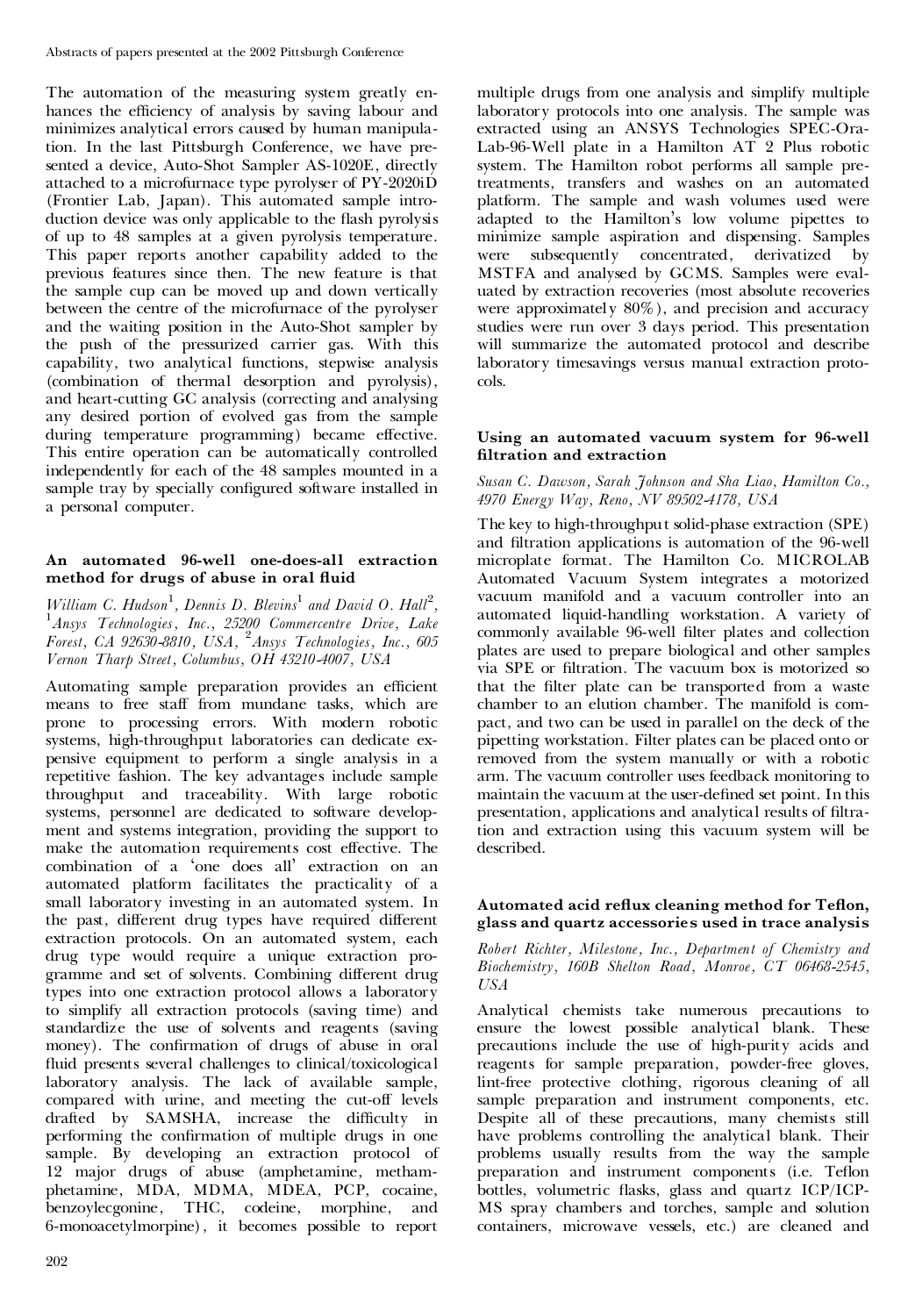The automation of the measuring system greatly enhances the efficiency of analysis by saving labour and minimizes analytical errors caused by human manipulation. In the last Pittsburgh Conference, we have presented a device, Auto-Shot Sampler AS-1020E, directly attached to a microfurnace type pyrolyser of PY-2020iD (Frontier Lab, Japan). This automated sample introduction device was only applicable to the flash pyrolysis of up to 48 samples at a given pyrolysis temperature. This paper reports another capability added to the previous features since then. The new feature is that the sample cup can be moved up and down vertically between the centre of the microfurnace of the pyrolyser and the waiting position in the Auto-Shot sampler by the push of the pressurized carrier gas. With this capability, two analytical functions, stepwise analysis (combination of thermal desorption and pyrolysis), and heart-cutting GC analysis (correcting and analysing any desired portion of evolved gas from the sample during temperature programming) became effective. This entire operation can be automatically controlled independently for each of the 48 samples mounted in a sample tray by specially configured software installed in a personal computer.

### An automated 96-well one-does-all extraction method for drugs of abuse in oral fluid

*William C. Hudson[1], Dennis D. Blevins[1] and David O. Hall[2], [1]Ansys Technologies, Inc., 25200 Commercentre Drive, Lake Forest, CA 92630-8810, USA, [2]Ansys Technologies, Inc., 605 Vernon Tharp Street, Columbus, OH 43210-4007, USA*

Automating sample preparation provides an efficient means to free staff from mundane tasks, which are prone to processing errors. With modern robotic systems, high-throughput laboratories can dedicate expensive equipment to perform a single analysis in a repetitive fashion. The key advantages include sample throughput and traceability. With large robotic systems, personnel are dedicated to software development and systems integration, providing the support to make the automation requirements cost effective. The combination of a 'one does all' extraction on an automated platform facilitates the practicality of a small laboratory investing in an automated system. In the past, different drug types have required different extraction protocols. On an automated system, each drug type would require a unique extraction programme and set of solvents. Combining different drug types into one extraction protocol allows a laboratory to simplify all extraction protocols (saving time) and standardize the use of solvents and reagents (saving money). The confirmation of drugs of abuse in oral fluid presents several challenges to clinical/toxicological laboratory analysis. The lack of available sample, compared with urine, and meeting the cut-off levels drafted by SAMSHA, increase the difficulty in performing the confirmation of multiple drugs in one sample. By developing an extraction protocol of 12 major drugs of abuse (amphetamine, methamphetamine, MDA, MDMA, MDEA, PCP, cocaine, benzoylecgonine, THC, codeine, morphine, and 6-monoacetylmorpine), it becomes possible to report multiple drugs from one analysis and simplify multiple laboratory protocols into one analysis. The sample was extracted using an ANSYS Technologies SPEC-Ora-Lab-96-Well plate in a Hamilton AT 2 Plus robotic system. The Hamilton robot performs all sample pretreatments, transfers and washes on an automated platform. The sample and wash volumes used were adapted to the Hamilton's low volume pipettes to minimize sample aspiration and dispensing. Samples were subsequently concentrated, derivatized by MSTFA and analysed by GCMS. Samples were evaluated by extraction recoveries (most absolute recoveries were approximately 80%), and precision and accuracy studies were run over 3 days period. This presentation will summarize the automated protocol and describe laboratory timesavings versus manual extraction protocols.

### Using an automated vacuum system for 96-well filtration and extraction

*Susan C. Dawson, Sarah Johnson and Sha Liao, Hamilton Co., 4970 Energy Way, Reno, NV 89502-4178, USA*

The key to high-throughput solid-phase extraction (SPE) and filtration applications is automation of the 96-well microplate format. The Hamilton Co. MICROLAB Automated Vacuum System integrates a motorized vacuum manifold and a vacuum controller into an automated liquid-handling workstation. A variety of commonly available 96-well filter plates and collection plates are used to prepare biological and other samples via SPE or filtration. The vacuum box is motorized so that the filter plate can be transported from a waste chamber to an elution chamber. The manifold is compact, and two can be used in parallel on the deck of the pipetting workstation. Filter plates can be placed onto or removed from the system manually or with a robotic arm. The vacuum controller uses feedback monitoring to maintain the vacuum at the user-defined set point. In this presentation, applications and analytical results of filtration and extraction using this vacuum system will be described.

### Automated acid reflux cleaning method for Teflon, glass and quartz accessories used in trace analysis

*Robert Richter, Milestone, Inc., Department of Chemistry and Biochemistry, 160B Shelton Road, Monroe, CT 06468-2545, USA*

Analytical chemists take numerous precautions to ensure the lowest possible analytical blank. These precautions include the use of high-purity acids and reagents for sample preparation, powder-free gloves, lint-free protective clothing, rigorous cleaning of all sample preparation and instrument components, etc. Despite all of these precautions, many chemists still have problems controlling the analytical blank. Their problems usually results from the way the sample preparation and instrument components (i.e. Teflon bottles, volumetric flasks, glass and quartz ICP/ICP-MS spray chambers and torches, sample and solution containers, microwave vessels, etc.) are cleaned and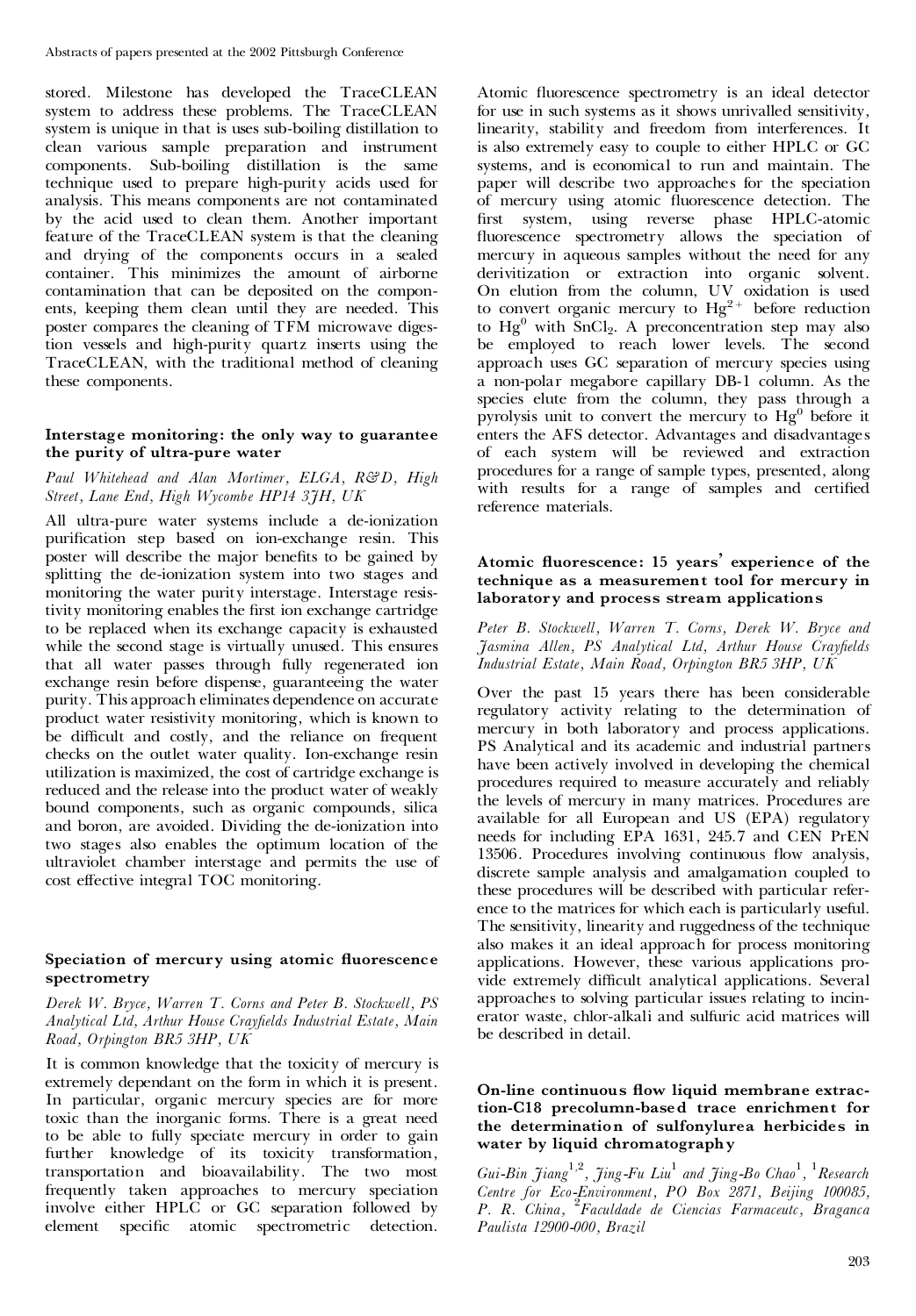stored. Milestone has developed the TraceCLEAN system to address these problems. The TraceCLEAN system is unique in that is uses sub-boiling distillation to clean various sample preparation and instrument components. Sub-boiling distillation is the same technique used to prepare high-purity acids used for analysis. This means components are not contaminated by the acid used to clean them. Another important feature of the TraceCLEAN system is that the cleaning and drying of the components occurs in a sealed container. This minimizes the amount of airborne contamination that can be deposited on the components, keeping them clean until they are needed. This poster compares the cleaning of TFM microwave digestion vessels and high-purity quartz inserts using the TraceCLEAN, with the traditional method of cleaning these components.

### Interstage monitoring: the only way to guarantee the purity of ultra-pure water

*Paul Whitehead and Alan Mortimer, ELGA, R&D, High Street, Lane End, High Wycombe HP14 3JH, UK*

All ultra-pure water systems include a de-ionization purification step based on ion-exchange resin. This poster will describe the major benefits to be gained by splitting the de-ionization system into two stages and monitoring the water purity interstage. Interstage resistivity monitoring enables the first ion exchange cartridge to be replaced when its exchange capacity is exhausted while the second stage is virtually unused. This ensures that all water passes through fully regenerated ion exchange resin before dispense, guaranteeing the water purity. This approach eliminates dependence on accurate product water resistivity monitoring, which is known to be difficult and costly, and the reliance on frequent checks on the outlet water quality. Ion-exchange resin utilization is maximized, the cost of cartridge exchange is reduced and the release into the product water of weakly bound components, such as organic compounds, silica and boron, are avoided. Dividing the de-ionization into two stages also enables the optimum location of the ultraviolet chamber interstage and permits the use of cost effective integral TOC monitoring.

### Speciation of mercury using atomic fluorescence spectrometry

*Derek W. Bryce, Warren T. Corns and Peter B. Stockwell, PS Analytical Ltd, Arthur House Crayfields Industrial Estate, Main Road, Orpington BR5 3HP, UK*

It is common knowledge that the toxicity of mercury is extremely dependant on the form in which it is present. In particular, organic mercury species are for more toxic than the inorganic forms. There is a great need to be able to fully speciate mercury in order to gain further knowledge of its toxicity transformation, transportation and bioavailability. The two most frequently taken approaches to mercury speciation involve either HPLC or GC separation followed by element specific atomic spectrometric detection. Atomic fluorescence spectrometry is an ideal detector for use in such systems as it shows unrivalled sensitivity, linearity, stability and freedom from interferences. It is also extremely easy to couple to either HPLC or GC systems, and is economical to run and maintain. The paper will describe two approaches for the speciation of mercury using atomic fluorescence detection. The first system, using reverse phase HPLC-atomic fluorescence spectrometry allows the speciation of mercury in aqueous samples without the need for any derivitization or extraction into organic solvent. On elution from the column, UV oxidation is used to convert organic mercury to $Hg^{2+}$ before reduction to $Hg^0$ with $SnCl_2$. A preconcentration step may also be employed to reach lower levels. The second approach uses GC separation of mercury species using a non-polar megabore capillary DB-1 column. As the species elute from the column, they pass through a pyrolysis unit to convert the mercury to $Hg^0$ before it enters the AFS detector. Advantages and disadvantages of each system will be reviewed and extraction procedures for a range of sample types, presented, along with results for a range of samples and certified reference materials.

### Atomic fluorescence: 15 years' experience of the technique as a measurement tool for mercury in laboratory and process stream applications

*Peter B. Stockwell, Warren T. Corns, Derek W. Bryce and Jasmina Allen, PS Analytical Ltd, Arthur House Crayfields Industrial Estate, Main Road, Orpington BR5 3HP, UK*

Over the past 15 years there has been considerable regulatory activity relating to the determination of mercury in both laboratory and process applications. PS Analytical and its academic and industrial partners have been actively involved in developing the chemical procedures required to measure accurately and reliably the levels of mercury in many matrices. Procedures are available for all European and US (EPA) regulatory needs for including EPA 1631, 245.7 and CEN PrEN 13506. Procedures involving continuous flow analysis, discrete sample analysis and amalgamation coupled to these procedures will be described with particular reference to the matrices for which each is particularly useful. The sensitivity, linearity and ruggedness of the technique also makes it an ideal approach for process monitoring applications. However, these various applications provide extremely difficult analytical applications. Several approaches to solving particular issues relating to incinerator waste, chlor-alkali and sulfuric acid matrices will be described in detail.

### On-line continuous flow liquid membrane extraction-C18 precolumn-based trace enrichment for the determination of sulfonylurea herbicides in water by liquid chromatography

*Gui-Bin Jiang[1,2], Jing-Fu Liu[1] and Jing-Bo Chao[1], [1]Research Centre for Eco-Environment, PO Box 2871, Beijing 100085, P. R. China, [2]Faculdade de Ciencias Farmaceutc, Braganca Paulista 12900-000, Brazil*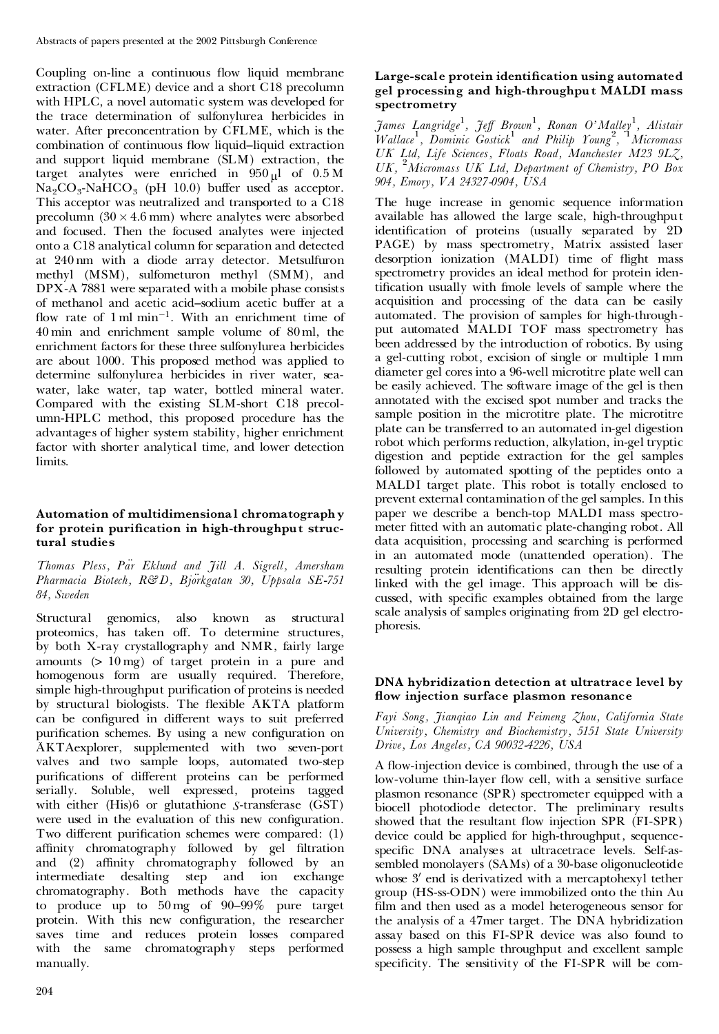Coupling on-line a continuous flow liquid membrane extraction (CFLME) device and a short C18 precolumn with HPLC, a novel automatic system was developed for the trace determination of sulfonylurea herbicides in water. After preconcentration by CFLME, which is the combination of continuous flow liquid–liquid extraction and support liquid membrane (SLM) extraction, the target analytes were enriched in 950 μl of 0.5 M $Na_2CO_3$-$NaHCO_3$ (pH 10.0) buffer used as acceptor. This acceptor was neutralized and transported to a C18 precolumn (30 × 4.6 mm) where analytes were absorbed and focused. Then the focused analytes were injected onto a C18 analytical column for separation and detected at 240 nm with a diode array detector. Metsulfuron methyl (MSM), sulfometuron methyl (SMM), and DPX-A 7881 were separated with a mobile phase consists of methanol and acetic acid–sodium acetic buffer at a flow rate of 1 ml $min^{-1}$. With an enrichment time of 40 min and enrichment sample volume of 80 ml, the enrichment factors for these three sulfonylurea herbicides are about 1000. This proposed method was applied to determine sulfonylurea herbicides in river water, seawater, lake water, tap water, bottled mineral water. Compared with the existing SLM-short C18 precolumn-HPLC method, this proposed procedure has the advantages of higher system stability, higher enrichment factor with shorter analytical time, and lower detection limits.

### Automation of multidimensional chromatography for protein purification in high-throughput structural studies

*Thomas Pless, Pär Eklund and Jill A. Sigrell, Amersham Pharmacia Biotech, R&D, Björkgatan 30, Uppsala SE-751 84, Sweden*

Structural genomics, also known as structural proteomics, has taken off. To determine structures, by both X-ray crystallography and NMR, fairly large amounts (> 10 mg) of target protein in a pure and homogenous form are usually required. Therefore, simple high-throughput purification of proteins is needed by structural biologists. The flexible ÄKTA platform can be configured in different ways to suit preferred purification schemes. By using a new configuration on ÄKTAexplorer, supplemented with two seven-port valves and two sample loops, automated two-step purifications of different proteins can be performed serially. Soluble, well expressed, proteins tagged with either (His)6 or glutathione *S*-transferase (GST) were used in the evaluation of this new configuration. Two different purification schemes were compared: (1) affinity chromatography followed by gel filtration and (2) affinity chromatography followed by an intermediate desalting step and ion exchange chromatography. Both methods have the capacity to produce up to 50 mg of 90–99% pure target protein. With this new configuration, the researcher saves time and reduces protein losses compared with the same chromatography steps performed manually.

### Large-scale protein identification using automated gel processing and high-throughput MALDI mass spectrometry

*James Langridge[1], Jeff Brown[1], Ronan O'Malley[1], Alistair Wallace[1], Dominic Gostick[1] and Philip Young[2], [1]Micromass UK Ltd, Life Sciences, Floats Road, Manchester M23 9LZ, UK, [2]Micromass UK Ltd, Department of Chemistry, PO Box 904, Emory, VA 24327-0904, USA*

The huge increase in genomic sequence information available has allowed the large scale, high-throughput identification of proteins (usually separated by 2D PAGE) by mass spectrometry, Matrix assisted laser desorption ionization (MALDI) time of flight mass spectrometry provides an ideal method for protein identification usually with fmole levels of sample where the acquisition and processing of the data can be easily automated. The provision of samples for high-throughput automated MALDI TOF mass spectrometry has been addressed by the introduction of robotics. By using a gel-cutting robot, excision of single or multiple 1 mm diameter gel cores into a 96-well microtitre plate well can be easily achieved. The software image of the gel is then annotated with the excised spot number and tracks the sample position in the microtitre plate. The microtitre plate can be transferred to an automated in-gel digestion robot which performs reduction, alkylation, in-gel tryptic digestion and peptide extraction for the gel samples followed by automated spotting of the peptides onto a MALDI target plate. This robot is totally enclosed to prevent external contamination of the gel samples. In this paper we describe a bench-top MALDI mass spectrometer fitted with an automatic plate-changing robot. All data acquisition, processing and searching is performed in an automated mode (unattended operation). The resulting protein identifications can then be directly linked with the gel image. This approach will be discussed, with specific examples obtained from the large scale analysis of samples originating from 2D gel electrophoresis.

### DNA hybridization detection at ultratrace level by flow injection surface plasmon resonance

*Fayi Song, Jianqiao Lin and Feimeng Zhou, California State University, Chemistry and Biochemistry, 5151 State University Drive, Los Angeles, CA 90032-4226, USA*

A flow-injection device is combined, through the use of a low-volume thin-layer flow cell, with a sensitive surface plasmon resonance (SPR) spectrometer equipped with a biocell photodiode detector. The preliminary results showed that the resultant flow injection SPR (FI-SPR) device could be applied for high-throughput, sequence-specific DNA analyses at ultracetrace levels. Self-assembled monolayers (SAMs) of a 30-base oligonucleotide whose 3′ end is derivatized with a mercaptohexyl tether group (HS-ss-ODN) were immobilized onto the thin Au film and then used as a model heterogeneous sensor for the analysis of a 47mer target. The DNA hybridization assay based on this FI-SPR device was also found to possess a high sample throughput and excellent sample specificity. The sensitivity of the FI-SPR will be com-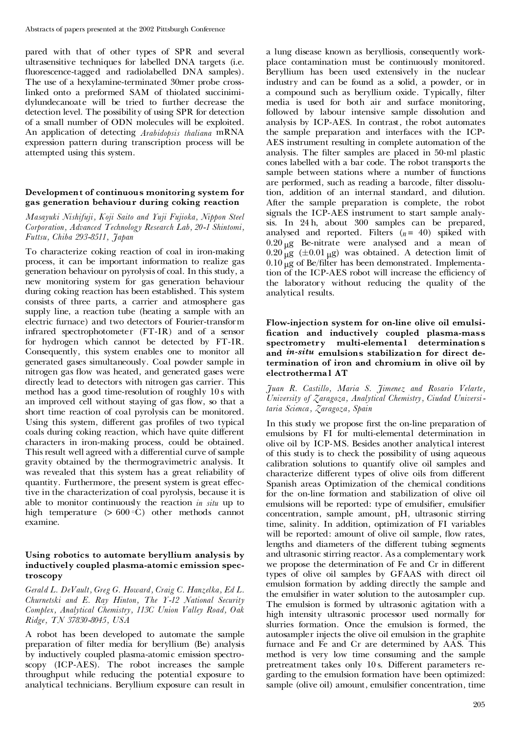pared with that of other types of SPR and several ultrasensitive techniques for labelled DNA targets (i.e. fluorescence-tagged and radiolabelled DNA samples). The use of a hexylamine-terminated 30mer probe cross-linked onto a preformed SAM of thiolated succinimidylundecanoate will be tried to further decrease the detection level. The possibility of using SPR for detection of a small number of ODN molecules will be exploited. An application of detecting *Arabidopsis thaliana* mRNA expression pattern during transcription process will be attempted using this system.

### Development of continuous monitoring system for gas generation behaviour during coking reaction

*Masayuki Nishifuji, Koji Saito and Yuji Fujioka, Nippon Steel Corporation, Advanced Technology Research Lab, 20-1 Shintomi, Futtsu, Chiba 293-8511, Japan*

To characterize coking reaction of coal in iron-making process, it can be important information to realize gas generation behaviour on pyrolysis of coal. In this study, a new monitoring system for gas generation behaviour during coking reaction has been established. This system consists of three parts, a carrier and atmosphere gas supply line, a reaction tube (heating a sample with an electric furnace) and two detectors of Fourier-transform infrared spectrophotometer (FT-IR) and of a sensor for hydrogen which cannot be detected by FT-IR. Consequently, this system enables one to monitor all generated gases simultaneously. Coal powder sample in nitrogen gas flow was heated, and generated gases were directly lead to detectors with nitrogen gas carrier. This method has a good time-resolution of roughly 10 s with an improved cell without staying of gas flow, so that a short time reaction of coal pyrolysis can be monitored. Using this system, different gas profiles of two typical coals during coking reaction, which have quite different characters in iron-making process, could be obtained. This result well agreed with a differential curve of sample gravity obtained by the thermogravimetric analysis. It was revealed that this system has a great reliability of quantity. Furthermore, the present system is great effective in the characterization of coal pyrolysis, because it is able to monitor continuously the reaction *in situ* up to high temperature (> 600 °C) other methods cannot examine.

### Using robotics to automate beryllium analysis by inductively coupled plasma-atomic emission spectroscopy

*Gerald L. DeVault, Greg G. Howard, Craig C. Hanzelka, Ed L. Churnetski and E. Ray Hinton, The Y-12 National Security Complex, Analytical Chemistry, 113C Union Valley Road, Oak Ridge, TN 37830-8045, USA*

A robot has been developed to automate the sample preparation of filter media for beryllium (Be) analysis by inductively coupled plasma-atomic emission spectroscopy (ICP-AES). The robot increases the sample throughput while reducing the potential exposure to analytical technicians. Beryllium exposure can result in a lung disease known as berylliosis, consequently workplace contamination must be continuously monitored. Beryllium has been used extensively in the nuclear industry and can be found as a solid, a powder, or in a compound such as beryllium oxide. Typically, filter media is used for both air and surface monitoring, followed by labour intensive sample dissolution and analysis by ICP-AES. In contrast, the robot automates the sample preparation and interfaces with the ICP-AES instrument resulting in complete automation of the analysis. The filter samples are placed in 50-ml plastic cones labelled with a bar code. The robot transports the sample between stations where a number of functions are performed, such as reading a barcode, filter dissolution, addition of an internal standard, and dilution. After the sample preparation is complete, the robot signals the ICP-AES instrument to start sample analysis. In 24 h, about 300 samples can be prepared, analysed and reported. Filters ($n = 40$) spiked with 0.20 μg Be-nitrate were analysed and a mean of 0.20 μg (±0.01 μg) was obtained. A detection limit of 0.10 μg of Be/filter has been demonstrated. Implementation of the ICP-AES robot will increase the efficiency of the laboratory without reducing the quality of the analytical results.

### Flow-injection system for on-line olive oil emulsification and inductively coupled plasma-mass spectrometry multi-elemental determinations and *in-situ* emulsions stabilization for direct determination of iron and chromium in olive oil by electrothermal AT

*Juan R. Castillo, Maria S. Jimenez and Rosario Velarte, University of Zaragoza, Analytical Chemistry, Ciudad Universitaria Scienca, Zaragoza, Spain*

In this study we propose first the on-line preparation of emulsions by FI for multi-elemental determination in olive oil by ICP-MS. Besides another analytical interest of this study is to check the possibility of using aqueous calibration solutions to quantify olive oil samples and characterize different types of olive oils from different Spanish areas Optimization of the chemical conditions for the on-line formation and stabilization of olive oil emulsions will be reported: type of emulsifier, emulsifier concentration, sample amount, pH, ultrasonic stirring time, salinity. In addition, optimization of FI variables will be reported: amount of olive oil sample, flow rates, lengths and diameters of the different tubing segments and ultrasonic stirring reactor. As a complementary work we propose the determination of Fe and Cr in different types of olive oil samples by GFAAS with direct oil emulsion formation by adding directly the sample and the emulsifier in water solution to the autosampler cup. The emulsion is formed by ultrasonic agitation with a high intensity ultrasonic processor used normally for slurries formation. Once the emulsion is formed, the autosampler injects the olive oil emulsion in the graphite furnace and Fe and Cr are determined by AAS. This method is very low time consuming and the sample pretreatment takes only 10 s. Different parameters regarding to the emulsion formation have been optimized: sample (olive oil) amount, emulsifier concentration, time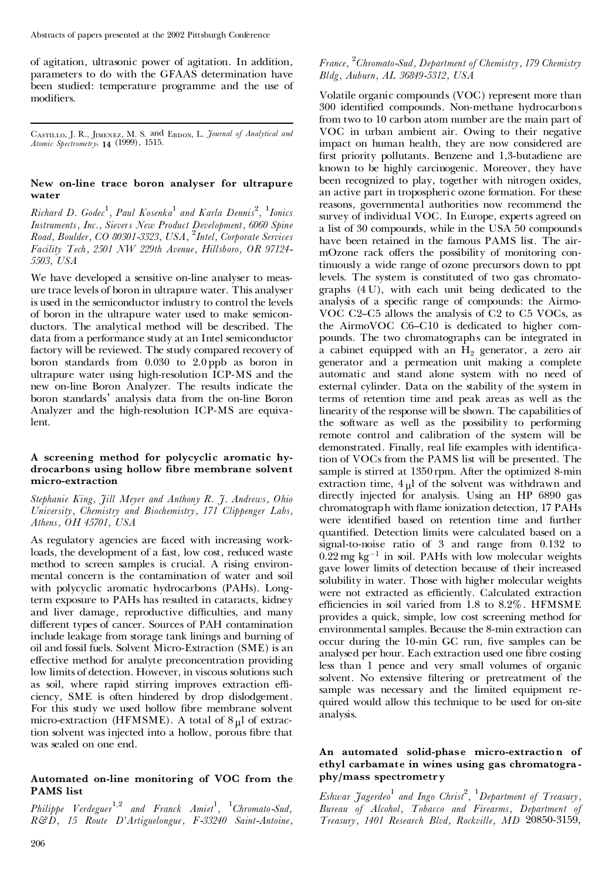of agitation, ultrasonic power of agitation. In addition, parameters to do with the GFAAS determination have been studied: temperature programme and the use of modifiers.

---

Castillo, J. R., Jimenez, M. S. and Ebdon, L. *Journal of Analytical and Atomic Spectrometry*, **14** (1999), 1515.

### New on-line trace boron analyser for ultrapure water

*Richard D. Godec*[1], *Paul Kosenka*[1] *and Karla Dennis*[2], [1]*Ionics Instruments, Inc., Sievers New Product Development, 6060 Spine Road, Boulder, CO 80301-3323, USA*, [2]*Intel, Corporate Services Facility Tech, 2501 NW 229th Avenue, Hillsboro, OR 97124-5503, USA*

We have developed a sensitive on-line analyser to measure trace levels of boron in ultrapure water. This analyser is used in the semiconductor industry to control the levels of boron in the ultrapure water used to make semiconductors. The analytical method will be described. The data from a performance study at an Intel semiconductor factory will be reviewed. The study compared recovery of boron standards from 0.030 to 2.0 ppb as boron in ultrapure water using high-resolution ICP-MS and the new on-line Boron Analyzer. The results indicate the boron standards' analysis data from the on-line Boron Analyzer and the high-resolution ICP-MS are equivalent.

### A screening method for polycyclic aromatic hydrocarbons using hollow fibre membrane solvent micro-extraction

*Stephanie King, Jill Meyer and Anthony R. J. Andrews, Ohio University, Chemistry and Biochemistry, 171 Clippenger Labs, Athens, OH 45701, USA*

As regulatory agencies are faced with increasing workloads, the development of a fast, low cost, reduced waste method to screen samples is crucial. A rising environmental concern is the contamination of water and soil with polycyclic aromatic hydrocarbons (PAHs). Long-term exposure to PAHs has resulted in cataracts, kidney and liver damage, reproductive difficulties, and many different types of cancer. Sources of PAH contamination include leakage from storage tank linings and burning of oil and fossil fuels. Solvent Micro-Extraction (SME) is an effective method for analyte preconcentration providing low limits of detection. However, in viscous solutions such as soil, where rapid stirring improves extraction efficiency, SME is often hindered by drop dislodgement. For this study we used hollow fibre membrane solvent micro-extraction (HFMSME). A total of 8 μl of extraction solvent was injected into a hollow, porous fibre that was sealed on one end. The sample is stirred at 1350 rpm. After the optimized 8-min extraction time, 4 μl of the solvent was withdrawn and directly injected for analysis. Using an HP 6890 gas chromatograph with flame ionization detection, 17 PAHs were identified based on retention time and further quantified. Detection limits were calculated based on a signal-to-noise ratio of 3 and range from 0.132 to 0.22 mg $kg^{-1}$ in soil. PAHs with low molecular weights gave lower limits of detection because of their increased solubility in water. Those with higher molecular weights were not extracted as efficiently. Calculated extraction efficiencies in soil varied from 1.8 to 8.2%. HFMSME provides a quick, simple, low cost screening method for environmental samples. Because the 8-min extraction can occur during the 10-min GC run, five samples can be analysed per hour. Each extraction used one fibre costing less than 1 pence and very small volumes of organic solvent. No extensive filtering or pretreatment of the sample was necessary and the limited equipment required would allow this technique to be used for on-site analysis.

### Automated on-line monitoring of VOC from the PAMS list

*Philippe Verdeguer*[1,2] *and Franck Amiet*[1], [1]*Chromato-Sud, R&D, 15 Route D'Artiguelongue, F-33240 Saint-Antoine, France*, [2]*Chromato-Sud, Department of Chemistry, 179 Chemistry Bldg, Auburn, AL 36849-5312, USA*

Volatile organic compounds (VOC) represent more than 300 identified compounds. Non-methane hydrocarbons from two to 10 carbon atom number are the main part of VOC in urban ambient air. Owing to their negative impact on human health, they are now considered are first priority pollutants. Benzene and 1,3-butadiene are known to be highly carcinogenic. Moreover, they have been recognized to play, together with nitrogen oxides, an active part in tropospheric ozone formation. For these reasons, governmental authorities now recommend the survey of individual VOC. In Europe, experts agreed on a list of 30 compounds, while in the USA 50 compounds have been retained in the famous PAMS list. The airmOzone rack offers the possibility of monitoring continuously a wide range of ozone precursors down to ppt levels. The system is constituted of two gas chromatographs (4 U), with each unit being dedicated to the analysis of a specific range of compounds: the AirmoVOC C2–C5 allows the analysis of C2 to C5 VOCs, as the AirmoVOC C6–C10 is dedicated to higher compounds. The two chromatographs can be integrated in a cabinet equipped with an $H_2$ generator, a zero air generator and a permeation unit making a complete automatic and stand alone system with no need of external cylinder. Data on the stability of the system in terms of retention time and peak areas as well as the linearity of the response will be shown. The capabilities of the software as well as the possibility to performing remote control and calibration of the system will be demonstrated. Finally, real life examples with identification of VOCs from the PAMS list will be presented.

### An automated solid-phase micro-extraction of ethyl carbamate in wines using gas chromatography/mass spectrometry

*Eshwar Jagerdeo*[1] *and Ingo Christ*[2], [1]*Department of Treasury, Bureau of Alcohol, Tobacco and Firearms, Department of Treasury, 1401 Research Blvd, Rockville, MD* 20850-3159,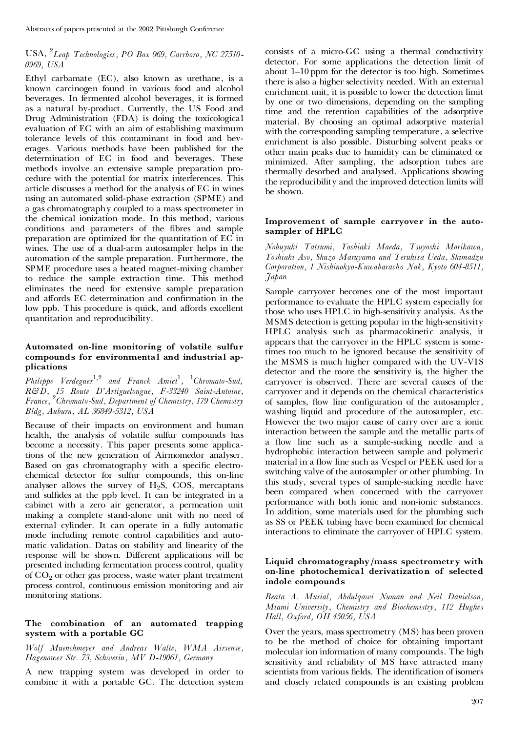USA, [2]*Leap Technologies, PO Box 969, Carrboro, NC 27510-0969, USA*

Ethyl carbamate (EC), also known as urethane, is a known carcinogen found in various food and alcohol beverages. In fermented alcohol beverages, it is formed as a natural by-product. Currently, the US Food and Drug Administration (FDA) is doing the toxicological evaluation of EC with an aim of establishing maximum tolerance levels of this contaminant in food and beverages. Various methods have been published for the determination of EC in food and beverages. These methods involve an extensive sample preparation procedure with the potential for matrix interferences. This article discusses a method for the analysis of EC in wines using an automated solid-phase extraction (SPME) and a gas chromatography coupled to a mass spectrometer in the chemical ionization mode. In this method, various conditions and parameters of the fibres and sample preparation are optimized for the quantitation of EC in wines. The use of a dual-arm autosampler helps in the automation of the sample preparation. Furthermore, the SPME procedure uses a heated magnet-mixing chamber to reduce the sample extraction time. This method eliminates the need for extensive sample preparation and affords EC determination and confirmation in the low ppb. This procedure is quick, and affords excellent quantitation and reproducibility.

### Automated on-line monitoring of volatile sulfur compounds for environmental and industrial applications

*Philippe Verdeguer*[1,2] *and Franck Amiet*[1], [1]*Chromato-Sud, R&D, 15 Route D'Artiguelongue, F-33240 Saint-Antoine, France,* [2]*Chromato-Sud, Department of Chemistry, 179 Chemistry Bldg, Auburn, AL 36849-5312, USA*

Because of their impacts on environment and human health, the analysis of volatile sulfur compounds has become a necessity. This paper presents some applications of the new generation of Airmomedor analyser. Based on gas chromatography with a specific electrochemical detector for sulfur compounds, this on-line analyser allows the survey of $H_2S$, COS, mercaptans and sulfides at the ppb level. It can be integrated in a cabinet with a zero air generator, a permeation unit making a complete stand-alone unit with no need of external cylinder. It can operate in a fully automatic mode including remote control capabilities and automatic validation. Datas on stability and linearity of the response will be shown. Different applications will be presented including fermentation process control, quality of $CO_2$ or other gas process, waste water plant treatment process control, continuous emission monitoring and air monitoring stations.

### The combination of an automated trapping system with a portable GC

*Wolf Muenchmeyer and Andreas Walte, WMA Airsense, Hagenower Str. 73, Schwerin, MV D-19061, Germany*

A new trapping system was developed in order to combine it with a portable GC. The detection system consists of a micro-GC using a thermal conductivity detector. For some applications the detection limit of about 1–10 ppm for the detector is too high. Sometimes there is also a higher selectivity needed. With an external enrichment unit, it is possible to lower the detection limit by one or two dimensions, depending on the sampling time and the retention capabilities of the adsorptive material. By choosing an optimal adsorptive material with the corresponding sampling temperature, a selective enrichment is also possible. Disturbing solvent peaks or other main peaks due to humidity can be eliminated or minimized. After sampling, the adsorption tubes are thermally desorbed and analysed. Applications showing the reproducibility and the improved detection limits will be shown.

### Improvement of sample carryover in the autosampler of HPLC

*Nobuyuki Tatsumi, Yoshiaki Maeda, Tsuyoshi Morikawa, Yoshiaki Aso, Shuzo Maruyama and Teruhisa Ueda, Shimadzu Corporation, 1 Nishinokyo-Kuwabaracho Nak, Kyoto 604-8511, Japan*

Sample carryover becomes one of the most important performance to evaluate the HPLC system especially for those who uses HPLC in high-sensitivity analysis. As the MSMS detection is getting popular in the high-sensitivity HPLC analysis such as pharmacokinetic analysis, it appears that the carryover in the HPLC system is sometimes too much to be ignored because the sensitivity of the MSMS is much higher compared with the UV-VIS detector and the more the sensitivity is, the higher the carryover is observed. There are several causes of the carryover and it depends on the chemical characteristics of samples, flow line configuration of the autosampler, washing liquid and procedure of the autosampler, etc. However the two major cause of carry over are a ionic interaction between the sample and the metallic parts of a flow line such as a sample-sucking needle and a hydrophobic interaction between sample and polymeric material in a flow line such as Vespel or PEEK used for a switching valve of the autosampler or other plumbing. In this study, several types of sample-sucking needle have been compared when concerned with the carryover performance with both ionic and non-ionic substances. In addition, some materials used for the plumbing such as SS or PEEK tubing have been examined for chemical interactions to eliminate the carryover of HPLC system.

### Liquid chromatography/mass spectrometry with on-line photochemical derivatization of selected indole compounds

*Beata A. Musial, Abdulqawi Numan and Neil Danielson, Miami University, Chemistry and Biochemistry, 112 Hughes Hall, Oxford, OH 45056, USA*

Over the years, mass spectrometry (MS) has been proven to be the method of choice for obtaining important molecular ion information of many compounds. The high sensitivity and reliability of MS have attracted many scientists from various fields. The identification of isomers and closely related compounds is an existing problem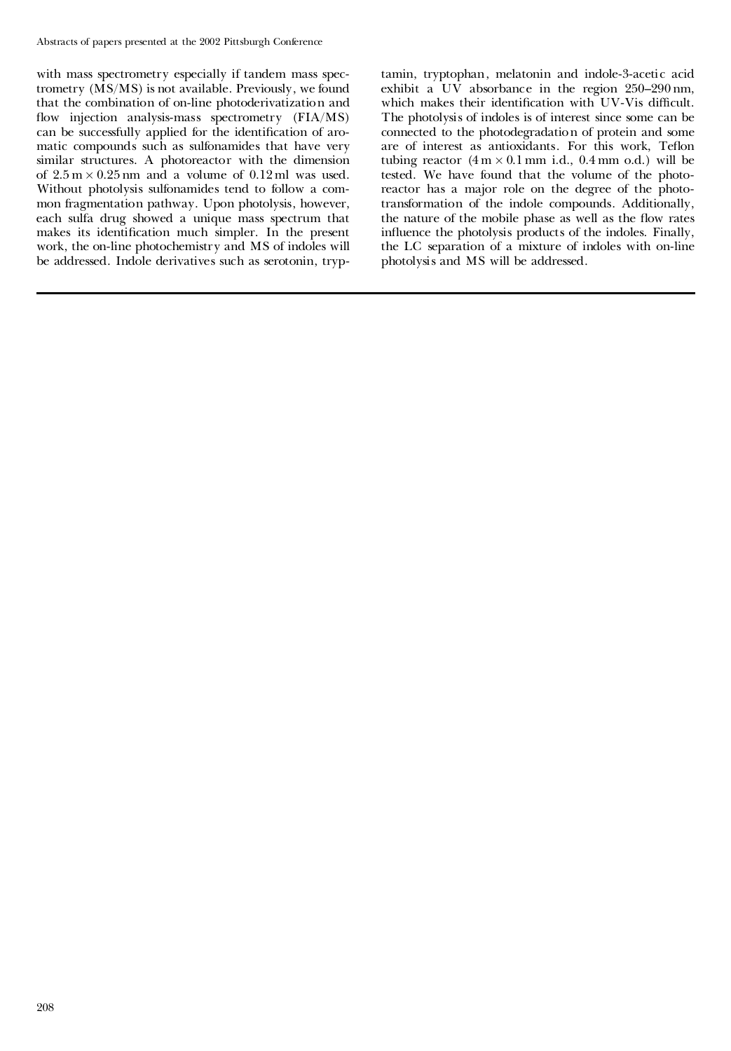with mass spectrometry especially if tandem mass spectrometry (MS/MS) is not available. Previously, we found that the combination of on-line photoderivatization and flow injection analysis-mass spectrometry (FIA/MS) can be successfully applied for the identification of aromatic compounds such as sulfonamides that have very similar structures. A photoreactor with the dimension of 2.5 m × 0.25 nm and a volume of 0.12 ml was used. Without photolysis sulfonamides tend to follow a common fragmentation pathway. Upon photolysis, however, each sulfa drug showed a unique mass spectrum that makes its identification much simpler. In the present work, the on-line photochemistry and MS of indoles will be addressed. Indole derivatives such as serotonin, tryptamin, tryptophan, melatonin and indole-3-acetic acid exhibit a UV absorbance in the region 250–290 nm, which makes their identification with UV-Vis difficult. The photolysis of indoles is of interest since some can be connected to the photodegradation of protein and some are of interest as antioxidants. For this work, Teflon tubing reactor (4 m × 0.1 mm i.d., 0.4 mm o.d.) will be tested. We have found that the volume of the photoreactor has a major role on the degree of the phototransformation of the indole compounds. Additionally, the nature of the mobile phase as well as the flow rates influence the photolysis products of the indoles. Finally, the LC separation of a mixture of indoles with on-line photolysis and MS will be addressed.